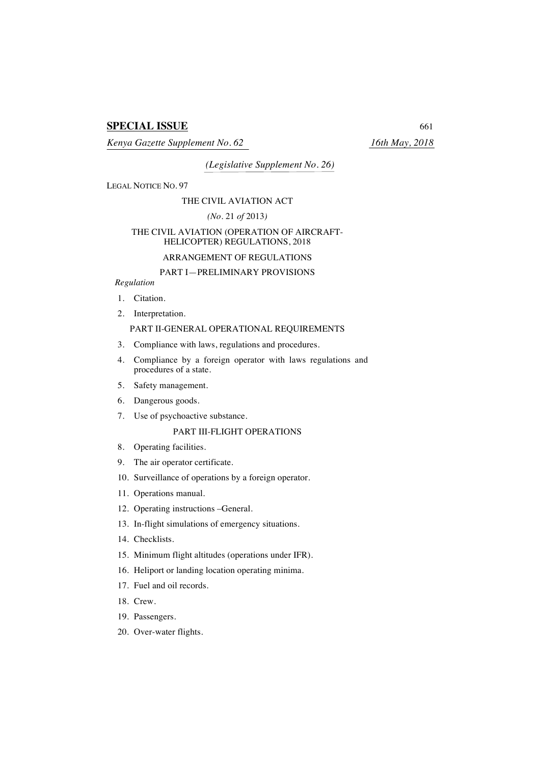**SPECIAL ISSUE**

*Kenya Gazette Supplement No. 62* *16th May, 2018*

*(Legislative Supplement No. 26)*

LEGAL NOTICE NO. 97

THE CIVIL AVIATION ACT

*(No. 21 of 2013)*

THE CIVIL AVIATION (OPERATION OF AIRCRAFT-HELICOPTER) REGULATIONS, 2018

ARRANGEMENT OF REGULATIONS

PART I—PRELIMINARY PROVISIONS

*Regulation*

1. Citation.
2. Interpretation.

PART II-GENERAL OPERATIONAL REQUIREMENTS

3. Compliance with laws, regulations and procedures.
4. Compliance by a foreign operator with laws regulations and procedures of a state.
5. Safety management.
6. Dangerous goods.
7. Use of psychoactive substance.

PART III-FLIGHT OPERATIONS

8. Operating facilities.
9. The air operator certificate.
10. Surveillance of operations by a foreign operator.
11. Operations manual.
12. Operating instructions –General.
13. In-flight simulations of emergency situations.
14. Checklists.
15. Minimum flight altitudes (operations under IFR).
16. Heliport or landing location operating minima.
17. Fuel and oil records.
18. Crew.
19. Passengers.
20. Over-water flights.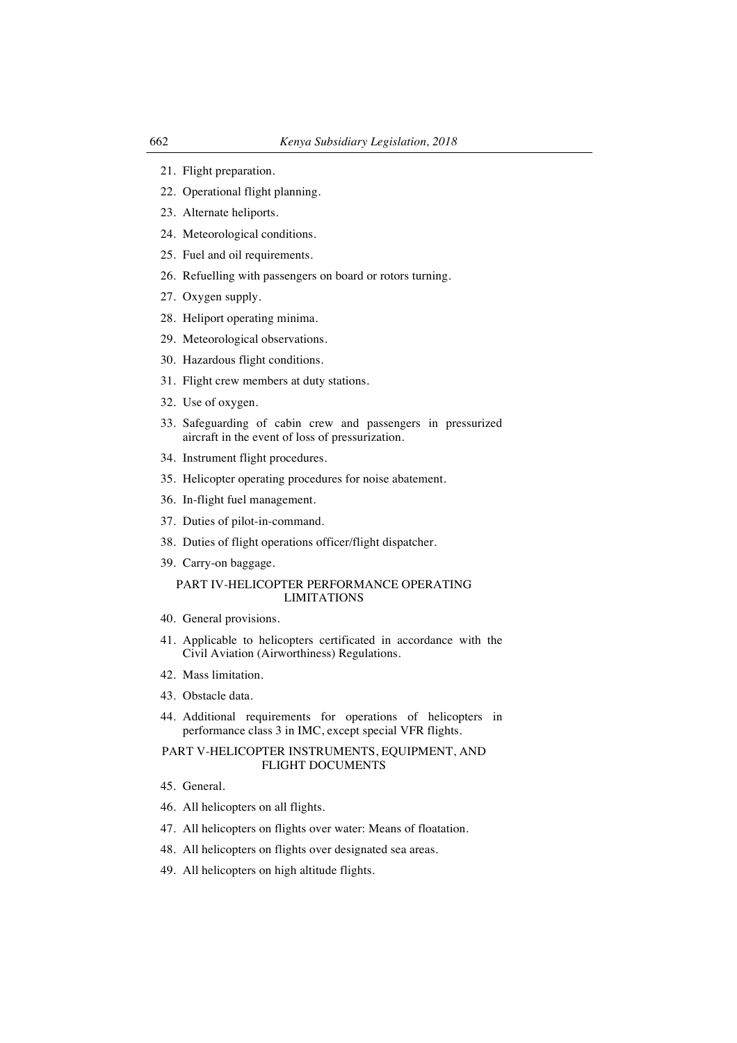21. Flight preparation.
22. Operational flight planning.
23. Alternate heliports.
24. Meteorological conditions.
25. Fuel and oil requirements.
26. Refuelling with passengers on board or rotors turning.
27. Oxygen supply.
28. Heliport operating minima.
29. Meteorological observations.
30. Hazardous flight conditions.
31. Flight crew members at duty stations.
32. Use of oxygen.
33. Safeguarding of cabin crew and passengers in pressurized aircraft in the event of loss of pressurization.
34. Instrument flight procedures.
35. Helicopter operating procedures for noise abatement.
36. In-flight fuel management.
37. Duties of pilot-in-command.
38. Duties of flight operations officer/flight dispatcher.
39. Carry-on baggage.

## PART IV-HELICOPTER PERFORMANCE OPERATING LIMITATIONS

40. General provisions.
41. Applicable to helicopters certificated in accordance with the Civil Aviation (Airworthiness) Regulations.
42. Mass limitation.
43. Obstacle data.
44. Additional requirements for operations of helicopters in performance class 3 in IMC, except special VFR flights.

## PART V-HELICOPTER INSTRUMENTS, EQUIPMENT, AND FLIGHT DOCUMENTS

45. General.
46. All helicopters on all flights.
47. All helicopters on flights over water: Means of floatation.
48. All helicopters on flights over designated sea areas.
49. All helicopters on high altitude flights.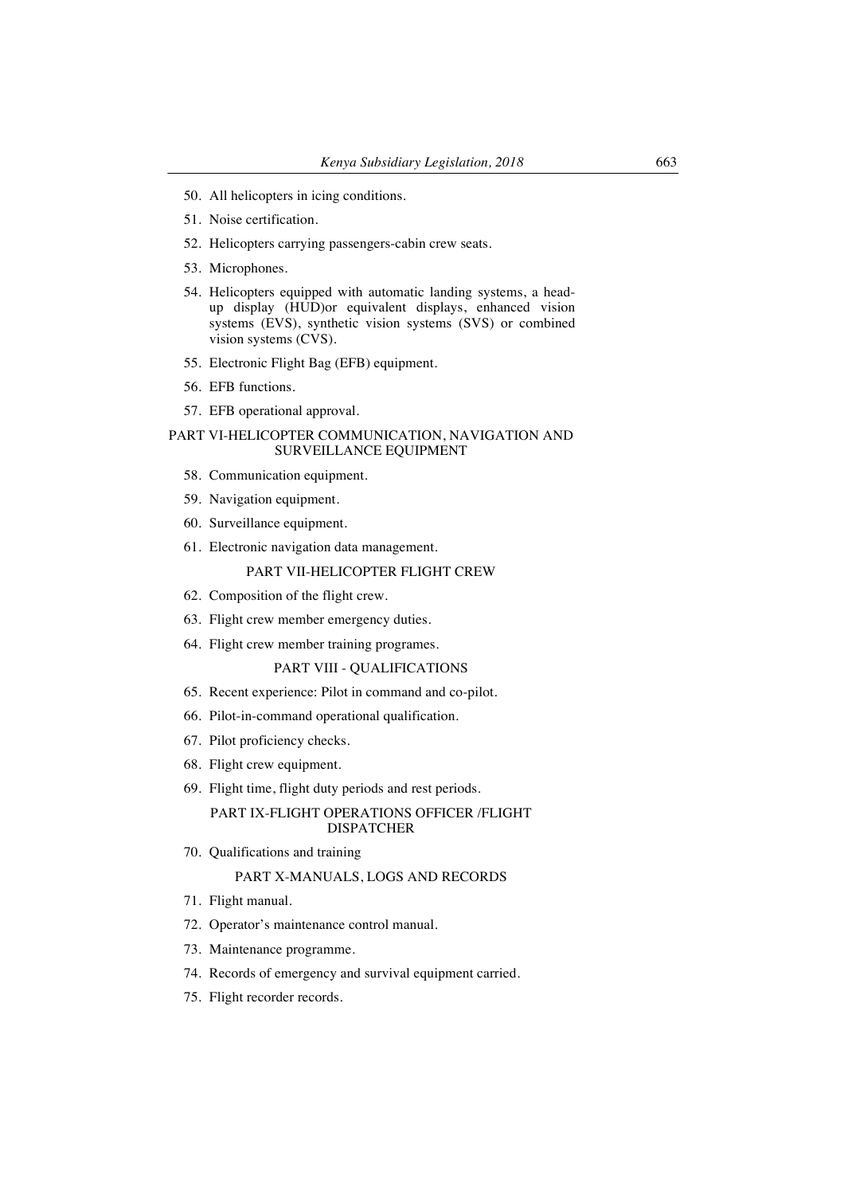50. All helicopters in icing conditions.

51. Noise certification.

52. Helicopters carrying passengers-cabin crew seats.

53. Microphones.

54. Helicopters equipped with automatic landing systems, a head-up display (HUD)or equivalent displays, enhanced vision systems (EVS), synthetic vision systems (SVS) or combined vision systems (CVS).

55. Electronic Flight Bag (EFB) equipment.

56. EFB functions.

57. EFB operational approval.

PART VI-HELICOPTER COMMUNICATION, NAVIGATION AND SURVEILLANCE EQUIPMENT

58. Communication equipment.

59. Navigation equipment.

60. Surveillance equipment.

61. Electronic navigation data management.

PART VII-HELICOPTER FLIGHT CREW

62. Composition of the flight crew.

63. Flight crew member emergency duties.

64. Flight crew member training programes.

PART VIII - QUALIFICATIONS

65. Recent experience: Pilot in command and co-pilot.

66. Pilot-in-command operational qualification.

67. Pilot proficiency checks.

68. Flight crew equipment.

69. Flight time, flight duty periods and rest periods.

PART IX-FLIGHT OPERATIONS OFFICER /FLIGHT DISPATCHER

70. Qualifications and training

PART X-MANUALS, LOGS AND RECORDS

71. Flight manual.

72. Operator's maintenance control manual.

73. Maintenance programme.

74. Records of emergency and survival equipment carried.

75. Flight recorder records.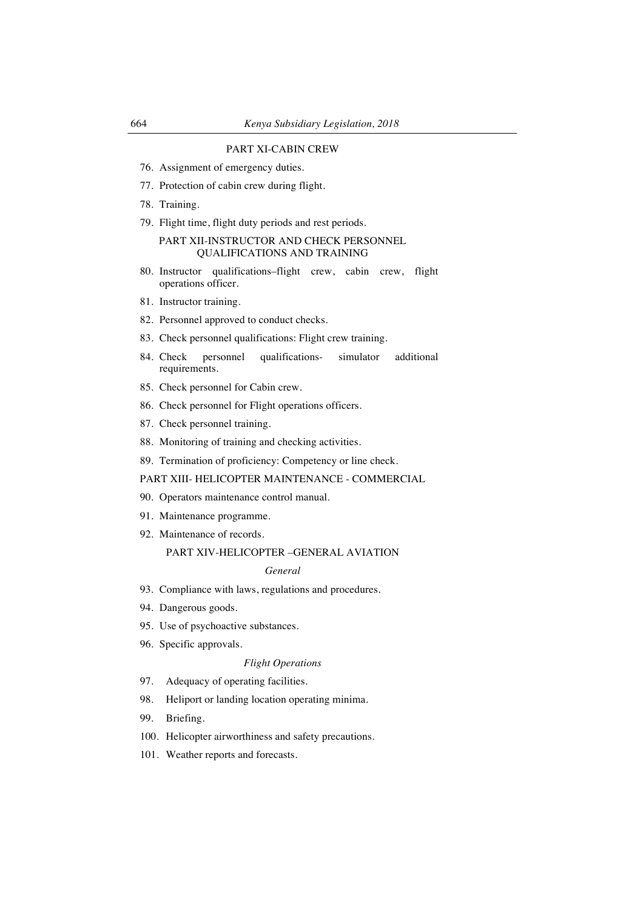PART XI-CABIN CREW

76. Assignment of emergency duties.

77. Protection of cabin crew during flight.

78. Training.

79. Flight time, flight duty periods and rest periods.

PART XII-INSTRUCTOR AND CHECK PERSONNEL QUALIFICATIONS AND TRAINING

80. Instructor qualifications–flight crew, cabin crew, flight operations officer.

81. Instructor training.

82. Personnel approved to conduct checks.

83. Check personnel qualifications: Flight crew training.

84. Check personnel qualifications- simulator additional requirements.

85. Check personnel for Cabin crew.

86. Check personnel for Flight operations officers.

87. Check personnel training.

88. Monitoring of training and checking activities.

89. Termination of proficiency: Competency or line check.

PART XIII- HELICOPTER MAINTENANCE - COMMERCIAL

90. Operators maintenance control manual.

91. Maintenance programme.

92. Maintenance of records.

PART XIV-HELICOPTER –GENERAL AVIATION

*General*

93. Compliance with laws, regulations and procedures.

94. Dangerous goods.

95. Use of psychoactive substances.

96. Specific approvals.

*Flight Operations*

97. Adequacy of operating facilities.

98. Heliport or landing location operating minima.

99. Briefing.

100. Helicopter airworthiness and safety precautions.

101. Weather reports and forecasts.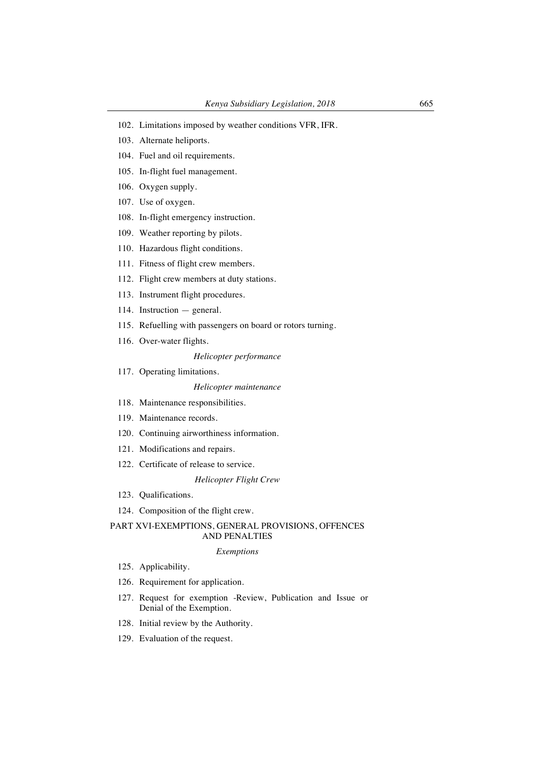102. Limitations imposed by weather conditions VFR, IFR.

103. Alternate heliports.

104. Fuel and oil requirements.

105. In-flight fuel management.

106. Oxygen supply.

107. Use of oxygen.

108. In-flight emergency instruction.

109. Weather reporting by pilots.

110. Hazardous flight conditions.

111. Fitness of flight crew members.

112. Flight crew members at duty stations.

113. Instrument flight procedures.

114. Instruction — general.

115. Refuelling with passengers on board or rotors turning.

116. Over-water flights.

*Helicopter performance*

117. Operating limitations.

*Helicopter maintenance*

118. Maintenance responsibilities.

119. Maintenance records.

120. Continuing airworthiness information.

121. Modifications and repairs.

122. Certificate of release to service.

*Helicopter Flight Crew*

123. Qualifications.

124. Composition of the flight crew.

PART XVI-EXEMPTIONS, GENERAL PROVISIONS, OFFENCES AND PENALTIES

*Exemptions*

125. Applicability.

126. Requirement for application.

127. Request for exemption -Review, Publication and Issue or Denial of the Exemption.

128. Initial review by the Authority.

129. Evaluation of the request.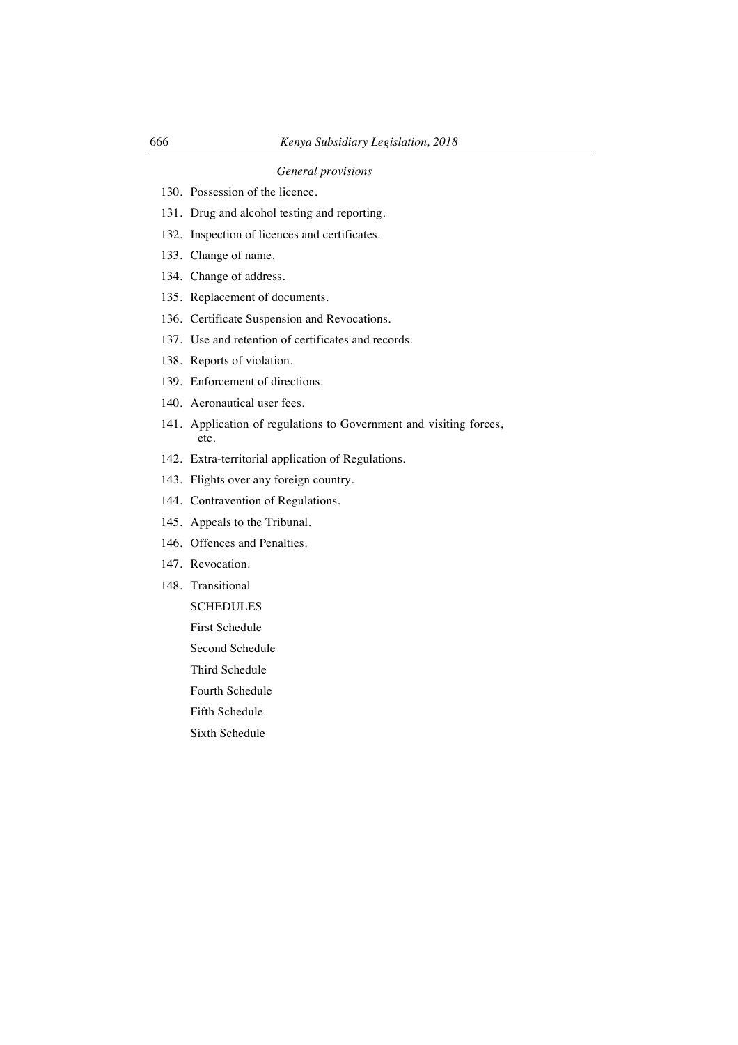*General provisions*

130. Possession of the licence.

131. Drug and alcohol testing and reporting.

132. Inspection of licences and certificates.

133. Change of name.

134. Change of address.

135. Replacement of documents.

136. Certificate Suspension and Revocations.

137. Use and retention of certificates and records.

138. Reports of violation.

139. Enforcement of directions.

140. Aeronautical user fees.

141. Application of regulations to Government and visiting forces, etc.

142. Extra-territorial application of Regulations.

143. Flights over any foreign country.

144. Contravention of Regulations.

145. Appeals to the Tribunal.

146. Offences and Penalties.

147. Revocation.

148. Transitional

SCHEDULES

First Schedule

Second Schedule

Third Schedule

Fourth Schedule

Fifth Schedule

Sixth Schedule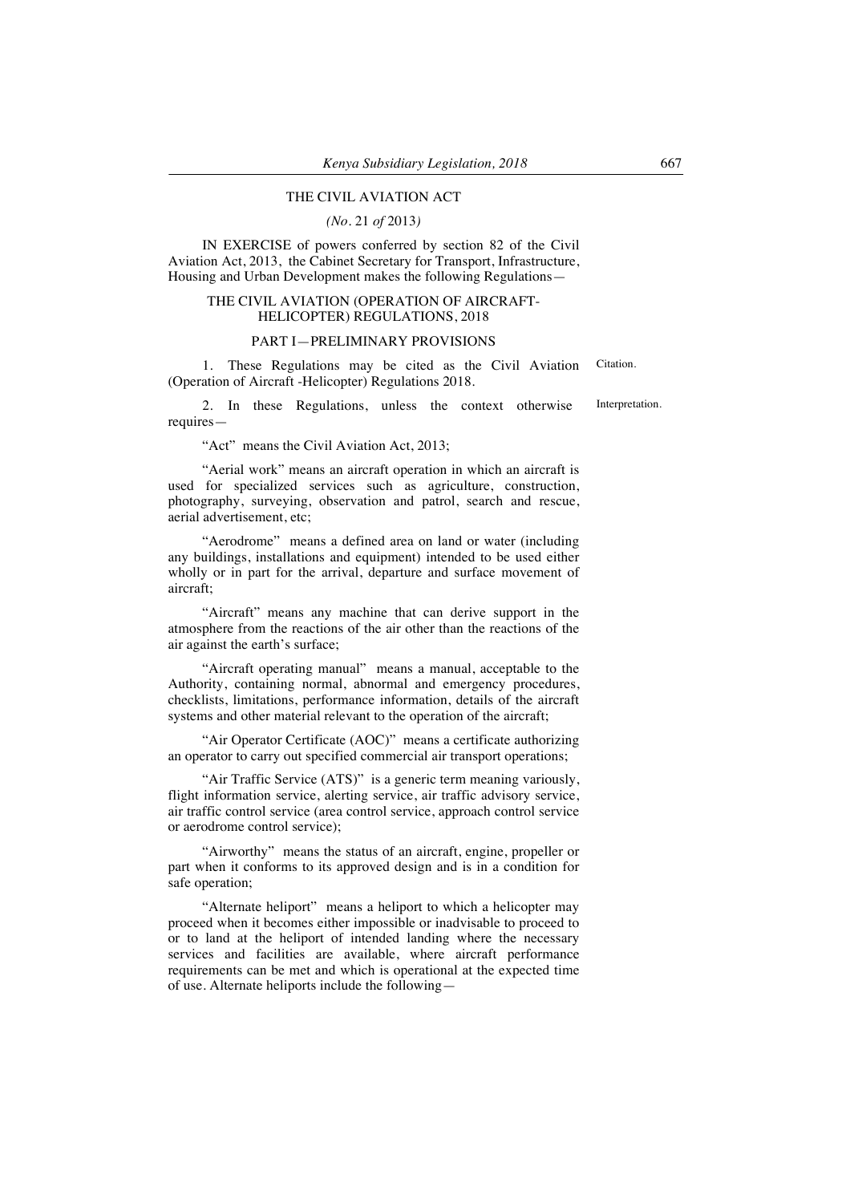THE CIVIL AVIATION ACT

*(No.* 21 *of* 2013*)*

IN EXERCISE of powers conferred by section 82 of the Civil Aviation Act, 2013, the Cabinet Secretary for Transport, Infrastructure, Housing and Urban Development makes the following Regulations—

THE CIVIL AVIATION (OPERATION OF AIRCRAFT-HELICOPTER) REGULATIONS, 2018

PART I—PRELIMINARY PROVISIONS

Citation.

1. These Regulations may be cited as the Civil Aviation (Operation of Aircraft -Helicopter) Regulations 2018.

Interpretation.

2. In these Regulations, unless the context otherwise requires—

"Act" means the Civil Aviation Act, 2013;

"Aerial work" means an aircraft operation in which an aircraft is used for specialized services such as agriculture, construction, photography, surveying, observation and patrol, search and rescue, aerial advertisement, etc;

"Aerodrome" means a defined area on land or water (including any buildings, installations and equipment) intended to be used either wholly or in part for the arrival, departure and surface movement of aircraft;

"Aircraft" means any machine that can derive support in the atmosphere from the reactions of the air other than the reactions of the air against the earth's surface;

"Aircraft operating manual" means a manual, acceptable to the Authority, containing normal, abnormal and emergency procedures, checklists, limitations, performance information, details of the aircraft systems and other material relevant to the operation of the aircraft;

"Air Operator Certificate (AOC)" means a certificate authorizing an operator to carry out specified commercial air transport operations;

"Air Traffic Service (ATS)" is a generic term meaning variously, flight information service, alerting service, air traffic advisory service, air traffic control service (area control service, approach control service or aerodrome control service);

"Airworthy" means the status of an aircraft, engine, propeller or part when it conforms to its approved design and is in a condition for safe operation;

"Alternate heliport" means a heliport to which a helicopter may proceed when it becomes either impossible or inadvisable to proceed to or to land at the heliport of intended landing where the necessary services and facilities are available, where aircraft performance requirements can be met and which is operational at the expected time of use. Alternate heliports include the following—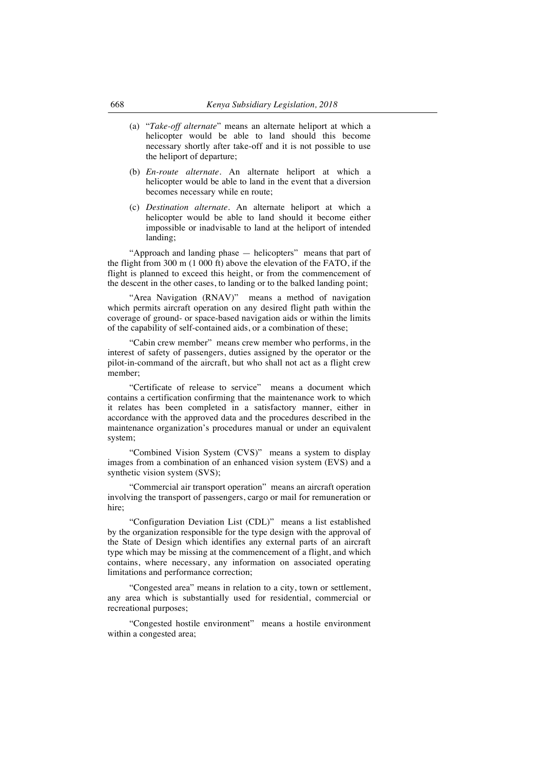(a) "*Take-off alternate*" means an alternate heliport at which a helicopter would be able to land should this become necessary shortly after take-off and it is not possible to use the heliport of departure;

(b) *En-route alternate*. An alternate heliport at which a helicopter would be able to land in the event that a diversion becomes necessary while en route;

(c) *Destination alternate*. An alternate heliport at which a helicopter would be able to land should it become either impossible or inadvisable to land at the heliport of intended landing;

"Approach and landing phase — helicopters" means that part of the flight from 300 m (1 000 ft) above the elevation of the FATO, if the flight is planned to exceed this height, or from the commencement of the descent in the other cases, to landing or to the balked landing point;

"Area Navigation (RNAV)" means a method of navigation which permits aircraft operation on any desired flight path within the coverage of ground- or space-based navigation aids or within the limits of the capability of self-contained aids, or a combination of these;

"Cabin crew member" means crew member who performs, in the interest of safety of passengers, duties assigned by the operator or the pilot-in-command of the aircraft, but who shall not act as a flight crew member;

"Certificate of release to service" means a document which contains a certification confirming that the maintenance work to which it relates has been completed in a satisfactory manner, either in accordance with the approved data and the procedures described in the maintenance organization's procedures manual or under an equivalent system;

"Combined Vision System (CVS)" means a system to display images from a combination of an enhanced vision system (EVS) and a synthetic vision system (SVS);

"Commercial air transport operation" means an aircraft operation involving the transport of passengers, cargo or mail for remuneration or hire;

"Configuration Deviation List (CDL)" means a list established by the organization responsible for the type design with the approval of the State of Design which identifies any external parts of an aircraft type which may be missing at the commencement of a flight, and which contains, where necessary, any information on associated operating limitations and performance correction;

"Congested area" means in relation to a city, town or settlement, any area which is substantially used for residential, commercial or recreational purposes;

"Congested hostile environment" means a hostile environment within a congested area;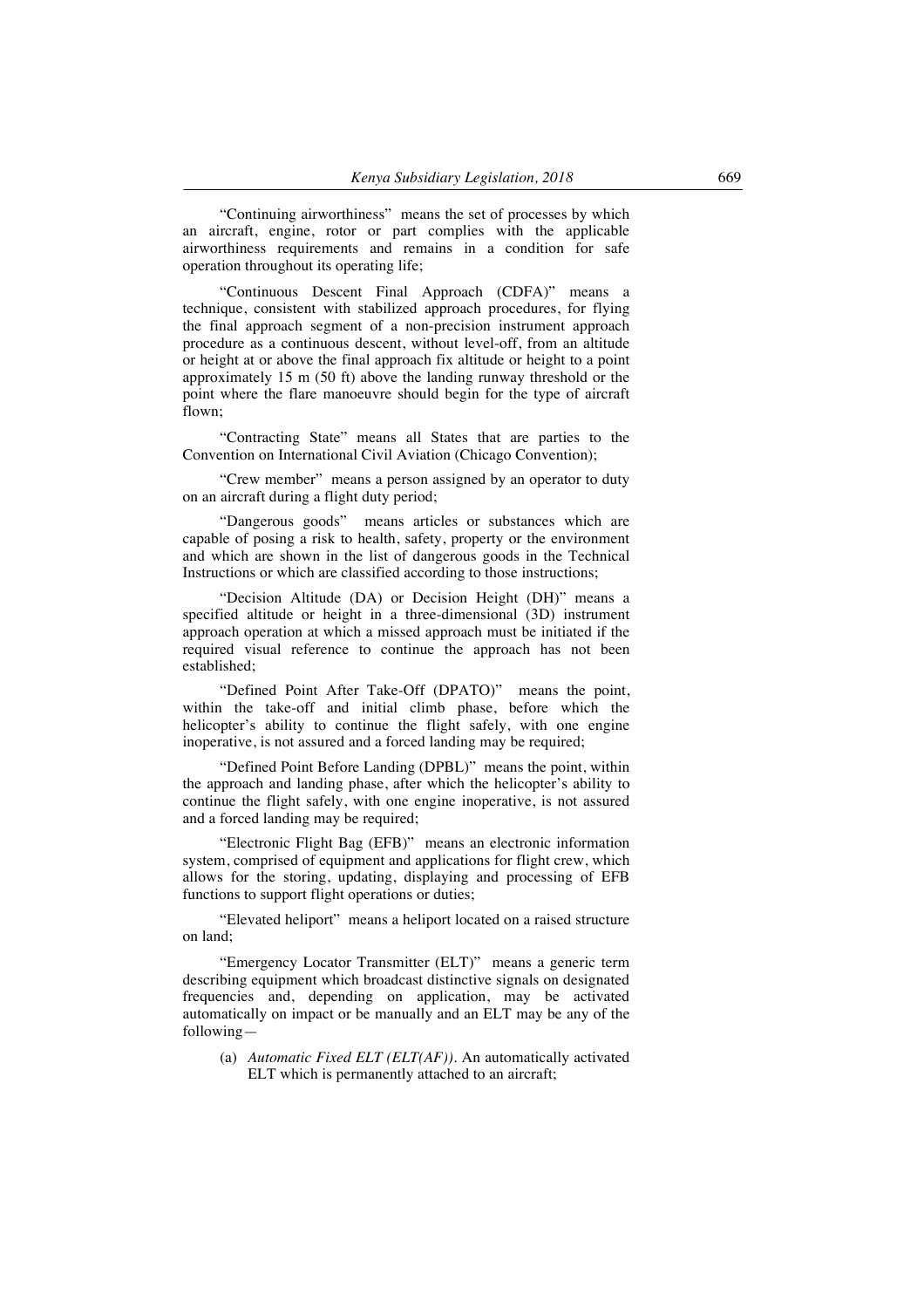"Continuing airworthiness" means the set of processes by which an aircraft, engine, rotor or part complies with the applicable airworthiness requirements and remains in a condition for safe operation throughout its operating life;

"Continuous Descent Final Approach (CDFA)" means a technique, consistent with stabilized approach procedures, for flying the final approach segment of a non-precision instrument approach procedure as a continuous descent, without level-off, from an altitude or height at or above the final approach fix altitude or height to a point approximately 15 m (50 ft) above the landing runway threshold or the point where the flare manoeuvre should begin for the type of aircraft flown;

"Contracting State" means all States that are parties to the Convention on International Civil Aviation (Chicago Convention);

"Crew member" means a person assigned by an operator to duty on an aircraft during a flight duty period;

"Dangerous goods" means articles or substances which are capable of posing a risk to health, safety, property or the environment and which are shown in the list of dangerous goods in the Technical Instructions or which are classified according to those instructions;

"Decision Altitude (DA) or Decision Height (DH)" means a specified altitude or height in a three-dimensional (3D) instrument approach operation at which a missed approach must be initiated if the required visual reference to continue the approach has not been established;

"Defined Point After Take-Off (DPATO)" means the point, within the take-off and initial climb phase, before which the helicopter's ability to continue the flight safely, with one engine inoperative, is not assured and a forced landing may be required;

"Defined Point Before Landing (DPBL)" means the point, within the approach and landing phase, after which the helicopter's ability to continue the flight safely, with one engine inoperative, is not assured and a forced landing may be required;

"Electronic Flight Bag (EFB)" means an electronic information system, comprised of equipment and applications for flight crew, which allows for the storing, updating, displaying and processing of EFB functions to support flight operations or duties;

"Elevated heliport" means a heliport located on a raised structure on land;

"Emergency Locator Transmitter (ELT)" means a generic term describing equipment which broadcast distinctive signals on designated frequencies and, depending on application, may be activated automatically on impact or be manually and an ELT may be any of the following—

(a) *Automatic Fixed ELT (ELT(AF)).* An automatically activated ELT which is permanently attached to an aircraft;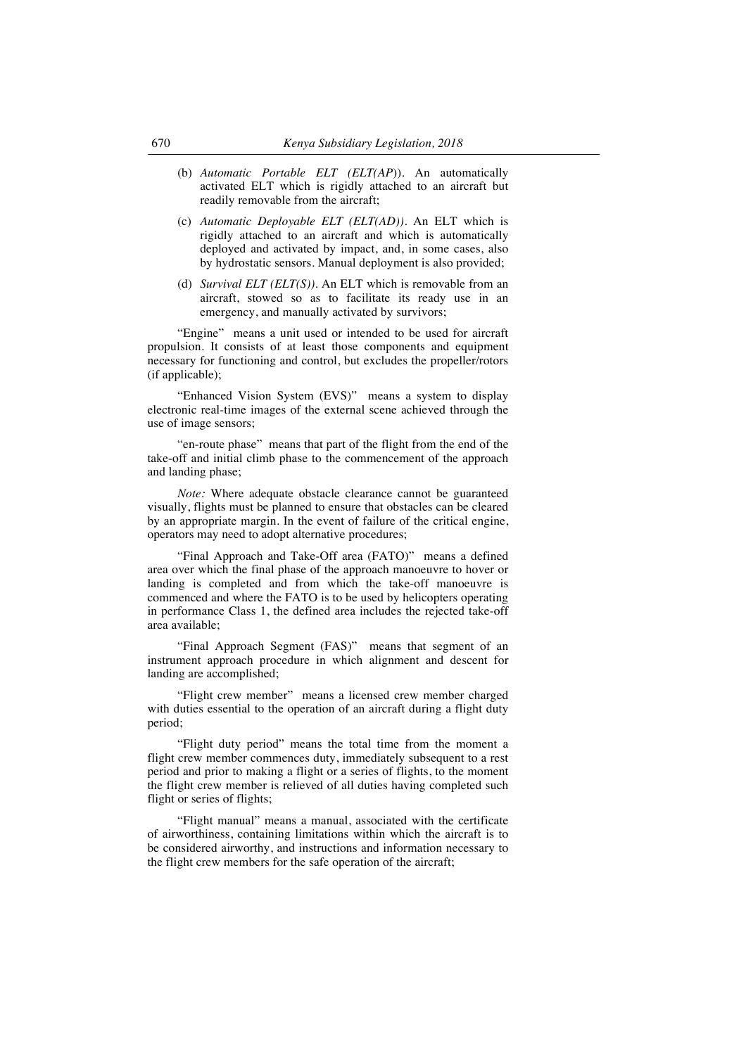(b) *Automatic Portable ELT (ELT(AP*)). An automatically activated ELT which is rigidly attached to an aircraft but readily removable from the aircraft;

(c) *Automatic Deployable ELT (ELT(AD))*. An ELT which is rigidly attached to an aircraft and which is automatically deployed and activated by impact, and, in some cases, also by hydrostatic sensors. Manual deployment is also provided;

(d) *Survival ELT (ELT(S))*. An ELT which is removable from an aircraft, stowed so as to facilitate its ready use in an emergency, and manually activated by survivors;

"Engine" means a unit used or intended to be used for aircraft propulsion. It consists of at least those components and equipment necessary for functioning and control, but excludes the propeller/rotors (if applicable);

"Enhanced Vision System (EVS)" means a system to display electronic real-time images of the external scene achieved through the use of image sensors;

"en-route phase" means that part of the flight from the end of the take-off and initial climb phase to the commencement of the approach and landing phase;

*Note:* Where adequate obstacle clearance cannot be guaranteed visually, flights must be planned to ensure that obstacles can be cleared by an appropriate margin. In the event of failure of the critical engine, operators may need to adopt alternative procedures;

"Final Approach and Take-Off area (FATO)" means a defined area over which the final phase of the approach manoeuvre to hover or landing is completed and from which the take-off manoeuvre is commenced and where the FATO is to be used by helicopters operating in performance Class 1, the defined area includes the rejected take-off area available;

"Final Approach Segment (FAS)" means that segment of an instrument approach procedure in which alignment and descent for landing are accomplished;

"Flight crew member" means a licensed crew member charged with duties essential to the operation of an aircraft during a flight duty period;

"Flight duty period" means the total time from the moment a flight crew member commences duty, immediately subsequent to a rest period and prior to making a flight or a series of flights, to the moment the flight crew member is relieved of all duties having completed such flight or series of flights;

"Flight manual" means a manual, associated with the certificate of airworthiness, containing limitations within which the aircraft is to be considered airworthy, and instructions and information necessary to the flight crew members for the safe operation of the aircraft;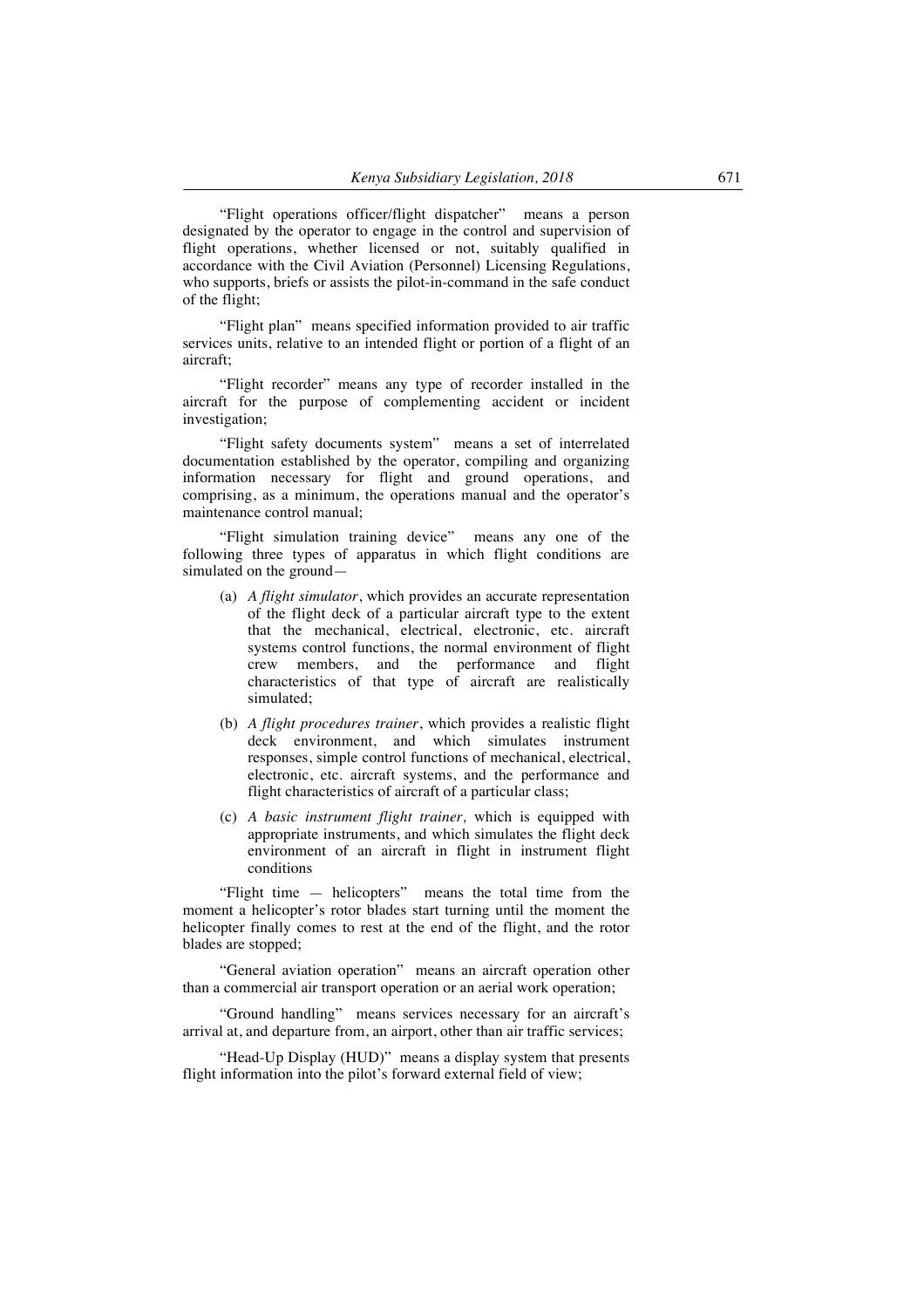"Flight operations officer/flight dispatcher" means a person designated by the operator to engage in the control and supervision of flight operations, whether licensed or not, suitably qualified in accordance with the Civil Aviation (Personnel) Licensing Regulations, who supports, briefs or assists the pilot-in-command in the safe conduct of the flight;

"Flight plan" means specified information provided to air traffic services units, relative to an intended flight or portion of a flight of an aircraft;

"Flight recorder" means any type of recorder installed in the aircraft for the purpose of complementing accident or incident investigation;

"Flight safety documents system" means a set of interrelated documentation established by the operator, compiling and organizing information necessary for flight and ground operations, and comprising, as a minimum, the operations manual and the operator's maintenance control manual;

"Flight simulation training device" means any one of the following three types of apparatus in which flight conditions are simulated on the ground—

(a) *A flight simulator*, which provides an accurate representation of the flight deck of a particular aircraft type to the extent that the mechanical, electrical, electronic, etc. aircraft systems control functions, the normal environment of flight crew members, and the performance and flight characteristics of that type of aircraft are realistically simulated;

(b) *A flight procedures trainer*, which provides a realistic flight deck environment, and which simulates instrument responses, simple control functions of mechanical, electrical, electronic, etc. aircraft systems, and the performance and flight characteristics of aircraft of a particular class;

(c) *A basic instrument flight trainer,* which is equipped with appropriate instruments, and which simulates the flight deck environment of an aircraft in flight in instrument flight conditions

"Flight time — helicopters" means the total time from the moment a helicopter's rotor blades start turning until the moment the helicopter finally comes to rest at the end of the flight, and the rotor blades are stopped;

"General aviation operation" means an aircraft operation other than a commercial air transport operation or an aerial work operation;

"Ground handling" means services necessary for an aircraft's arrival at, and departure from, an airport, other than air traffic services;

"Head-Up Display (HUD)" means a display system that presents flight information into the pilot's forward external field of view;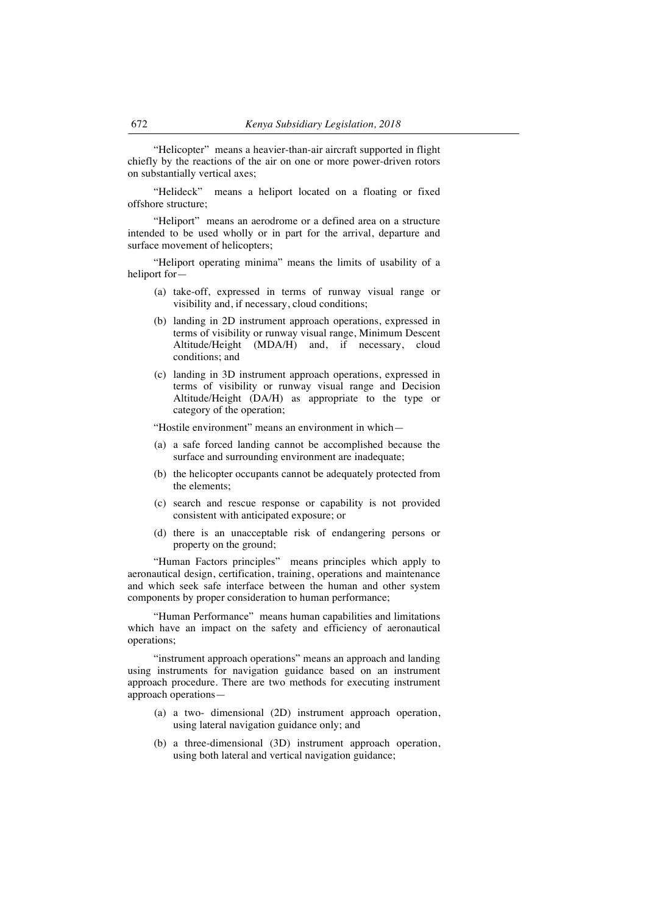"Helicopter" means a heavier-than-air aircraft supported in flight chiefly by the reactions of the air on one or more power-driven rotors on substantially vertical axes;

"Helideck" means a heliport located on a floating or fixed offshore structure;

"Heliport" means an aerodrome or a defined area on a structure intended to be used wholly or in part for the arrival, departure and surface movement of helicopters;

"Heliport operating minima" means the limits of usability of a heliport for—

(a) take-off, expressed in terms of runway visual range or visibility and, if necessary, cloud conditions;

(b) landing in 2D instrument approach operations, expressed in terms of visibility or runway visual range, Minimum Descent Altitude/Height (MDA/H) and, if necessary, cloud conditions; and

(c) landing in 3D instrument approach operations, expressed in terms of visibility or runway visual range and Decision Altitude/Height (DA/H) as appropriate to the type or category of the operation;

"Hostile environment" means an environment in which—

(a) a safe forced landing cannot be accomplished because the surface and surrounding environment are inadequate;

(b) the helicopter occupants cannot be adequately protected from the elements;

(c) search and rescue response or capability is not provided consistent with anticipated exposure; or

(d) there is an unacceptable risk of endangering persons or property on the ground;

"Human Factors principles" means principles which apply to aeronautical design, certification, training, operations and maintenance and which seek safe interface between the human and other system components by proper consideration to human performance;

"Human Performance" means human capabilities and limitations which have an impact on the safety and efficiency of aeronautical operations;

"instrument approach operations" means an approach and landing using instruments for navigation guidance based on an instrument approach procedure. There are two methods for executing instrument approach operations—

(a) a two- dimensional (2D) instrument approach operation, using lateral navigation guidance only; and

(b) a three-dimensional (3D) instrument approach operation, using both lateral and vertical navigation guidance;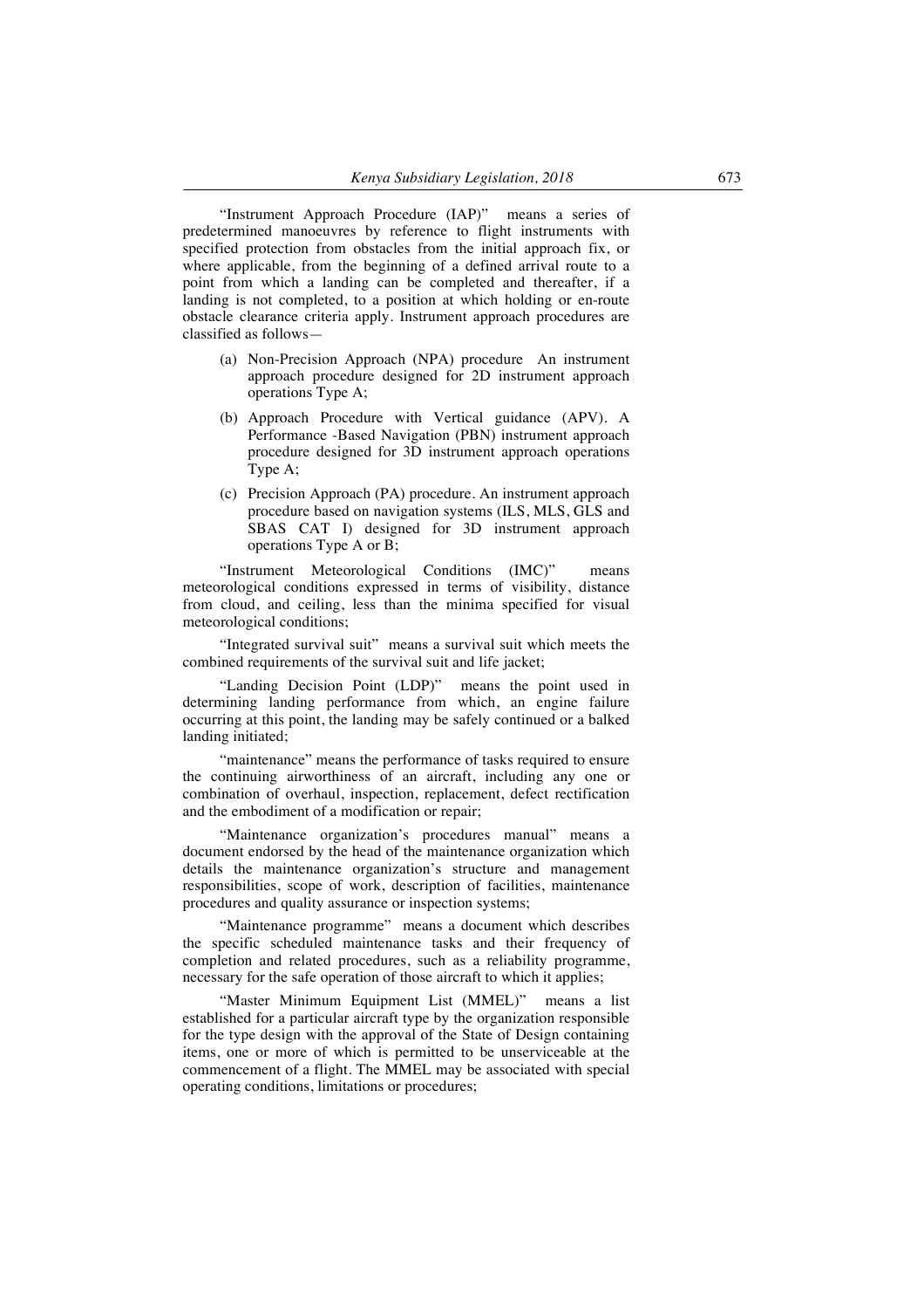"Instrument Approach Procedure (IAP)" means a series of predetermined manoeuvres by reference to flight instruments with specified protection from obstacles from the initial approach fix, or where applicable, from the beginning of a defined arrival route to a point from which a landing can be completed and thereafter, if a landing is not completed, to a position at which holding or en-route obstacle clearance criteria apply. Instrument approach procedures are classified as follows—

(a) Non-Precision Approach (NPA) procedure An instrument approach procedure designed for 2D instrument approach operations Type A;

(b) Approach Procedure with Vertical guidance (APV). A Performance -Based Navigation (PBN) instrument approach procedure designed for 3D instrument approach operations Type A;

(c) Precision Approach (PA) procedure. An instrument approach procedure based on navigation systems (ILS, MLS, GLS and SBAS CAT I) designed for 3D instrument approach operations Type A or B;

"Instrument Meteorological Conditions (IMC)" means meteorological conditions expressed in terms of visibility, distance from cloud, and ceiling, less than the minima specified for visual meteorological conditions;

"Integrated survival suit" means a survival suit which meets the combined requirements of the survival suit and life jacket;

"Landing Decision Point (LDP)" means the point used in determining landing performance from which, an engine failure occurring at this point, the landing may be safely continued or a balked landing initiated;

"maintenance" means the performance of tasks required to ensure the continuing airworthiness of an aircraft, including any one or combination of overhaul, inspection, replacement, defect rectification and the embodiment of a modification or repair;

"Maintenance organization's procedures manual" means a document endorsed by the head of the maintenance organization which details the maintenance organization's structure and management responsibilities, scope of work, description of facilities, maintenance procedures and quality assurance or inspection systems;

"Maintenance programme" means a document which describes the specific scheduled maintenance tasks and their frequency of completion and related procedures, such as a reliability programme, necessary for the safe operation of those aircraft to which it applies;

"Master Minimum Equipment List (MMEL)" means a list established for a particular aircraft type by the organization responsible for the type design with the approval of the State of Design containing items, one or more of which is permitted to be unserviceable at the commencement of a flight. The MMEL may be associated with special operating conditions, limitations or procedures;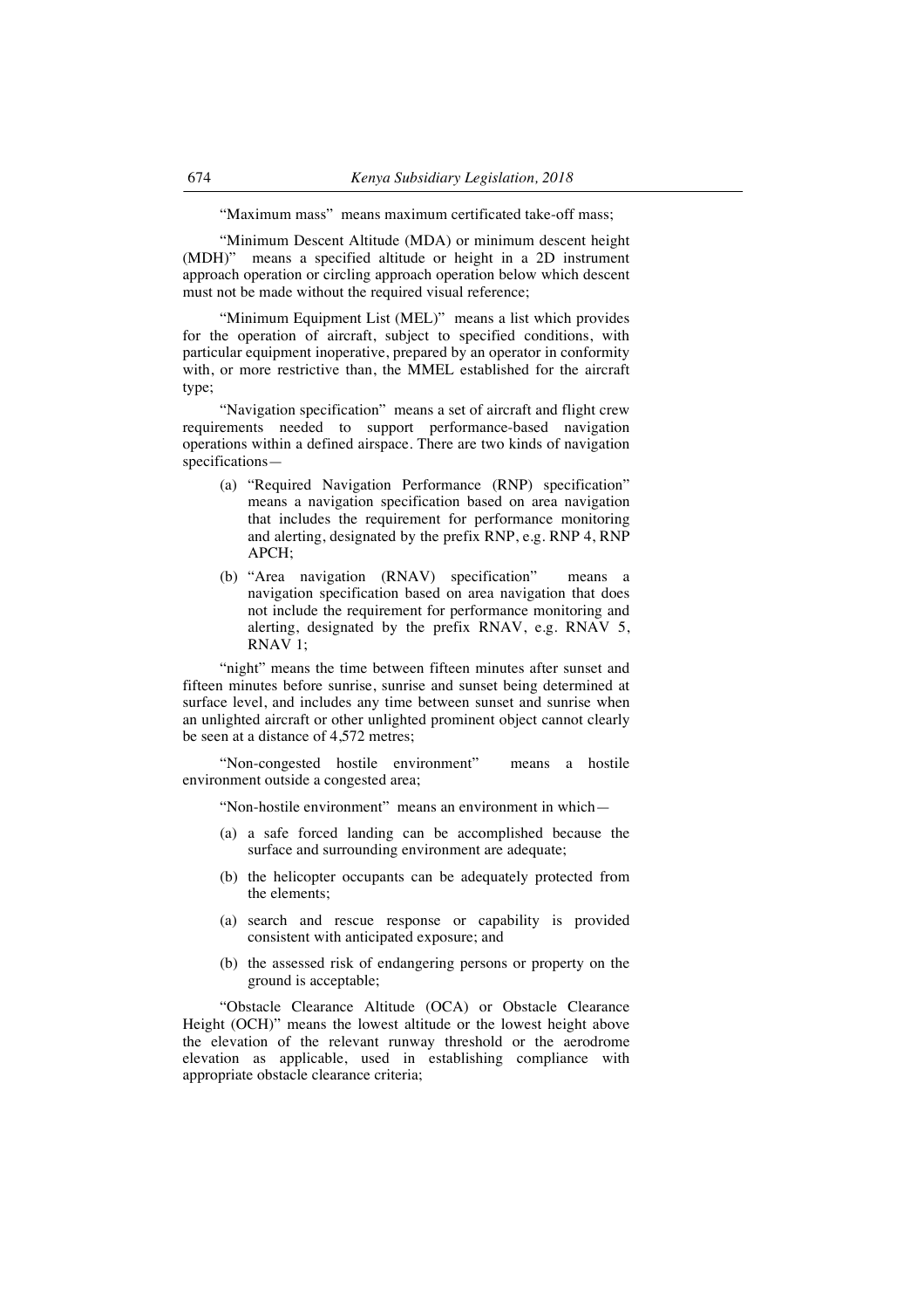"Maximum mass" means maximum certificated take-off mass;

"Minimum Descent Altitude (MDA) or minimum descent height (MDH)" means a specified altitude or height in a 2D instrument approach operation or circling approach operation below which descent must not be made without the required visual reference;

"Minimum Equipment List (MEL)" means a list which provides for the operation of aircraft, subject to specified conditions, with particular equipment inoperative, prepared by an operator in conformity with, or more restrictive than, the MMEL established for the aircraft type;

"Navigation specification" means a set of aircraft and flight crew requirements needed to support performance-based navigation operations within a defined airspace. There are two kinds of navigation specifications—

(a) "Required Navigation Performance (RNP) specification" means a navigation specification based on area navigation that includes the requirement for performance monitoring and alerting, designated by the prefix RNP, e.g. RNP 4, RNP APCH;

(b) "Area navigation (RNAV) specification" means a navigation specification based on area navigation that does not include the requirement for performance monitoring and alerting, designated by the prefix RNAV, e.g. RNAV 5, RNAV 1;

"night" means the time between fifteen minutes after sunset and fifteen minutes before sunrise, sunrise and sunset being determined at surface level, and includes any time between sunset and sunrise when an unlighted aircraft or other unlighted prominent object cannot clearly be seen at a distance of 4,572 metres;

"Non-congested hostile environment" means a hostile environment outside a congested area;

"Non-hostile environment" means an environment in which—

(a) a safe forced landing can be accomplished because the surface and surrounding environment are adequate;

(b) the helicopter occupants can be adequately protected from the elements;

(a) search and rescue response or capability is provided consistent with anticipated exposure; and

(b) the assessed risk of endangering persons or property on the ground is acceptable;

"Obstacle Clearance Altitude (OCA) or Obstacle Clearance Height (OCH)" means the lowest altitude or the lowest height above the elevation of the relevant runway threshold or the aerodrome elevation as applicable, used in establishing compliance with appropriate obstacle clearance criteria;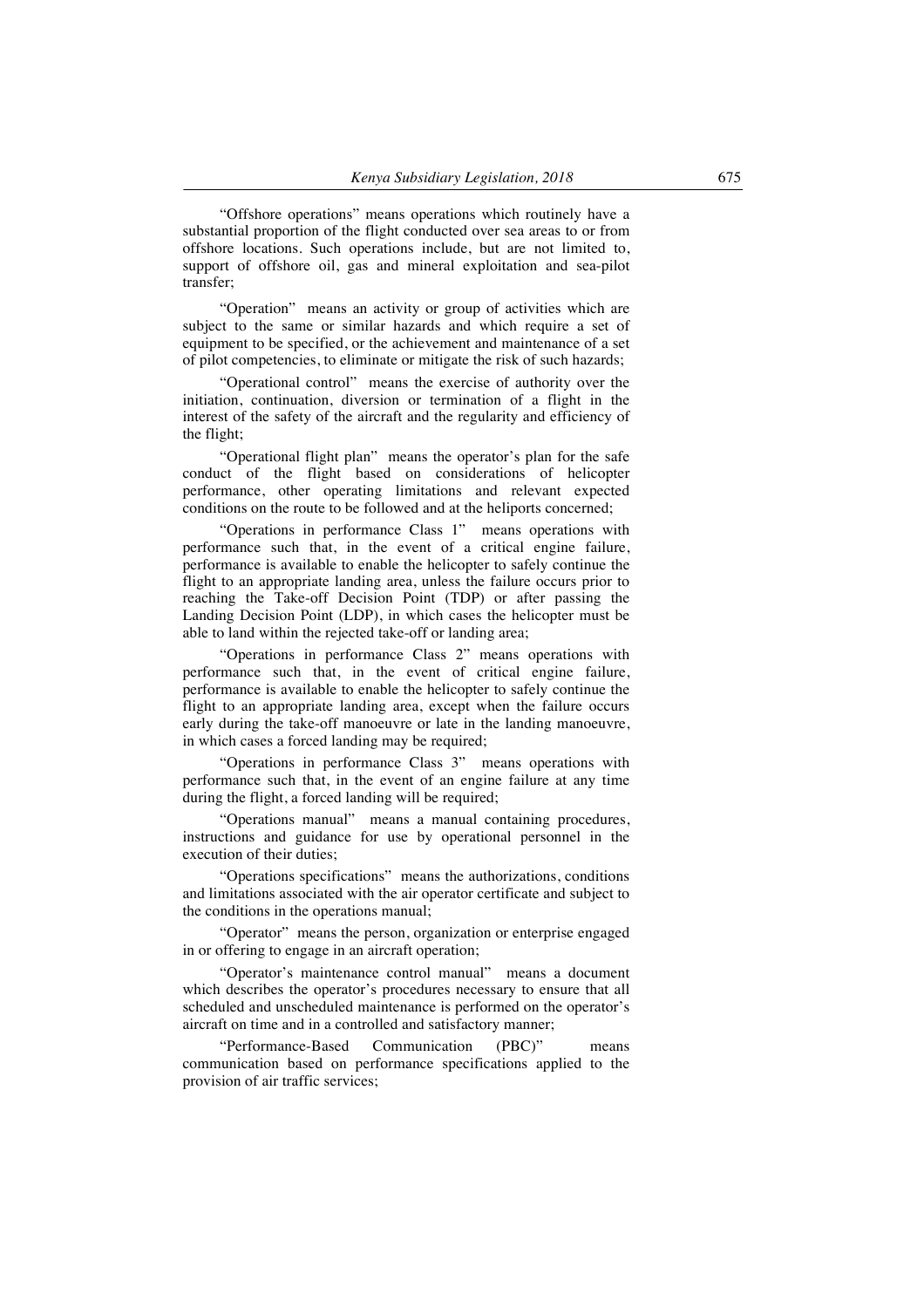"Offshore operations" means operations which routinely have a substantial proportion of the flight conducted over sea areas to or from offshore locations. Such operations include, but are not limited to, support of offshore oil, gas and mineral exploitation and sea-pilot transfer;

"Operation" means an activity or group of activities which are subject to the same or similar hazards and which require a set of equipment to be specified, or the achievement and maintenance of a set of pilot competencies, to eliminate or mitigate the risk of such hazards;

"Operational control" means the exercise of authority over the initiation, continuation, diversion or termination of a flight in the interest of the safety of the aircraft and the regularity and efficiency of the flight;

"Operational flight plan" means the operator's plan for the safe conduct of the flight based on considerations of helicopter performance, other operating limitations and relevant expected conditions on the route to be followed and at the heliports concerned;

"Operations in performance Class 1" means operations with performance such that, in the event of a critical engine failure, performance is available to enable the helicopter to safely continue the flight to an appropriate landing area, unless the failure occurs prior to reaching the Take-off Decision Point (TDP) or after passing the Landing Decision Point (LDP), in which cases the helicopter must be able to land within the rejected take-off or landing area;

"Operations in performance Class 2" means operations with performance such that, in the event of critical engine failure, performance is available to enable the helicopter to safely continue the flight to an appropriate landing area, except when the failure occurs early during the take-off manoeuvre or late in the landing manoeuvre, in which cases a forced landing may be required;

"Operations in performance Class 3" means operations with performance such that, in the event of an engine failure at any time during the flight, a forced landing will be required;

"Operations manual" means a manual containing procedures, instructions and guidance for use by operational personnel in the execution of their duties;

"Operations specifications" means the authorizations, conditions and limitations associated with the air operator certificate and subject to the conditions in the operations manual;

"Operator" means the person, organization or enterprise engaged in or offering to engage in an aircraft operation;

"Operator's maintenance control manual" means a document which describes the operator's procedures necessary to ensure that all scheduled and unscheduled maintenance is performed on the operator's aircraft on time and in a controlled and satisfactory manner;

"Performance-Based Communication (PBC)" means communication based on performance specifications applied to the provision of air traffic services;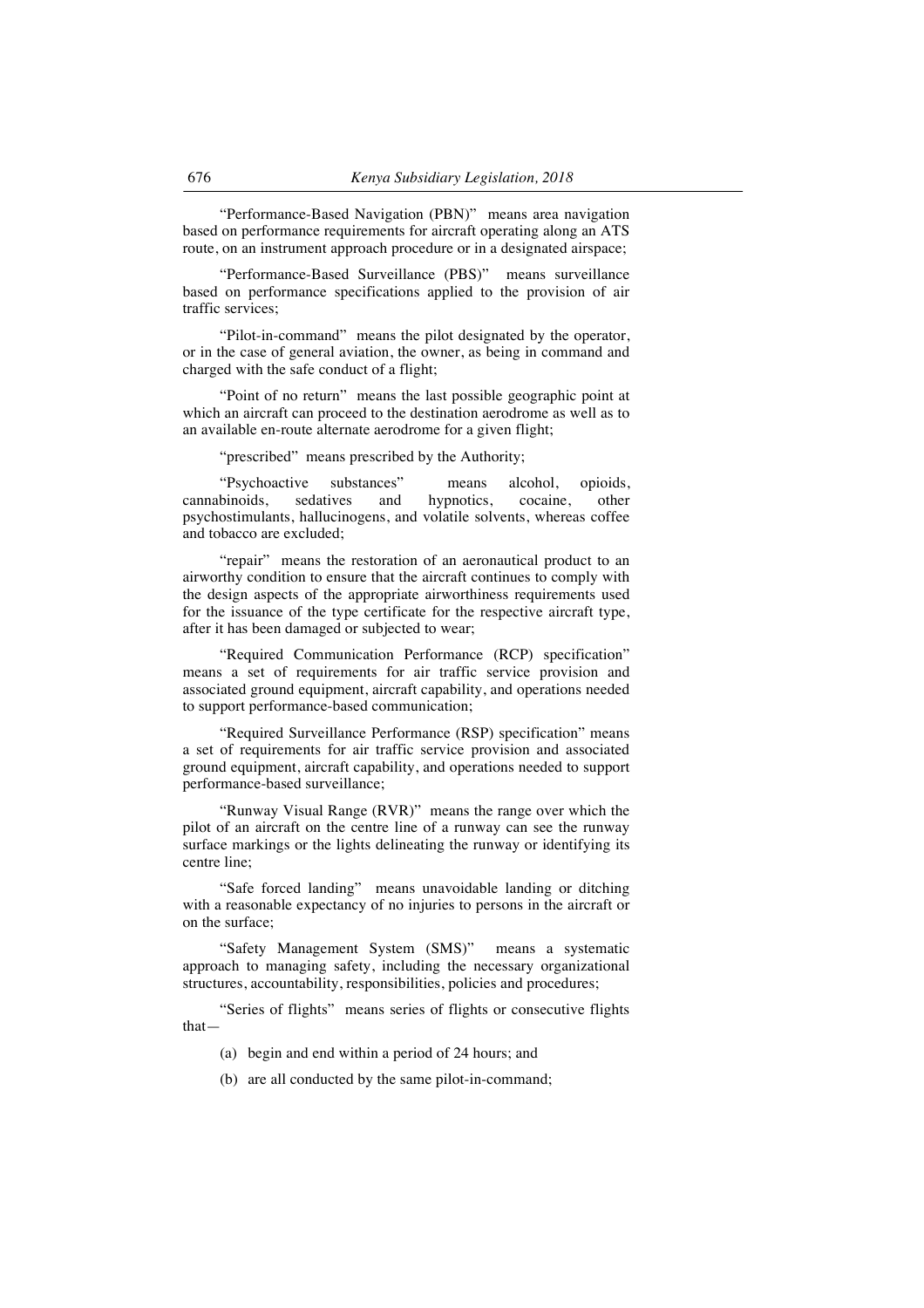"Performance-Based Navigation (PBN)" means area navigation based on performance requirements for aircraft operating along an ATS route, on an instrument approach procedure or in a designated airspace;

"Performance-Based Surveillance (PBS)" means surveillance based on performance specifications applied to the provision of air traffic services;

"Pilot-in-command" means the pilot designated by the operator, or in the case of general aviation, the owner, as being in command and charged with the safe conduct of a flight;

"Point of no return" means the last possible geographic point at which an aircraft can proceed to the destination aerodrome as well as to an available en-route alternate aerodrome for a given flight;

"prescribed" means prescribed by the Authority;

"Psychoactive substances" means alcohol, opioids, cannabinoids, sedatives and hypnotics, cocaine, other psychostimulants, hallucinogens, and volatile solvents, whereas coffee and tobacco are excluded;

"repair" means the restoration of an aeronautical product to an airworthy condition to ensure that the aircraft continues to comply with the design aspects of the appropriate airworthiness requirements used for the issuance of the type certificate for the respective aircraft type, after it has been damaged or subjected to wear;

"Required Communication Performance (RCP) specification" means a set of requirements for air traffic service provision and associated ground equipment, aircraft capability, and operations needed to support performance-based communication;

"Required Surveillance Performance (RSP) specification" means a set of requirements for air traffic service provision and associated ground equipment, aircraft capability, and operations needed to support performance-based surveillance;

"Runway Visual Range (RVR)" means the range over which the pilot of an aircraft on the centre line of a runway can see the runway surface markings or the lights delineating the runway or identifying its centre line;

"Safe forced landing" means unavoidable landing or ditching with a reasonable expectancy of no injuries to persons in the aircraft or on the surface;

"Safety Management System (SMS)" means a systematic approach to managing safety, including the necessary organizational structures, accountability, responsibilities, policies and procedures;

"Series of flights" means series of flights or consecutive flights that—

(a) begin and end within a period of 24 hours; and

(b) are all conducted by the same pilot-in-command;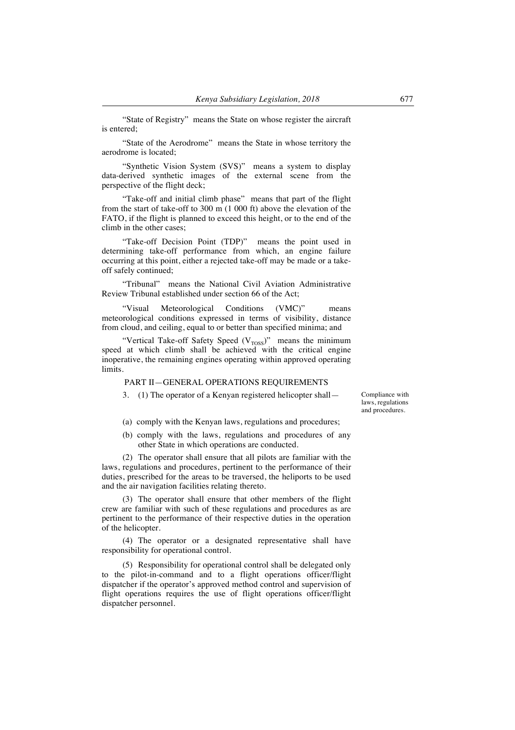"State of Registry" means the State on whose register the aircraft is entered;

"State of the Aerodrome" means the State in whose territory the aerodrome is located;

"Synthetic Vision System (SVS)" means a system to display data-derived synthetic images of the external scene from the perspective of the flight deck;

"Take-off and initial climb phase" means that part of the flight from the start of take-off to 300 m (1 000 ft) above the elevation of the FATO, if the flight is planned to exceed this height, or to the end of the climb in the other cases;

"Take-off Decision Point (TDP)" means the point used in determining take-off performance from which, an engine failure occurring at this point, either a rejected take-off may be made or a take-off safely continued;

"Tribunal" means the National Civil Aviation Administrative Review Tribunal established under section 66 of the Act;

"Visual Meteorological Conditions (VMC)" means meteorological conditions expressed in terms of visibility, distance from cloud, and ceiling, equal to or better than specified minima; and

"Vertical Take-off Safety Speed ($V_{TOSS}$)" means the minimum speed at which climb shall be achieved with the critical engine inoperative, the remaining engines operating within approved operating limits.

## PART II—GENERAL OPERATIONS REQUIREMENTS

*Compliance with laws, regulations and procedures.*

3. (1) The operator of a Kenyan registered helicopter shall—

(a) comply with the Kenyan laws, regulations and procedures;

(b) comply with the laws, regulations and procedures of any other State in which operations are conducted.

(2) The operator shall ensure that all pilots are familiar with the laws, regulations and procedures, pertinent to the performance of their duties, prescribed for the areas to be traversed, the heliports to be used and the air navigation facilities relating thereto.

(3) The operator shall ensure that other members of the flight crew are familiar with such of these regulations and procedures as are pertinent to the performance of their respective duties in the operation of the helicopter.

(4) The operator or a designated representative shall have responsibility for operational control.

(5) Responsibility for operational control shall be delegated only to the pilot-in-command and to a flight operations officer/flight dispatcher if the operator's approved method control and supervision of flight operations requires the use of flight operations officer/flight dispatcher personnel.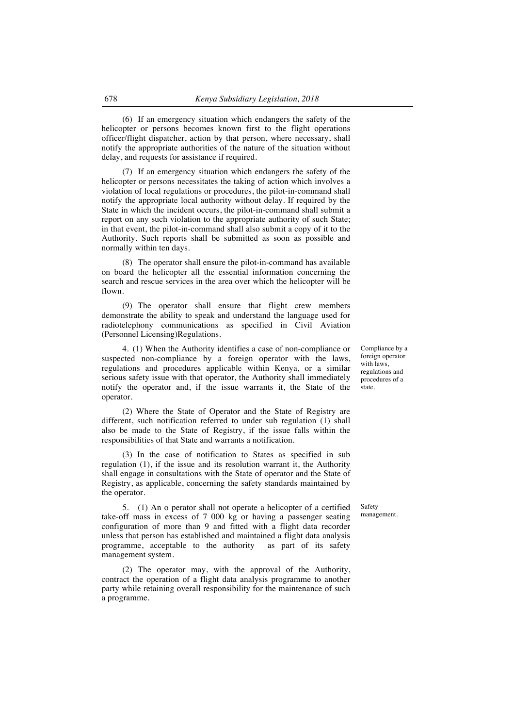(6) If an emergency situation which endangers the safety of the helicopter or persons becomes known first to the flight operations officer/flight dispatcher, action by that person, where necessary, shall notify the appropriate authorities of the nature of the situation without delay, and requests for assistance if required.

(7) If an emergency situation which endangers the safety of the helicopter or persons necessitates the taking of action which involves a violation of local regulations or procedures, the pilot-in-command shall notify the appropriate local authority without delay. If required by the State in which the incident occurs, the pilot-in-command shall submit a report on any such violation to the appropriate authority of such State; in that event, the pilot-in-command shall also submit a copy of it to the Authority. Such reports shall be submitted as soon as possible and normally within ten days.

(8) The operator shall ensure the pilot-in-command has available on board the helicopter all the essential information concerning the search and rescue services in the area over which the helicopter will be flown.

(9) The operator shall ensure that flight crew members demonstrate the ability to speak and understand the language used for radiotelephony communications as specified in Civil Aviation (Personnel Licensing)Regulations.

*Compliance by a foreign operator with laws, regulations and procedures of a state.*

4. (1) When the Authority identifies a case of non-compliance or suspected non-compliance by a foreign operator with the laws, regulations and procedures applicable within Kenya, or a similar serious safety issue with that operator, the Authority shall immediately notify the operator and, if the issue warrants it, the State of the operator.

(2) Where the State of Operator and the State of Registry are different, such notification referred to under sub regulation (1) shall also be made to the State of Registry, if the issue falls within the responsibilities of that State and warrants a notification.

(3) In the case of notification to States as specified in sub regulation (1), if the issue and its resolution warrant it, the Authority shall engage in consultations with the State of operator and the State of Registry, as applicable, concerning the safety standards maintained by the operator.

*Safety management.*

5. (1) An o perator shall not operate a helicopter of a certified take-off mass in excess of 7 000 kg or having a passenger seating configuration of more than 9 and fitted with a flight data recorder unless that person has established and maintained a flight data analysis programme, acceptable to the authority as part of its safety management system.

(2) The operator may, with the approval of the Authority, contract the operation of a flight data analysis programme to another party while retaining overall responsibility for the maintenance of such a programme.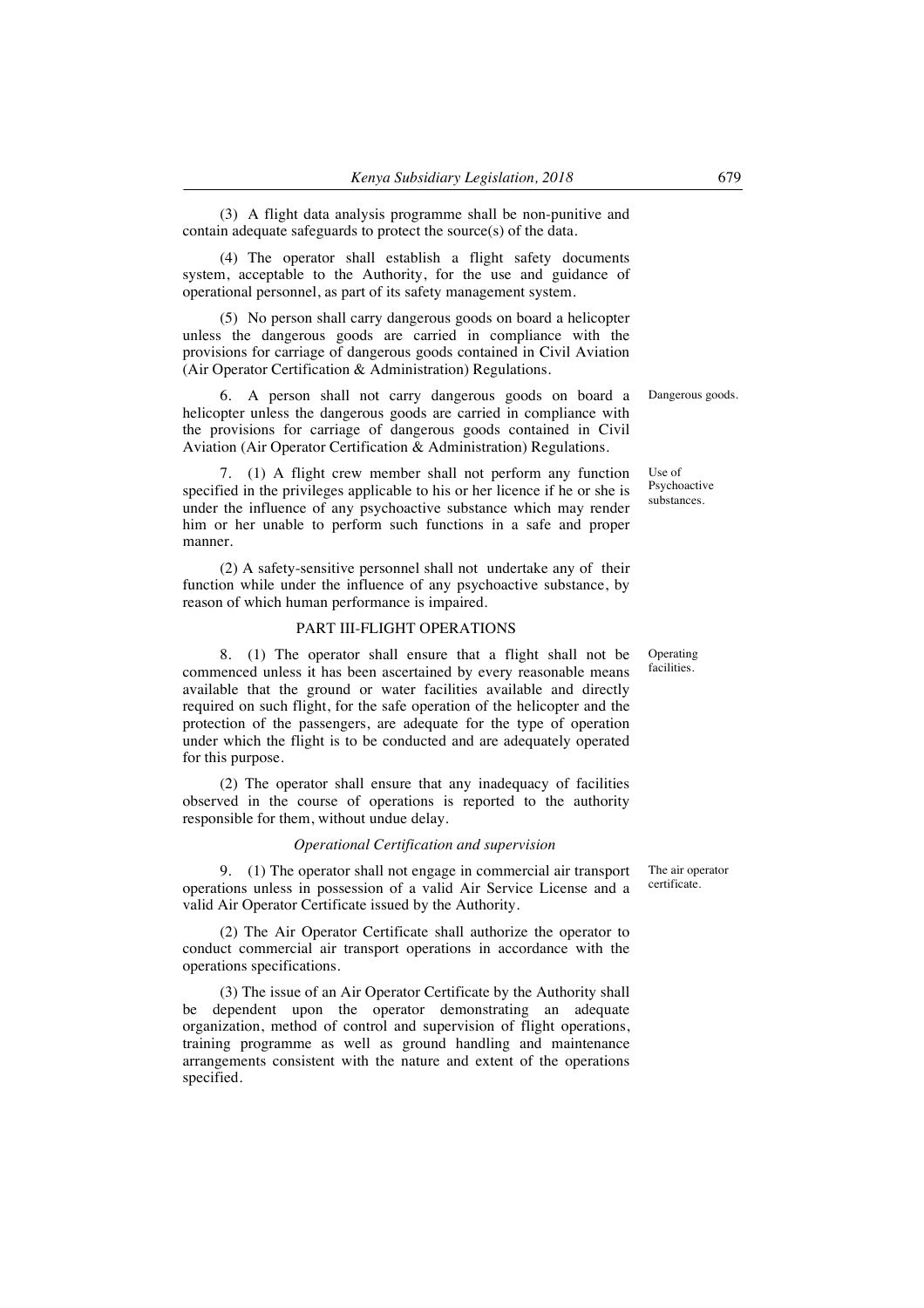(3) A flight data analysis programme shall be non-punitive and contain adequate safeguards to protect the source(s) of the data.

(4) The operator shall establish a flight safety documents system, acceptable to the Authority, for the use and guidance of operational personnel, as part of its safety management system.

(5) No person shall carry dangerous goods on board a helicopter unless the dangerous goods are carried in compliance with the provisions for carriage of dangerous goods contained in Civil Aviation (Air Operator Certification & Administration) Regulations.

Dangerous goods.

6. A person shall not carry dangerous goods on board a helicopter unless the dangerous goods are carried in compliance with the provisions for carriage of dangerous goods contained in Civil Aviation (Air Operator Certification & Administration) Regulations.

Use of Psychoactive substances.

7. (1) A flight crew member shall not perform any function specified in the privileges applicable to his or her licence if he or she is under the influence of any psychoactive substance which may render him or her unable to perform such functions in a safe and proper manner.

(2) A safety-sensitive personnel shall not undertake any of their function while under the influence of any psychoactive substance, by reason of which human performance is impaired.

## PART III-FLIGHT OPERATIONS

Operating facilities.

8. (1) The operator shall ensure that a flight shall not be commenced unless it has been ascertained by every reasonable means available that the ground or water facilities available and directly required on such flight, for the safe operation of the helicopter and the protection of the passengers, are adequate for the type of operation under which the flight is to be conducted and are adequately operated for this purpose.

(2) The operator shall ensure that any inadequacy of facilities observed in the course of operations is reported to the authority responsible for them, without undue delay.

### *Operational Certification and supervision*

The air operator certificate.

9. (1) The operator shall not engage in commercial air transport operations unless in possession of a valid Air Service License and a valid Air Operator Certificate issued by the Authority.

(2) The Air Operator Certificate shall authorize the operator to conduct commercial air transport operations in accordance with the operations specifications.

(3) The issue of an Air Operator Certificate by the Authority shall be dependent upon the operator demonstrating an adequate organization, method of control and supervision of flight operations, training programme as well as ground handling and maintenance arrangements consistent with the nature and extent of the operations specified.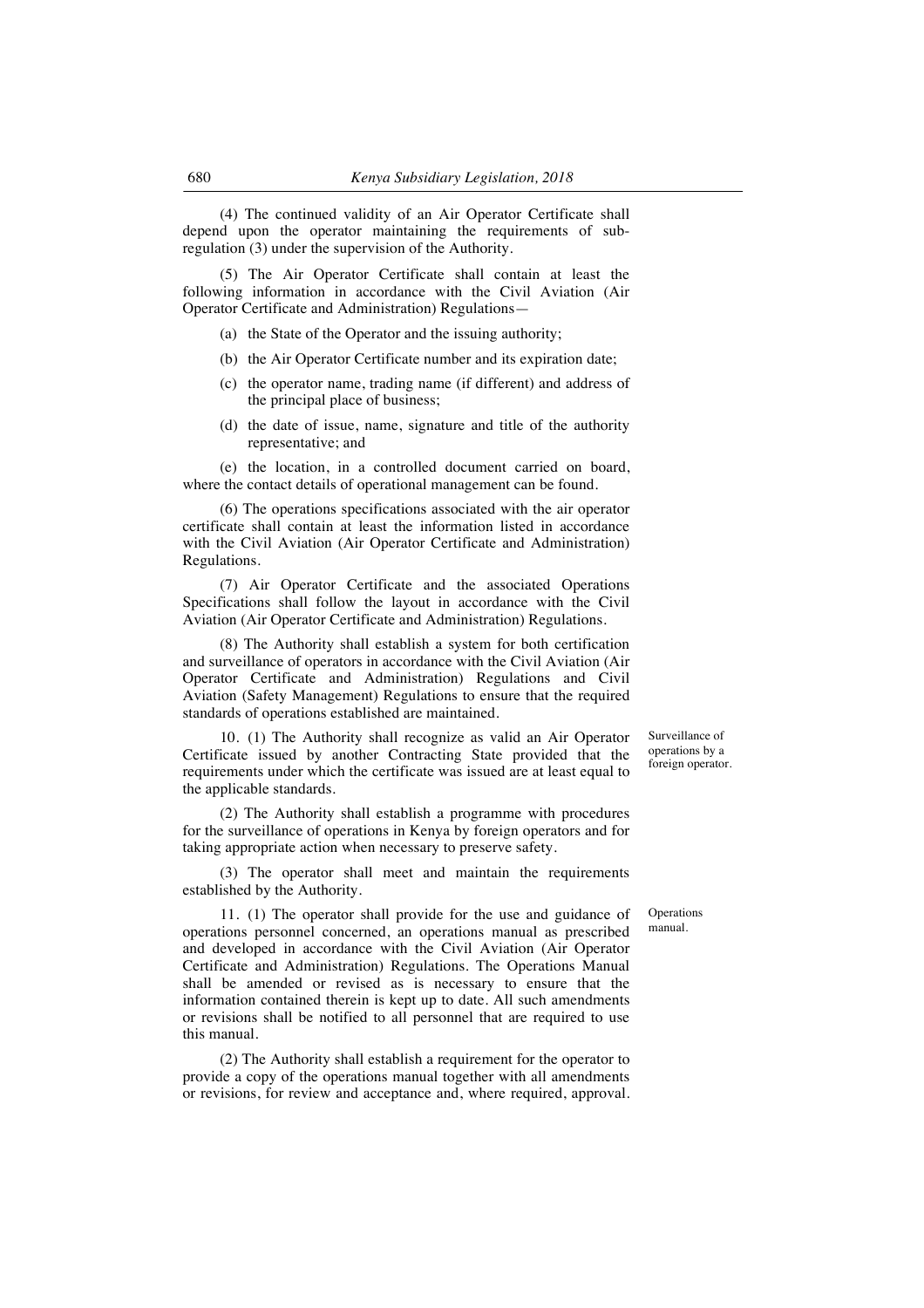(4) The continued validity of an Air Operator Certificate shall depend upon the operator maintaining the requirements of sub-regulation (3) under the supervision of the Authority.

(5) The Air Operator Certificate shall contain at least the following information in accordance with the Civil Aviation (Air Operator Certificate and Administration) Regulations—

(a) the State of the Operator and the issuing authority;

(b) the Air Operator Certificate number and its expiration date;

(c) the operator name, trading name (if different) and address of the principal place of business;

(d) the date of issue, name, signature and title of the authority representative; and

(e) the location, in a controlled document carried on board, where the contact details of operational management can be found.

(6) The operations specifications associated with the air operator certificate shall contain at least the information listed in accordance with the Civil Aviation (Air Operator Certificate and Administration) Regulations.

(7) Air Operator Certificate and the associated Operations Specifications shall follow the layout in accordance with the Civil Aviation (Air Operator Certificate and Administration) Regulations.

(8) The Authority shall establish a system for both certification and surveillance of operators in accordance with the Civil Aviation (Air Operator Certificate and Administration) Regulations and Civil Aviation (Safety Management) Regulations to ensure that the required standards of operations established are maintained.

**Surveillance of operations by a foreign operator.**

10. (1) The Authority shall recognize as valid an Air Operator Certificate issued by another Contracting State provided that the requirements under which the certificate was issued are at least equal to the applicable standards.

(2) The Authority shall establish a programme with procedures for the surveillance of operations in Kenya by foreign operators and for taking appropriate action when necessary to preserve safety.

(3) The operator shall meet and maintain the requirements established by the Authority.

**Operations manual.**

11. (1) The operator shall provide for the use and guidance of operations personnel concerned, an operations manual as prescribed and developed in accordance with the Civil Aviation (Air Operator Certificate and Administration) Regulations. The Operations Manual shall be amended or revised as is necessary to ensure that the information contained therein is kept up to date. All such amendments or revisions shall be notified to all personnel that are required to use this manual.

(2) The Authority shall establish a requirement for the operator to provide a copy of the operations manual together with all amendments or revisions, for review and acceptance and, where required, approval.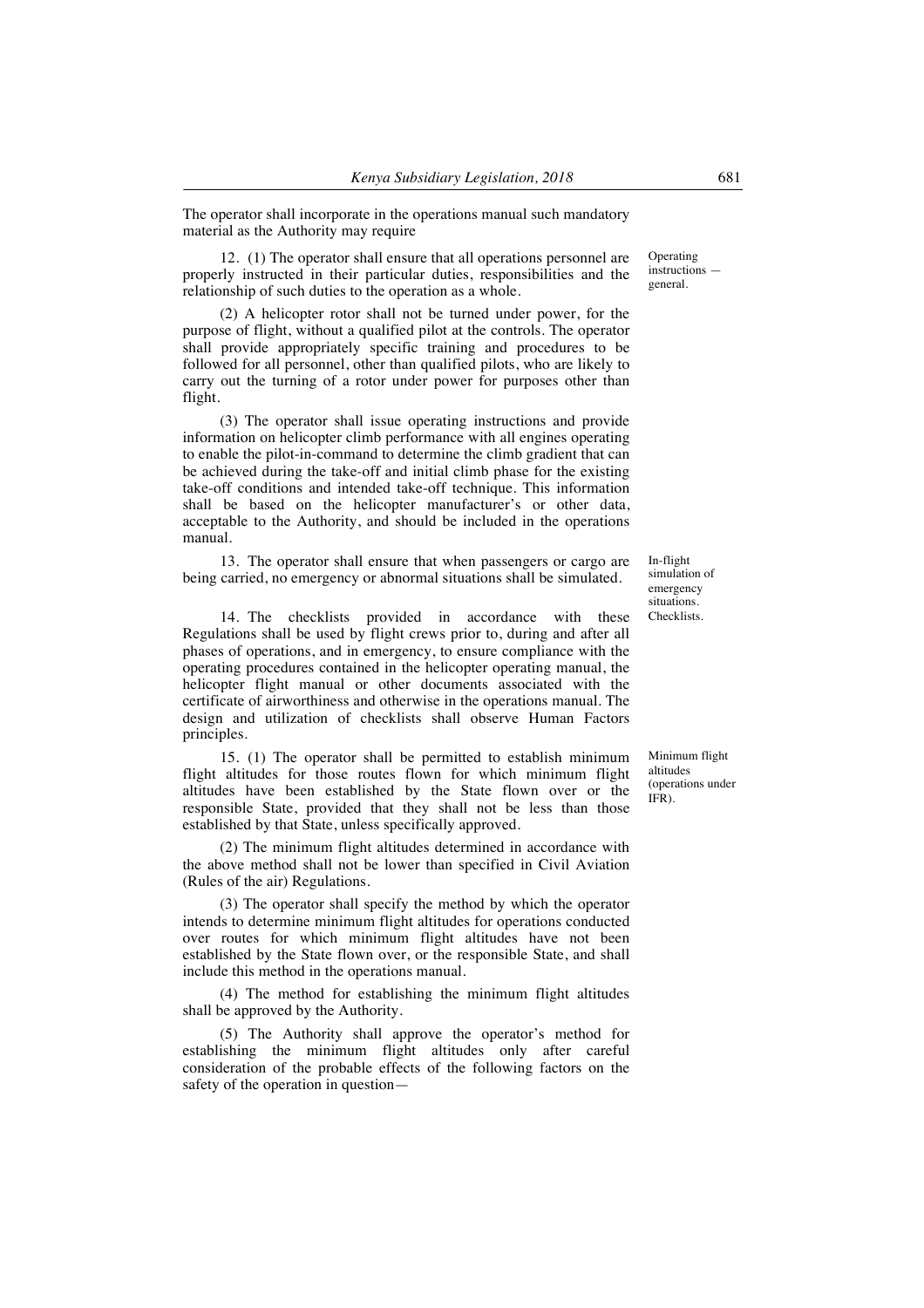The operator shall incorporate in the operations manual such mandatory material as the Authority may require

**Operating instructions — general.**

12. (1) The operator shall ensure that all operations personnel are properly instructed in their particular duties, responsibilities and the relationship of such duties to the operation as a whole.

(2) A helicopter rotor shall not be turned under power, for the purpose of flight, without a qualified pilot at the controls. The operator shall provide appropriately specific training and procedures to be followed for all personnel, other than qualified pilots, who are likely to carry out the turning of a rotor under power for purposes other than flight.

(3) The operator shall issue operating instructions and provide information on helicopter climb performance with all engines operating to enable the pilot-in-command to determine the climb gradient that can be achieved during the take-off and initial climb phase for the existing take-off conditions and intended take-off technique. This information shall be based on the helicopter manufacturer's or other data, acceptable to the Authority, and should be included in the operations manual.

**In-flight simulation of emergency situations.**

13. The operator shall ensure that when passengers or cargo are being carried, no emergency or abnormal situations shall be simulated.

**Checklists.**

14. The checklists provided in accordance with these Regulations shall be used by flight crews prior to, during and after all phases of operations, and in emergency, to ensure compliance with the operating procedures contained in the helicopter operating manual, the helicopter flight manual or other documents associated with the certificate of airworthiness and otherwise in the operations manual. The design and utilization of checklists shall observe Human Factors principles.

**Minimum flight altitudes (operations under IFR).**

15. (1) The operator shall be permitted to establish minimum flight altitudes for those routes flown for which minimum flight altitudes have been established by the State flown over or the responsible State, provided that they shall not be less than those established by that State, unless specifically approved.

(2) The minimum flight altitudes determined in accordance with the above method shall not be lower than specified in Civil Aviation (Rules of the air) Regulations.

(3) The operator shall specify the method by which the operator intends to determine minimum flight altitudes for operations conducted over routes for which minimum flight altitudes have not been established by the State flown over, or the responsible State, and shall include this method in the operations manual.

(4) The method for establishing the minimum flight altitudes shall be approved by the Authority.

(5) The Authority shall approve the operator's method for establishing the minimum flight altitudes only after careful consideration of the probable effects of the following factors on the safety of the operation in question—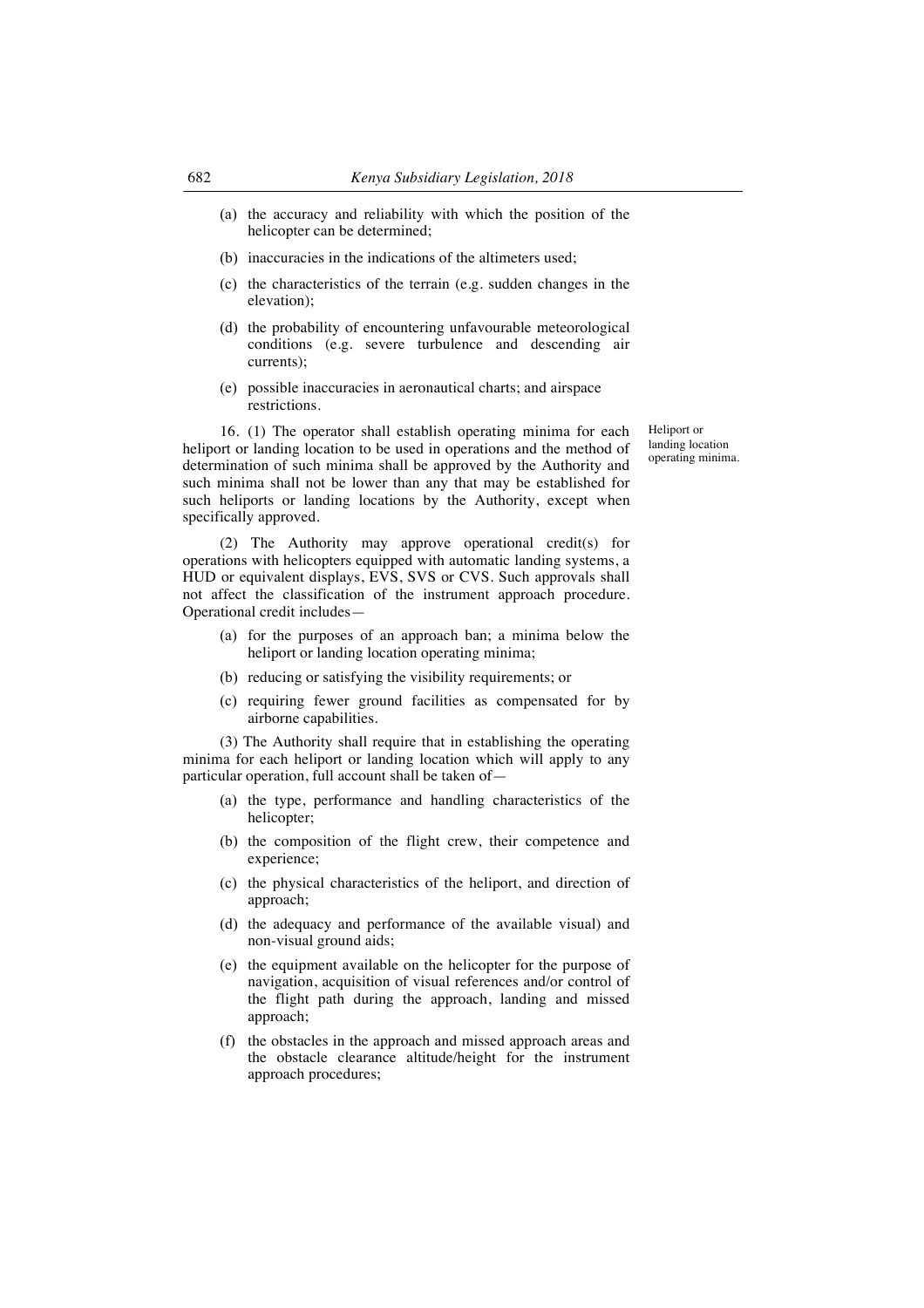(a) the accuracy and reliability with which the position of the helicopter can be determined;

(b) inaccuracies in the indications of the altimeters used;

(c) the characteristics of the terrain (e.g. sudden changes in the elevation);

(d) the probability of encountering unfavourable meteorological conditions (e.g. severe turbulence and descending air currents);

(e) possible inaccuracies in aeronautical charts; and airspace restrictions.

Heliport or landing location operating minima.

16. (1) The operator shall establish operating minima for each heliport or landing location to be used in operations and the method of determination of such minima shall be approved by the Authority and such minima shall not be lower than any that may be established for such heliports or landing locations by the Authority, except when specifically approved.

(2) The Authority may approve operational credit(s) for operations with helicopters equipped with automatic landing systems, a HUD or equivalent displays, EVS, SVS or CVS. Such approvals shall not affect the classification of the instrument approach procedure. Operational credit includes—

(a) for the purposes of an approach ban; a minima below the heliport or landing location operating minima;

(b) reducing or satisfying the visibility requirements; or

(c) requiring fewer ground facilities as compensated for by airborne capabilities.

(3) The Authority shall require that in establishing the operating minima for each heliport or landing location which will apply to any particular operation, full account shall be taken of—

(a) the type, performance and handling characteristics of the helicopter;

(b) the composition of the flight crew, their competence and experience;

(c) the physical characteristics of the heliport, and direction of approach;

(d) the adequacy and performance of the available visual) and non-visual ground aids;

(e) the equipment available on the helicopter for the purpose of navigation, acquisition of visual references and/or control of the flight path during the approach, landing and missed approach;

(f) the obstacles in the approach and missed approach areas and the obstacle clearance altitude/height for the instrument approach procedures;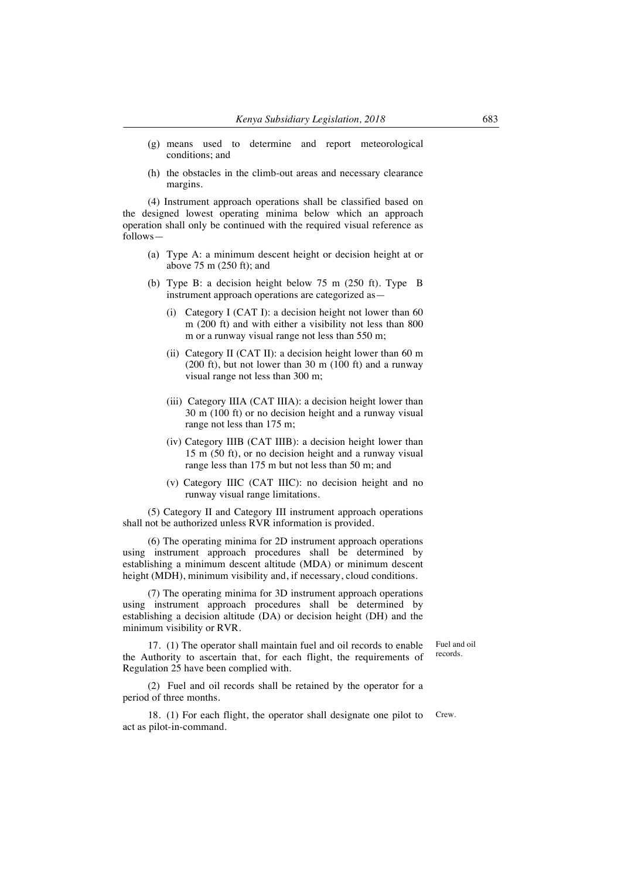(g) means used to determine and report meteorological conditions; and

(h) the obstacles in the climb-out areas and necessary clearance margins.

(4) Instrument approach operations shall be classified based on the designed lowest operating minima below which an approach operation shall only be continued with the required visual reference as follows—

(a) Type A: a minimum descent height or decision height at or above 75 m (250 ft); and

(b) Type B: a decision height below 75 m (250 ft). Type B instrument approach operations are categorized as—

(i) Category I (CAT I): a decision height not lower than 60 m (200 ft) and with either a visibility not less than 800 m or a runway visual range not less than 550 m;

(ii) Category II (CAT II): a decision height lower than 60 m (200 ft), but not lower than 30 m (100 ft) and a runway visual range not less than 300 m;

(iii) Category IIIA (CAT IIIA): a decision height lower than 30 m (100 ft) or no decision height and a runway visual range not less than 175 m;

(iv) Category IIIB (CAT IIIB): a decision height lower than 15 m (50 ft), or no decision height and a runway visual range less than 175 m but not less than 50 m; and

(v) Category IIIC (CAT IIIC): no decision height and no runway visual range limitations.

(5) Category II and Category III instrument approach operations shall not be authorized unless RVR information is provided.

(6) The operating minima for 2D instrument approach operations using instrument approach procedures shall be determined by establishing a minimum descent altitude (MDA) or minimum descent height (MDH), minimum visibility and, if necessary, cloud conditions.

(7) The operating minima for 3D instrument approach operations using instrument approach procedures shall be determined by establishing a decision altitude (DA) or decision height (DH) and the minimum visibility or RVR.

Fuel and oil records.

17. (1) The operator shall maintain fuel and oil records to enable the Authority to ascertain that, for each flight, the requirements of Regulation 25 have been complied with.

(2) Fuel and oil records shall be retained by the operator for a period of three months.

Crew.

18. (1) For each flight, the operator shall designate one pilot to act as pilot-in-command.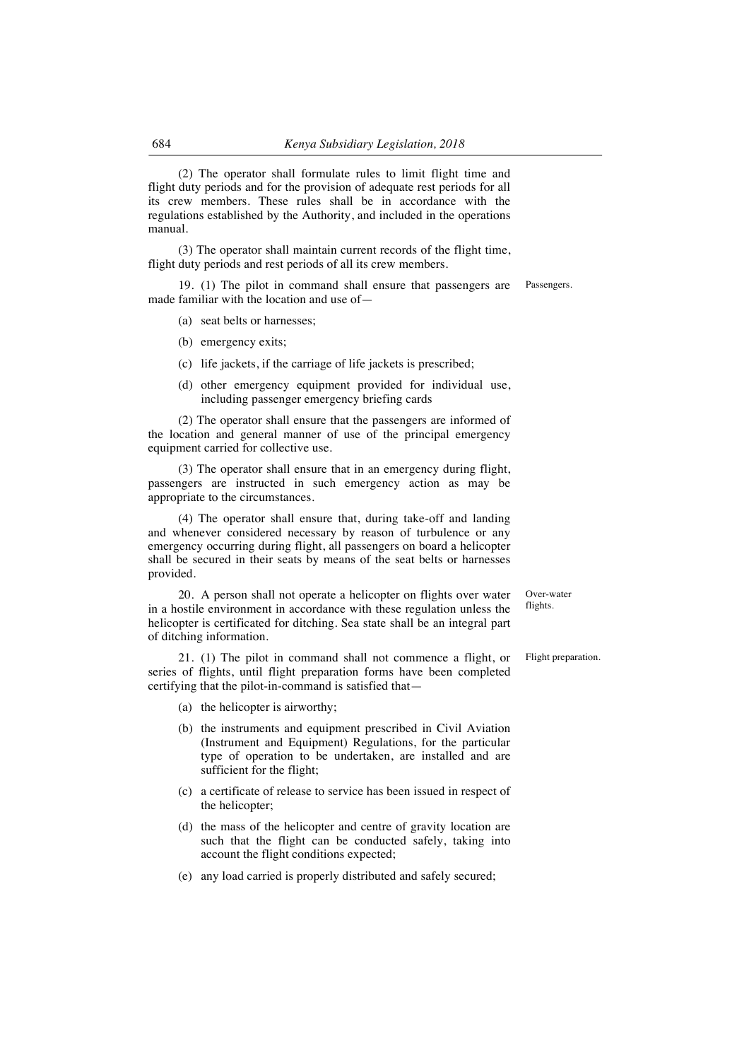(2) The operator shall formulate rules to limit flight time and flight duty periods and for the provision of adequate rest periods for all its crew members. These rules shall be in accordance with the regulations established by the Authority, and included in the operations manual.

(3) The operator shall maintain current records of the flight time, flight duty periods and rest periods of all its crew members.

Passengers.

19. (1) The pilot in command shall ensure that passengers are made familiar with the location and use of—

(a) seat belts or harnesses;

(b) emergency exits;

(c) life jackets, if the carriage of life jackets is prescribed;

(d) other emergency equipment provided for individual use, including passenger emergency briefing cards

(2) The operator shall ensure that the passengers are informed of the location and general manner of use of the principal emergency equipment carried for collective use.

(3) The operator shall ensure that in an emergency during flight, passengers are instructed in such emergency action as may be appropriate to the circumstances.

(4) The operator shall ensure that, during take-off and landing and whenever considered necessary by reason of turbulence or any emergency occurring during flight, all passengers on board a helicopter shall be secured in their seats by means of the seat belts or harnesses provided.

Over-water flights.

20. A person shall not operate a helicopter on flights over water in a hostile environment in accordance with these regulation unless the helicopter is certificated for ditching. Sea state shall be an integral part of ditching information.

Flight preparation.

21. (1) The pilot in command shall not commence a flight, or series of flights, until flight preparation forms have been completed certifying that the pilot-in-command is satisfied that—

(a) the helicopter is airworthy;

(b) the instruments and equipment prescribed in Civil Aviation (Instrument and Equipment) Regulations, for the particular type of operation to be undertaken, are installed and are sufficient for the flight;

(c) a certificate of release to service has been issued in respect of the helicopter;

(d) the mass of the helicopter and centre of gravity location are such that the flight can be conducted safely, taking into account the flight conditions expected;

(e) any load carried is properly distributed and safely secured;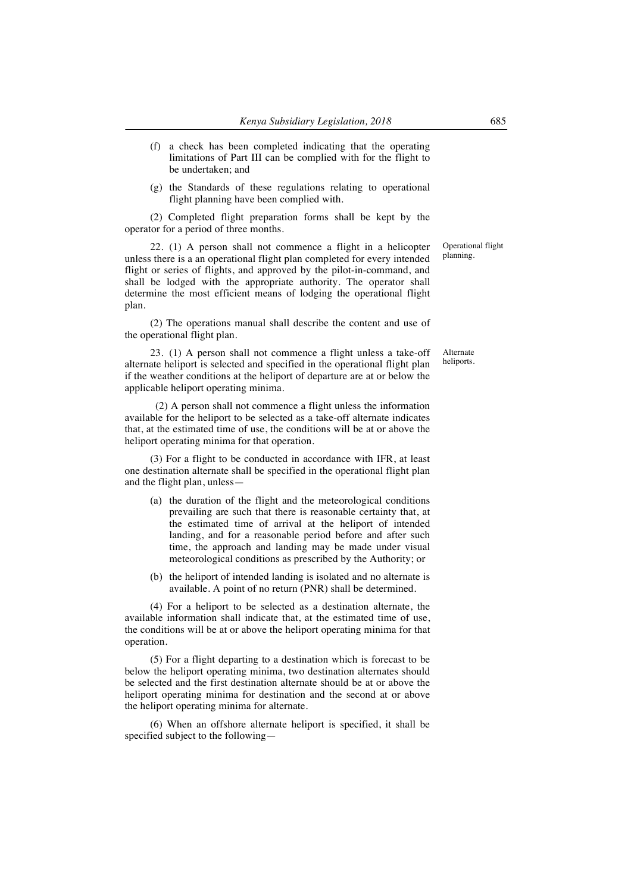(f) a check has been completed indicating that the operating limitations of Part III can be complied with for the flight to be undertaken; and

(g) the Standards of these regulations relating to operational flight planning have been complied with.

(2) Completed flight preparation forms shall be kept by the operator for a period of three months.

Operational flight planning.

22. (1) A person shall not commence a flight in a helicopter unless there is a an operational flight plan completed for every intended flight or series of flights, and approved by the pilot-in-command, and shall be lodged with the appropriate authority. The operator shall determine the most efficient means of lodging the operational flight plan.

(2) The operations manual shall describe the content and use of the operational flight plan.

Alternate heliports.

23. (1) A person shall not commence a flight unless a take-off alternate heliport is selected and specified in the operational flight plan if the weather conditions at the heliport of departure are at or below the applicable heliport operating minima.

(2) A person shall not commence a flight unless the information available for the heliport to be selected as a take-off alternate indicates that, at the estimated time of use, the conditions will be at or above the heliport operating minima for that operation.

(3) For a flight to be conducted in accordance with IFR, at least one destination alternate shall be specified in the operational flight plan and the flight plan, unless—

(a) the duration of the flight and the meteorological conditions prevailing are such that there is reasonable certainty that, at the estimated time of arrival at the heliport of intended landing, and for a reasonable period before and after such time, the approach and landing may be made under visual meteorological conditions as prescribed by the Authority; or

(b) the heliport of intended landing is isolated and no alternate is available. A point of no return (PNR) shall be determined.

(4) For a heliport to be selected as a destination alternate, the available information shall indicate that, at the estimated time of use, the conditions will be at or above the heliport operating minima for that operation.

(5) For a flight departing to a destination which is forecast to be below the heliport operating minima, two destination alternates should be selected and the first destination alternate should be at or above the heliport operating minima for destination and the second at or above the heliport operating minima for alternate.

(6) When an offshore alternate heliport is specified, it shall be specified subject to the following—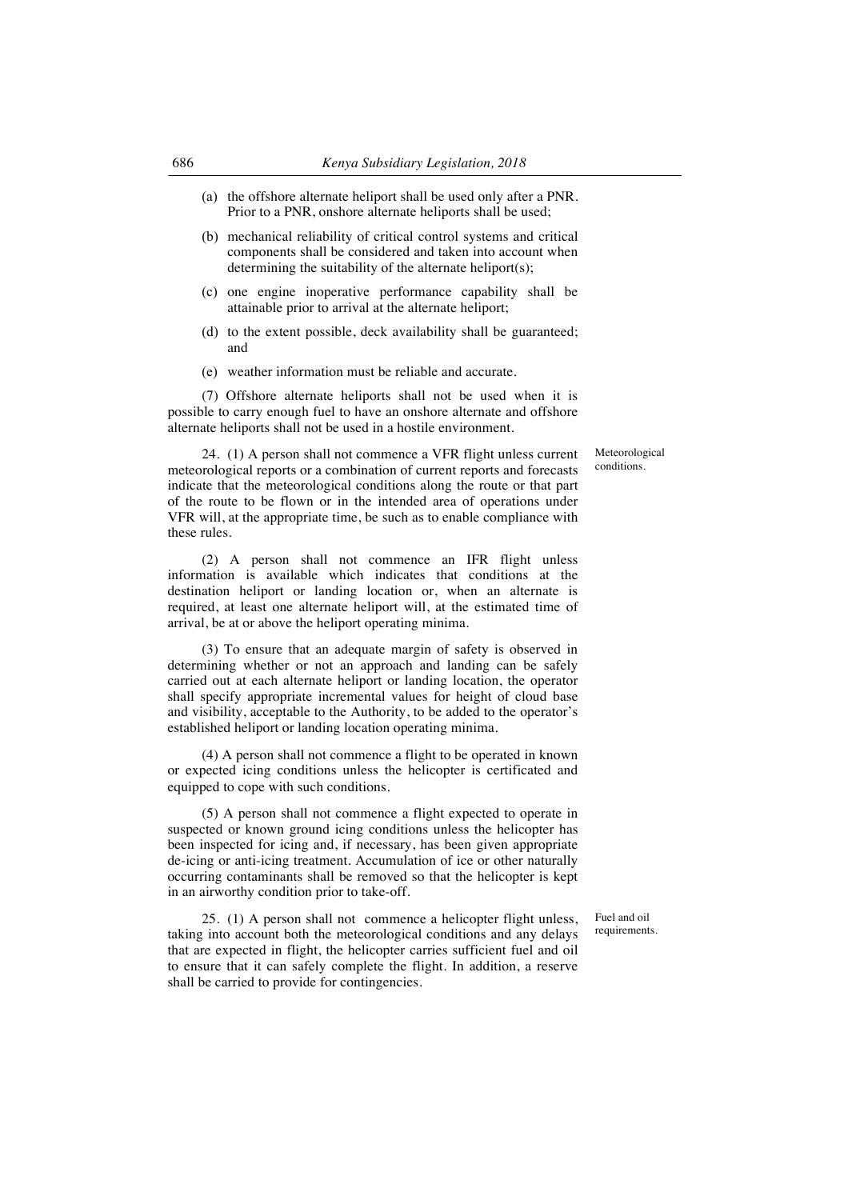(a) the offshore alternate heliport shall be used only after a PNR. Prior to a PNR, onshore alternate heliports shall be used;

(b) mechanical reliability of critical control systems and critical components shall be considered and taken into account when determining the suitability of the alternate heliport(s);

(c) one engine inoperative performance capability shall be attainable prior to arrival at the alternate heliport;

(d) to the extent possible, deck availability shall be guaranteed; and

(e) weather information must be reliable and accurate.

(7) Offshore alternate heliports shall not be used when it is possible to carry enough fuel to have an onshore alternate and offshore alternate heliports shall not be used in a hostile environment.

Meteorological conditions.

24. (1) A person shall not commence a VFR flight unless current meteorological reports or a combination of current reports and forecasts indicate that the meteorological conditions along the route or that part of the route to be flown or in the intended area of operations under VFR will, at the appropriate time, be such as to enable compliance with these rules.

(2) A person shall not commence an IFR flight unless information is available which indicates that conditions at the destination heliport or landing location or, when an alternate is required, at least one alternate heliport will, at the estimated time of arrival, be at or above the heliport operating minima.

(3) To ensure that an adequate margin of safety is observed in determining whether or not an approach and landing can be safely carried out at each alternate heliport or landing location, the operator shall specify appropriate incremental values for height of cloud base and visibility, acceptable to the Authority, to be added to the operator's established heliport or landing location operating minima.

(4) A person shall not commence a flight to be operated in known or expected icing conditions unless the helicopter is certificated and equipped to cope with such conditions.

(5) A person shall not commence a flight expected to operate in suspected or known ground icing conditions unless the helicopter has been inspected for icing and, if necessary, has been given appropriate de-icing or anti-icing treatment. Accumulation of ice or other naturally occurring contaminants shall be removed so that the helicopter is kept in an airworthy condition prior to take-off.

Fuel and oil requirements.

25. (1) A person shall not commence a helicopter flight unless, taking into account both the meteorological conditions and any delays that are expected in flight, the helicopter carries sufficient fuel and oil to ensure that it can safely complete the flight. In addition, a reserve shall be carried to provide for contingencies.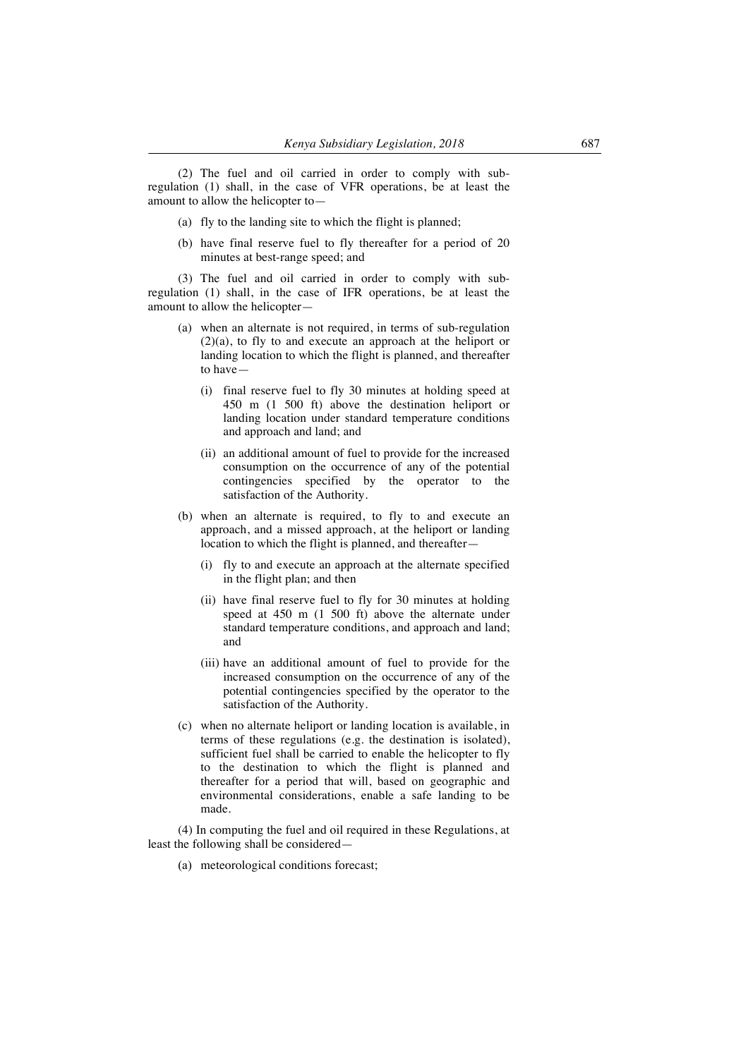(2) The fuel and oil carried in order to comply with sub-regulation (1) shall, in the case of VFR operations, be at least the amount to allow the helicopter to—

(a) fly to the landing site to which the flight is planned;

(b) have final reserve fuel to fly thereafter for a period of 20 minutes at best-range speed; and

(3) The fuel and oil carried in order to comply with sub-regulation (1) shall, in the case of IFR operations, be at least the amount to allow the helicopter—

(a) when an alternate is not required, in terms of sub-regulation (2)(a), to fly to and execute an approach at the heliport or landing location to which the flight is planned, and thereafter to have—

(i) final reserve fuel to fly 30 minutes at holding speed at 450 m (1 500 ft) above the destination heliport or landing location under standard temperature conditions and approach and land; and

(ii) an additional amount of fuel to provide for the increased consumption on the occurrence of any of the potential contingencies specified by the operator to the satisfaction of the Authority.

(b) when an alternate is required, to fly to and execute an approach, and a missed approach, at the heliport or landing location to which the flight is planned, and thereafter—

(i) fly to and execute an approach at the alternate specified in the flight plan; and then

(ii) have final reserve fuel to fly for 30 minutes at holding speed at 450 m (1 500 ft) above the alternate under standard temperature conditions, and approach and land; and

(iii) have an additional amount of fuel to provide for the increased consumption on the occurrence of any of the potential contingencies specified by the operator to the satisfaction of the Authority.

(c) when no alternate heliport or landing location is available, in terms of these regulations (e.g. the destination is isolated), sufficient fuel shall be carried to enable the helicopter to fly to the destination to which the flight is planned and thereafter for a period that will, based on geographic and environmental considerations, enable a safe landing to be made.

(4) In computing the fuel and oil required in these Regulations, at least the following shall be considered—

(a) meteorological conditions forecast;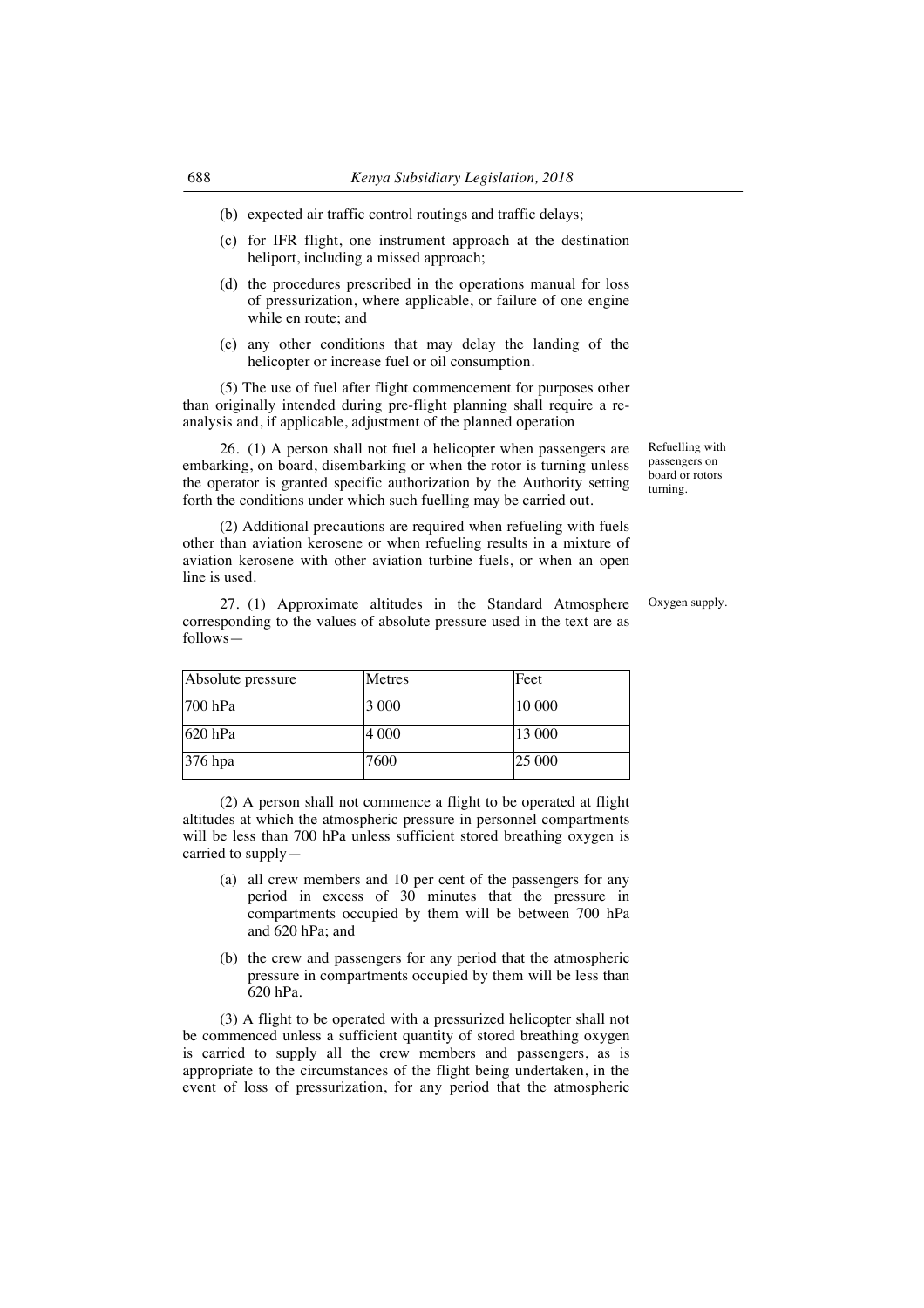(b) expected air traffic control routings and traffic delays;

(c) for IFR flight, one instrument approach at the destination heliport, including a missed approach;

(d) the procedures prescribed in the operations manual for loss of pressurization, where applicable, or failure of one engine while en route; and

(e) any other conditions that may delay the landing of the helicopter or increase fuel or oil consumption.

(5) The use of fuel after flight commencement for purposes other than originally intended during pre-flight planning shall require a re-analysis and, if applicable, adjustment of the planned operation

Refuelling with passengers on board or rotors turning.

26. (1) A person shall not fuel a helicopter when passengers are embarking, on board, disembarking or when the rotor is turning unless the operator is granted specific authorization by the Authority setting forth the conditions under which such fuelling may be carried out.

(2) Additional precautions are required when refueling with fuels other than aviation kerosene or when refueling results in a mixture of aviation kerosene with other aviation turbine fuels, or when an open line is used.

Oxygen supply.

27. (1) Approximate altitudes in the Standard Atmosphere corresponding to the values of absolute pressure used in the text are as follows—

| Absolute pressure | Metres | Feet |
|---|---|---|
| 700 hPa | 3 000 | 10 000 |
| 620 hPa | 4 000 | 13 000 |
| 376 hpa | 7600 | 25 000 |

(2) A person shall not commence a flight to be operated at flight altitudes at which the atmospheric pressure in personnel compartments will be less than 700 hPa unless sufficient stored breathing oxygen is carried to supply—

(a) all crew members and 10 per cent of the passengers for any period in excess of 30 minutes that the pressure in compartments occupied by them will be between 700 hPa and 620 hPa; and

(b) the crew and passengers for any period that the atmospheric pressure in compartments occupied by them will be less than 620 hPa.

(3) A flight to be operated with a pressurized helicopter shall not be commenced unless a sufficient quantity of stored breathing oxygen is carried to supply all the crew members and passengers, as is appropriate to the circumstances of the flight being undertaken, in the event of loss of pressurization, for any period that the atmospheric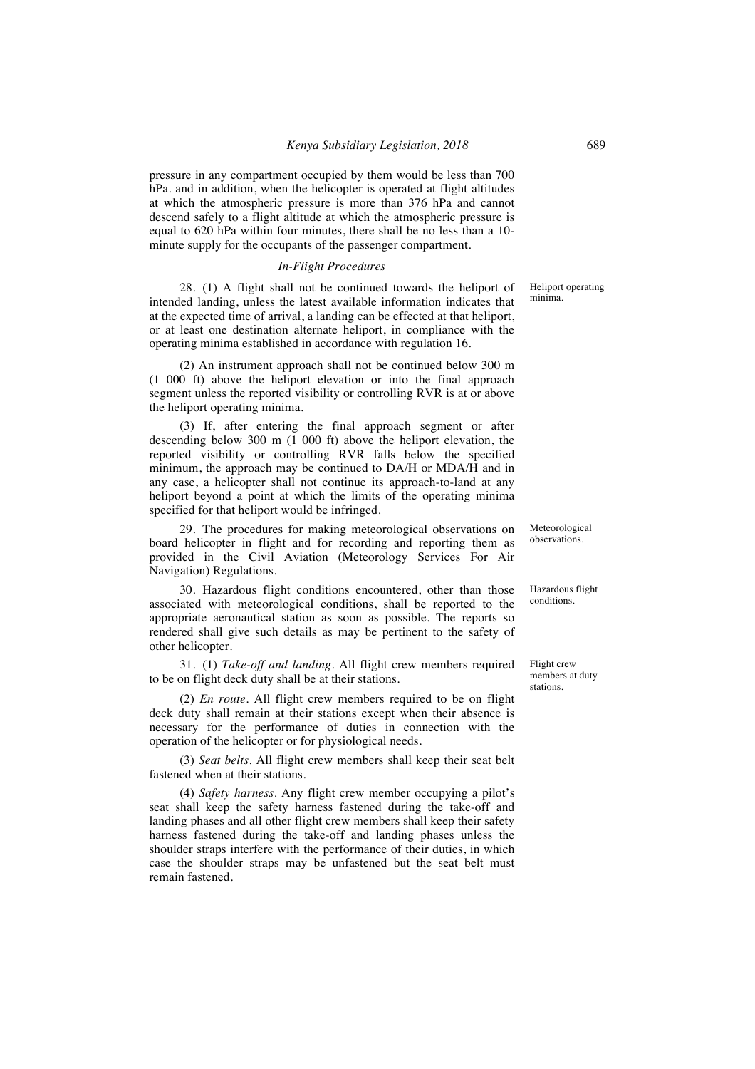pressure in any compartment occupied by them would be less than 700 hPa. and in addition, when the helicopter is operated at flight altitudes at which the atmospheric pressure is more than 376 hPa and cannot descend safely to a flight altitude at which the atmospheric pressure is equal to 620 hPa within four minutes, there shall be no less than a 10-minute supply for the occupants of the passenger compartment.

*In-Flight Procedures*

Heliport operating minima.

28. (1) A flight shall not be continued towards the heliport of intended landing, unless the latest available information indicates that at the expected time of arrival, a landing can be effected at that heliport, or at least one destination alternate heliport, in compliance with the operating minima established in accordance with regulation 16.

(2) An instrument approach shall not be continued below 300 m (1 000 ft) above the heliport elevation or into the final approach segment unless the reported visibility or controlling RVR is at or above the heliport operating minima.

(3) If, after entering the final approach segment or after descending below 300 m (1 000 ft) above the heliport elevation, the reported visibility or controlling RVR falls below the specified minimum, the approach may be continued to DA/H or MDA/H and in any case, a helicopter shall not continue its approach-to-land at any heliport beyond a point at which the limits of the operating minima specified for that heliport would be infringed.

Meteorological observations.

29. The procedures for making meteorological observations on board helicopter in flight and for recording and reporting them as provided in the Civil Aviation (Meteorology Services For Air Navigation) Regulations.

Hazardous flight conditions.

30. Hazardous flight conditions encountered, other than those associated with meteorological conditions, shall be reported to the appropriate aeronautical station as soon as possible. The reports so rendered shall give such details as may be pertinent to the safety of other helicopter.

Flight crew members at duty stations.

31. (1) *Take-off and landing*. All flight crew members required to be on flight deck duty shall be at their stations.

(2) *En route*. All flight crew members required to be on flight deck duty shall remain at their stations except when their absence is necessary for the performance of duties in connection with the operation of the helicopter or for physiological needs.

(3) *Seat belts*. All flight crew members shall keep their seat belt fastened when at their stations.

(4) *Safety harness*. Any flight crew member occupying a pilot's seat shall keep the safety harness fastened during the take-off and landing phases and all other flight crew members shall keep their safety harness fastened during the take-off and landing phases unless the shoulder straps interfere with the performance of their duties, in which case the shoulder straps may be unfastened but the seat belt must remain fastened.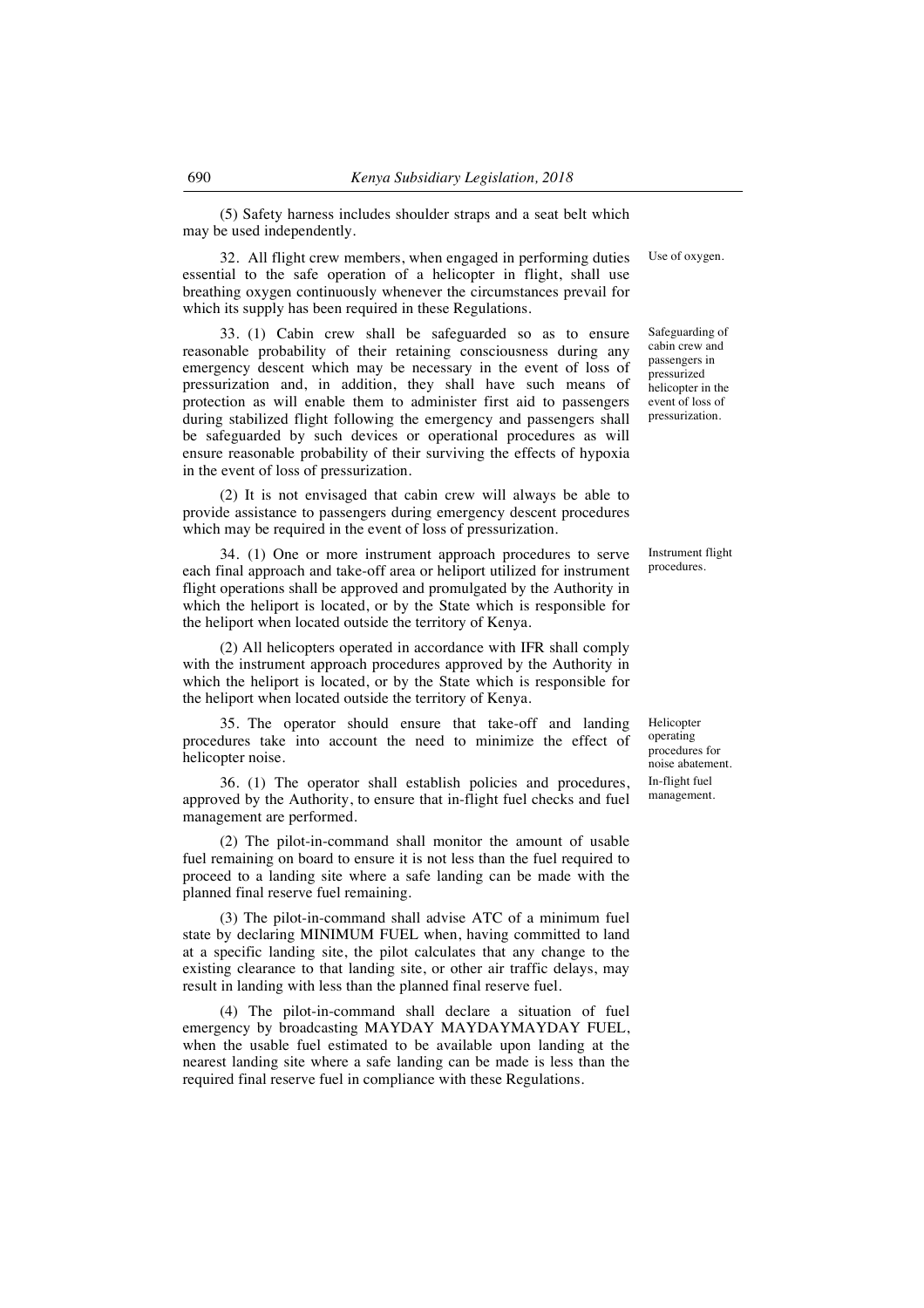(5) Safety harness includes shoulder straps and a seat belt which may be used independently.

Use of oxygen.

32. All flight crew members, when engaged in performing duties essential to the safe operation of a helicopter in flight, shall use breathing oxygen continuously whenever the circumstances prevail for which its supply has been required in these Regulations.

Safeguarding of cabin crew and passengers in pressurized helicopter in the event of loss of pressurization.

33. (1) Cabin crew shall be safeguarded so as to ensure reasonable probability of their retaining consciousness during any emergency descent which may be necessary in the event of loss of pressurization and, in addition, they shall have such means of protection as will enable them to administer first aid to passengers during stabilized flight following the emergency and passengers shall be safeguarded by such devices or operational procedures as will ensure reasonable probability of their surviving the effects of hypoxia in the event of loss of pressurization.

(2) It is not envisaged that cabin crew will always be able to provide assistance to passengers during emergency descent procedures which may be required in the event of loss of pressurization.

Instrument flight procedures.

34. (1) One or more instrument approach procedures to serve each final approach and take-off area or heliport utilized for instrument flight operations shall be approved and promulgated by the Authority in which the heliport is located, or by the State which is responsible for the heliport when located outside the territory of Kenya.

(2) All helicopters operated in accordance with IFR shall comply with the instrument approach procedures approved by the Authority in which the heliport is located, or by the State which is responsible for the heliport when located outside the territory of Kenya.

Helicopter operating procedures for noise abatement.

35. The operator should ensure that take-off and landing procedures take into account the need to minimize the effect of helicopter noise.

In-flight fuel management.

36. (1) The operator shall establish policies and procedures, approved by the Authority, to ensure that in-flight fuel checks and fuel management are performed.

(2) The pilot-in-command shall monitor the amount of usable fuel remaining on board to ensure it is not less than the fuel required to proceed to a landing site where a safe landing can be made with the planned final reserve fuel remaining.

(3) The pilot-in-command shall advise ATC of a minimum fuel state by declaring MINIMUM FUEL when, having committed to land at a specific landing site, the pilot calculates that any change to the existing clearance to that landing site, or other air traffic delays, may result in landing with less than the planned final reserve fuel.

(4) The pilot-in-command shall declare a situation of fuel emergency by broadcasting MAYDAY MAYDAYMAYDAY FUEL, when the usable fuel estimated to be available upon landing at the nearest landing site where a safe landing can be made is less than the required final reserve fuel in compliance with these Regulations.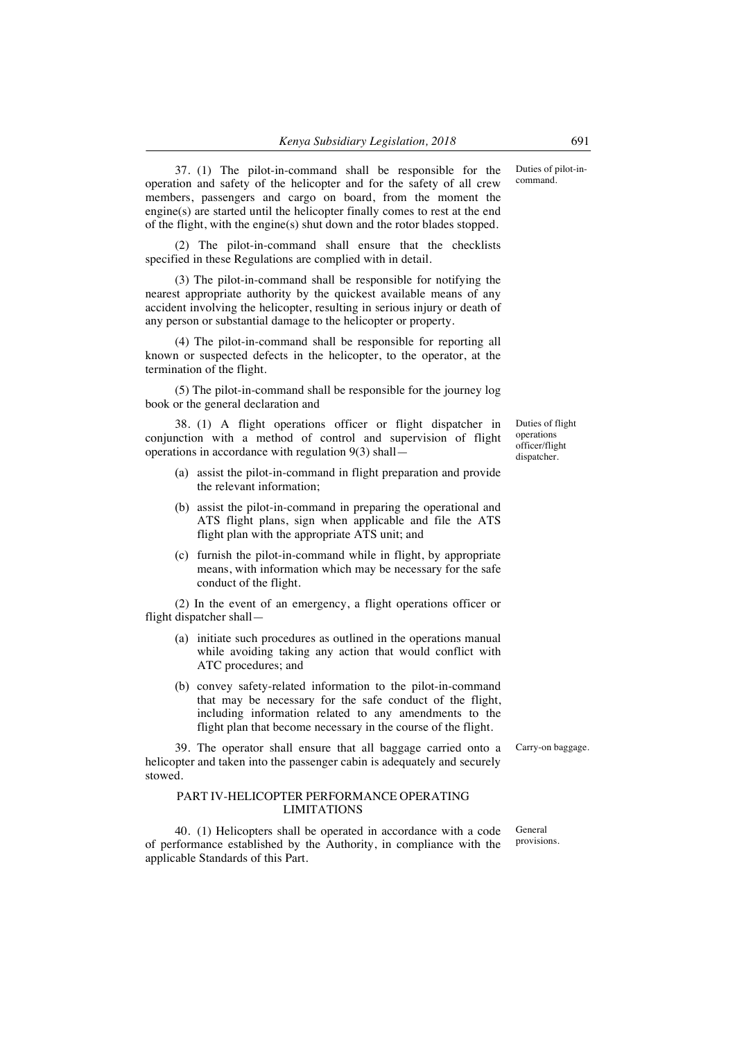37. (1) The pilot-in-command shall be responsible for the operation and safety of the helicopter and for the safety of all crew members, passengers and cargo on board, from the moment the engine(s) are started until the helicopter finally comes to rest at the end of the flight, with the engine(s) shut down and the rotor blades stopped.

Duties of pilot-in-command.

(2) The pilot-in-command shall ensure that the checklists specified in these Regulations are complied with in detail.

(3) The pilot-in-command shall be responsible for notifying the nearest appropriate authority by the quickest available means of any accident involving the helicopter, resulting in serious injury or death of any person or substantial damage to the helicopter or property.

(4) The pilot-in-command shall be responsible for reporting all known or suspected defects in the helicopter, to the operator, at the termination of the flight.

(5) The pilot-in-command shall be responsible for the journey log book or the general declaration and

38. (1) A flight operations officer or flight dispatcher in conjunction with a method of control and supervision of flight operations in accordance with regulation 9(3) shall—

Duties of flight operations officer/flight dispatcher.

- (a) assist the pilot-in-command in flight preparation and provide the relevant information;
- (b) assist the pilot-in-command in preparing the operational and ATS flight plans, sign when applicable and file the ATS flight plan with the appropriate ATS unit; and
- (c) furnish the pilot-in-command while in flight, by appropriate means, with information which may be necessary for the safe conduct of the flight.

(2) In the event of an emergency, a flight operations officer or flight dispatcher shall—

- (a) initiate such procedures as outlined in the operations manual while avoiding taking any action that would conflict with ATC procedures; and
- (b) convey safety-related information to the pilot-in-command that may be necessary for the safe conduct of the flight, including information related to any amendments to the flight plan that become necessary in the course of the flight.

39. The operator shall ensure that all baggage carried onto a helicopter and taken into the passenger cabin is adequately and securely stowed.

Carry-on baggage.

## PART IV-HELICOPTER PERFORMANCE OPERATING LIMITATIONS

40. (1) Helicopters shall be operated in accordance with a code of performance established by the Authority, in compliance with the applicable Standards of this Part.

General provisions.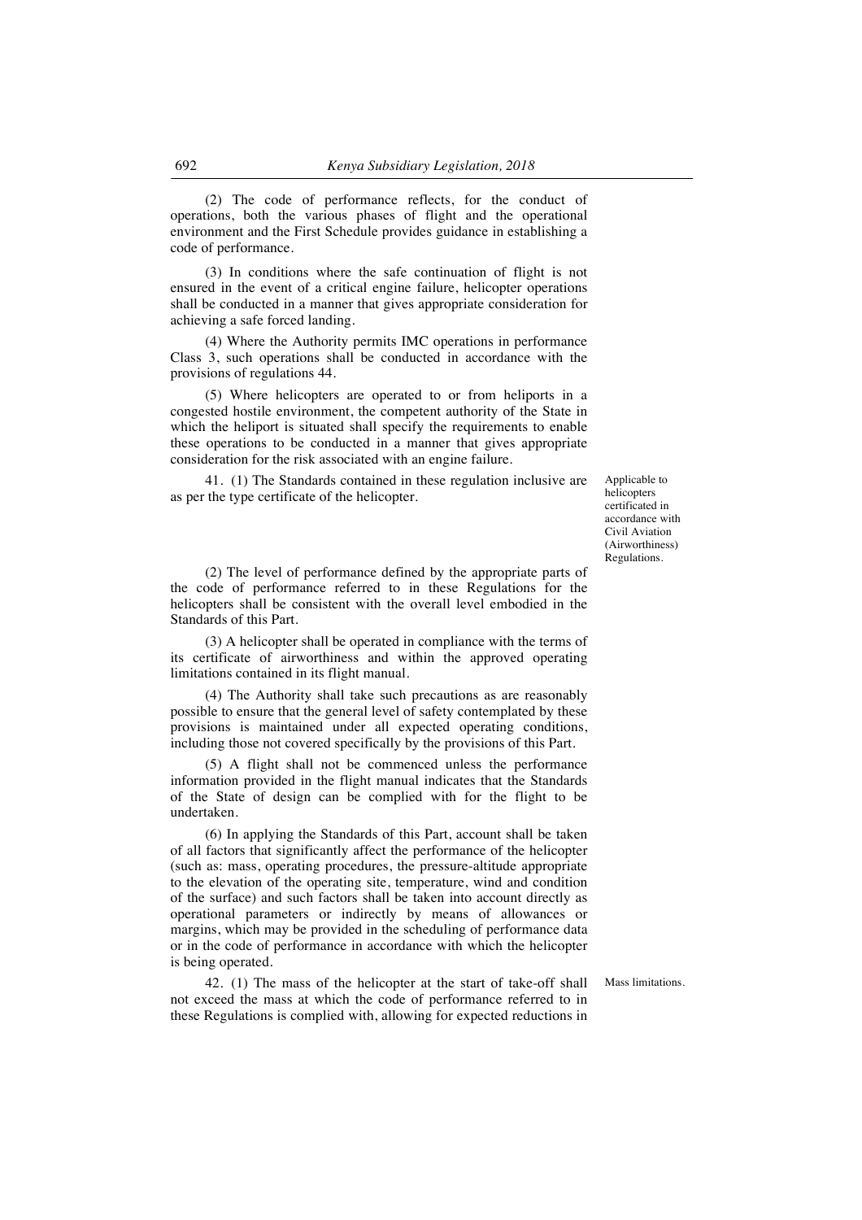(2) The code of performance reflects, for the conduct of operations, both the various phases of flight and the operational environment and the First Schedule provides guidance in establishing a code of performance.

(3) In conditions where the safe continuation of flight is not ensured in the event of a critical engine failure, helicopter operations shall be conducted in a manner that gives appropriate consideration for achieving a safe forced landing.

(4) Where the Authority permits IMC operations in performance Class 3, such operations shall be conducted in accordance with the provisions of regulations 44.

(5) Where helicopters are operated to or from heliports in a congested hostile environment, the competent authority of the State in which the heliport is situated shall specify the requirements to enable these operations to be conducted in a manner that gives appropriate consideration for the risk associated with an engine failure.

Applicable to helicopters certificated in accordance with Civil Aviation (Airworthiness) Regulations.

41. (1) The Standards contained in these regulation inclusive are as per the type certificate of the helicopter.

(2) The level of performance defined by the appropriate parts of the code of performance referred to in these Regulations for the helicopters shall be consistent with the overall level embodied in the Standards of this Part.

(3) A helicopter shall be operated in compliance with the terms of its certificate of airworthiness and within the approved operating limitations contained in its flight manual.

(4) The Authority shall take such precautions as are reasonably possible to ensure that the general level of safety contemplated by these provisions is maintained under all expected operating conditions, including those not covered specifically by the provisions of this Part.

(5) A flight shall not be commenced unless the performance information provided in the flight manual indicates that the Standards of the State of design can be complied with for the flight to be undertaken.

(6) In applying the Standards of this Part, account shall be taken of all factors that significantly affect the performance of the helicopter (such as: mass, operating procedures, the pressure-altitude appropriate to the elevation of the operating site, temperature, wind and condition of the surface) and such factors shall be taken into account directly as operational parameters or indirectly by means of allowances or margins, which may be provided in the scheduling of performance data or in the code of performance in accordance with which the helicopter is being operated.

Mass limitations.

42. (1) The mass of the helicopter at the start of take-off shall not exceed the mass at which the code of performance referred to in these Regulations is complied with, allowing for expected reductions in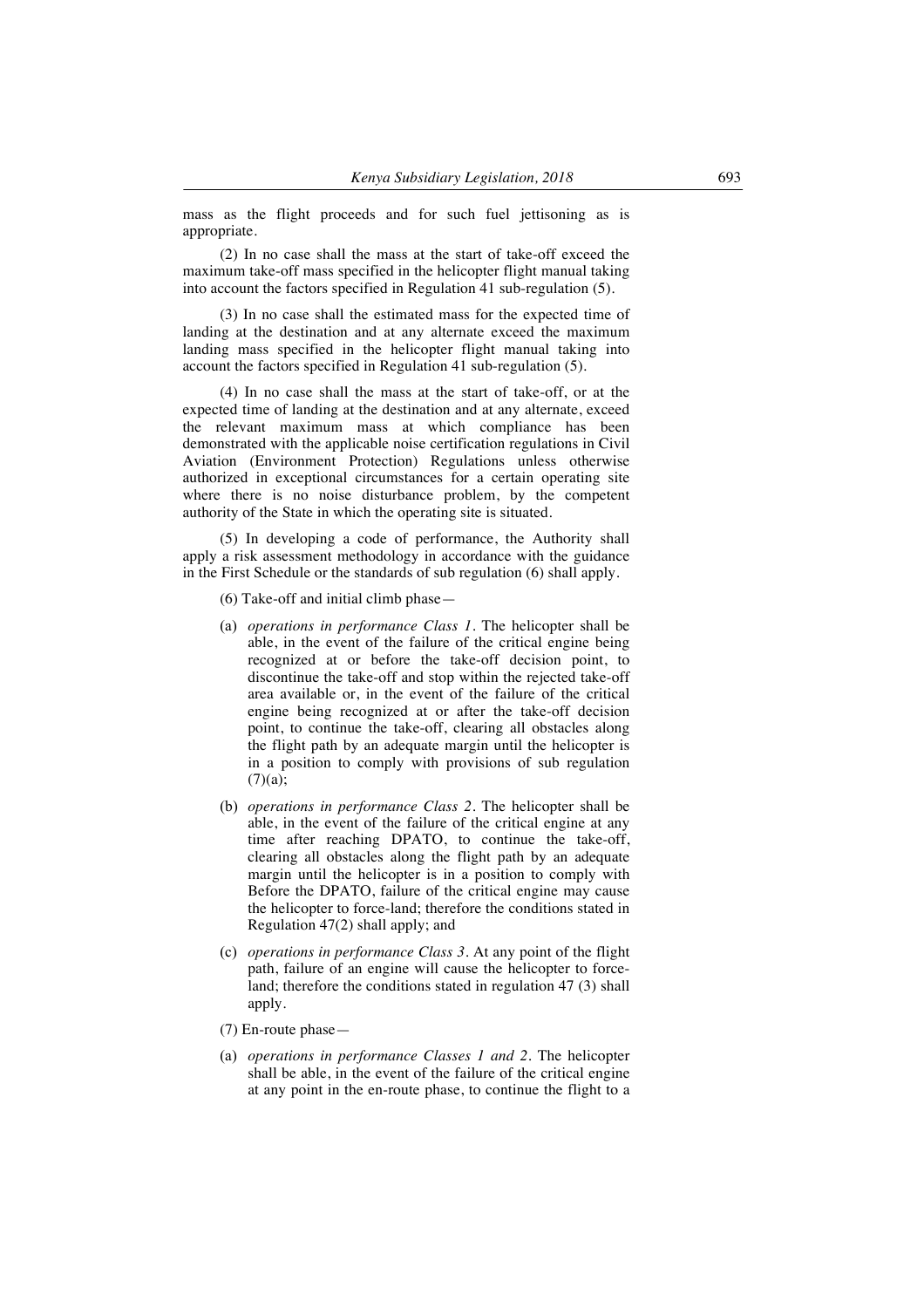mass as the flight proceeds and for such fuel jettisoning as is appropriate.

(2) In no case shall the mass at the start of take-off exceed the maximum take-off mass specified in the helicopter flight manual taking into account the factors specified in Regulation 41 sub-regulation (5).

(3) In no case shall the estimated mass for the expected time of landing at the destination and at any alternate exceed the maximum landing mass specified in the helicopter flight manual taking into account the factors specified in Regulation 41 sub-regulation (5).

(4) In no case shall the mass at the start of take-off, or at the expected time of landing at the destination and at any alternate, exceed the relevant maximum mass at which compliance has been demonstrated with the applicable noise certification regulations in Civil Aviation (Environment Protection) Regulations unless otherwise authorized in exceptional circumstances for a certain operating site where there is no noise disturbance problem, by the competent authority of the State in which the operating site is situated.

(5) In developing a code of performance, the Authority shall apply a risk assessment methodology in accordance with the guidance in the First Schedule or the standards of sub regulation (6) shall apply.

(6) Take-off and initial climb phase—

(a) *operations in performance Class 1.* The helicopter shall be able, in the event of the failure of the critical engine being recognized at or before the take-off decision point, to discontinue the take-off and stop within the rejected take-off area available or, in the event of the failure of the critical engine being recognized at or after the take-off decision point, to continue the take-off, clearing all obstacles along the flight path by an adequate margin until the helicopter is in a position to comply with provisions of sub regulation (7)(a);

(b) *operations in performance Class 2.* The helicopter shall be able, in the event of the failure of the critical engine at any time after reaching DPATO, to continue the take-off, clearing all obstacles along the flight path by an adequate margin until the helicopter is in a position to comply with Before the DPATO, failure of the critical engine may cause the helicopter to force-land; therefore the conditions stated in Regulation 47(2) shall apply; and

(c) *operations in performance Class 3.* At any point of the flight path, failure of an engine will cause the helicopter to force-land; therefore the conditions stated in regulation 47 (3) shall apply.

(7) En-route phase—

(a) *operations in performance Classes 1 and 2.* The helicopter shall be able, in the event of the failure of the critical engine at any point in the en-route phase, to continue the flight to a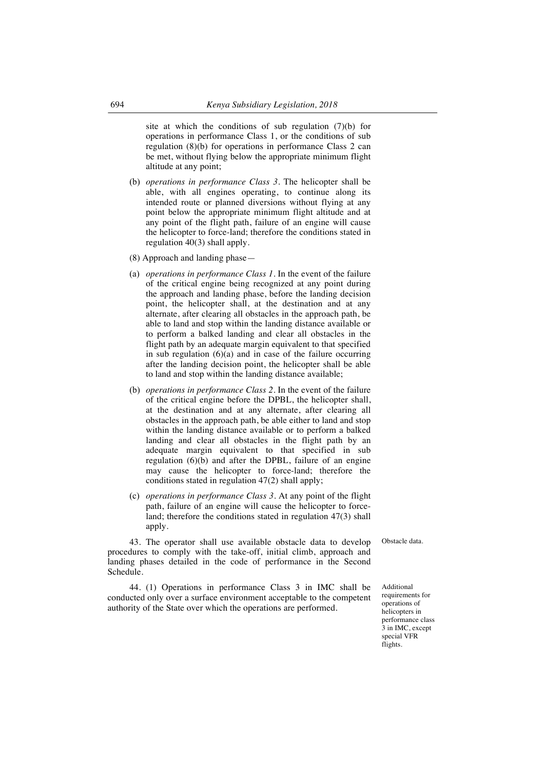site at which the conditions of sub regulation (7)(b) for operations in performance Class 1, or the conditions of sub regulation (8)(b) for operations in performance Class 2 can be met, without flying below the appropriate minimum flight altitude at any point;

(b) *operations in performance Class 3*. The helicopter shall be able, with all engines operating, to continue along its intended route or planned diversions without flying at any point below the appropriate minimum flight altitude and at any point of the flight path, failure of an engine will cause the helicopter to force-land; therefore the conditions stated in regulation 40(3) shall apply.

(8) Approach and landing phase—

(a) *operations in performance Class 1*. In the event of the failure of the critical engine being recognized at any point during the approach and landing phase, before the landing decision point, the helicopter shall, at the destination and at any alternate, after clearing all obstacles in the approach path, be able to land and stop within the landing distance available or to perform a balked landing and clear all obstacles in the flight path by an adequate margin equivalent to that specified in sub regulation (6)(a) and in case of the failure occurring after the landing decision point, the helicopter shall be able to land and stop within the landing distance available;

(b) *operations in performance Class 2*. In the event of the failure of the critical engine before the DPBL, the helicopter shall, at the destination and at any alternate, after clearing all obstacles in the approach path, be able either to land and stop within the landing distance available or to perform a balked landing and clear all obstacles in the flight path by an adequate margin equivalent to that specified in sub regulation (6)(b) and after the DPBL, failure of an engine may cause the helicopter to force-land; therefore the conditions stated in regulation 47(2) shall apply;

(c) *operations in performance Class 3*. At any point of the flight path, failure of an engine will cause the helicopter to force-land; therefore the conditions stated in regulation 47(3) shall apply.

Obstacle data.

43. The operator shall use available obstacle data to develop procedures to comply with the take-off, initial climb, approach and landing phases detailed in the code of performance in the Second Schedule.

Additional requirements for operations of helicopters in performance class 3 in IMC, except special VFR flights.

44. (1) Operations in performance Class 3 in IMC shall be conducted only over a surface environment acceptable to the competent authority of the State over which the operations are performed.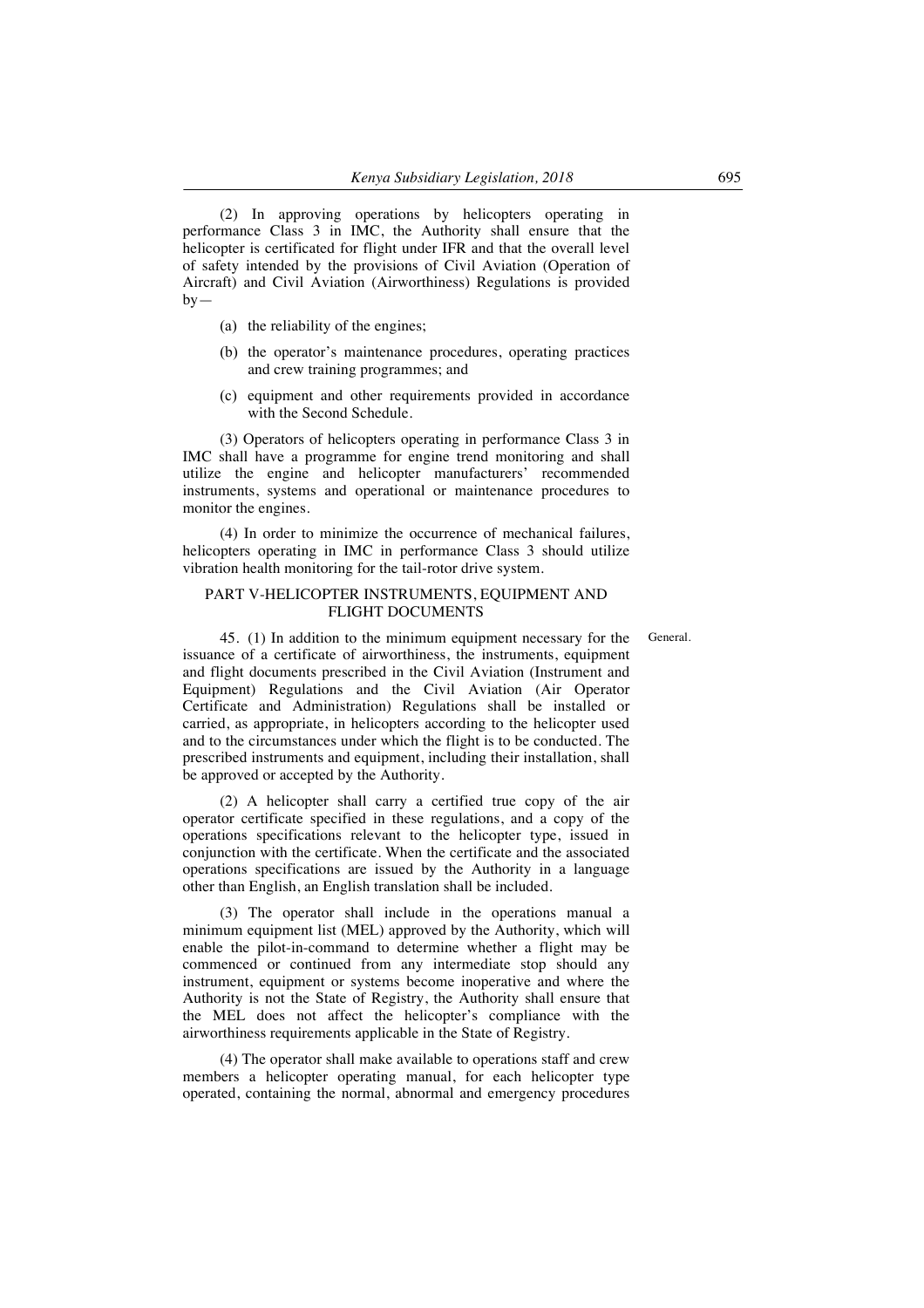(2) In approving operations by helicopters operating in performance Class 3 in IMC, the Authority shall ensure that the helicopter is certificated for flight under IFR and that the overall level of safety intended by the provisions of Civil Aviation (Operation of Aircraft) and Civil Aviation (Airworthiness) Regulations is provided by—

(a) the reliability of the engines;

(b) the operator's maintenance procedures, operating practices and crew training programmes; and

(c) equipment and other requirements provided in accordance with the Second Schedule.

(3) Operators of helicopters operating in performance Class 3 in IMC shall have a programme for engine trend monitoring and shall utilize the engine and helicopter manufacturers' recommended instruments, systems and operational or maintenance procedures to monitor the engines.

(4) In order to minimize the occurrence of mechanical failures, helicopters operating in IMC in performance Class 3 should utilize vibration health monitoring for the tail-rotor drive system.

## PART V-HELICOPTER INSTRUMENTS, EQUIPMENT AND FLIGHT DOCUMENTS

General.

45. (1) In addition to the minimum equipment necessary for the issuance of a certificate of airworthiness, the instruments, equipment and flight documents prescribed in the Civil Aviation (Instrument and Equipment) Regulations and the Civil Aviation (Air Operator Certificate and Administration) Regulations shall be installed or carried, as appropriate, in helicopters according to the helicopter used and to the circumstances under which the flight is to be conducted. The prescribed instruments and equipment, including their installation, shall be approved or accepted by the Authority.

(2) A helicopter shall carry a certified true copy of the air operator certificate specified in these regulations, and a copy of the operations specifications relevant to the helicopter type, issued in conjunction with the certificate. When the certificate and the associated operations specifications are issued by the Authority in a language other than English, an English translation shall be included.

(3) The operator shall include in the operations manual a minimum equipment list (MEL) approved by the Authority, which will enable the pilot-in-command to determine whether a flight may be commenced or continued from any intermediate stop should any instrument, equipment or systems become inoperative and where the Authority is not the State of Registry, the Authority shall ensure that the MEL does not affect the helicopter's compliance with the airworthiness requirements applicable in the State of Registry.

(4) The operator shall make available to operations staff and crew members a helicopter operating manual, for each helicopter type operated, containing the normal, abnormal and emergency procedures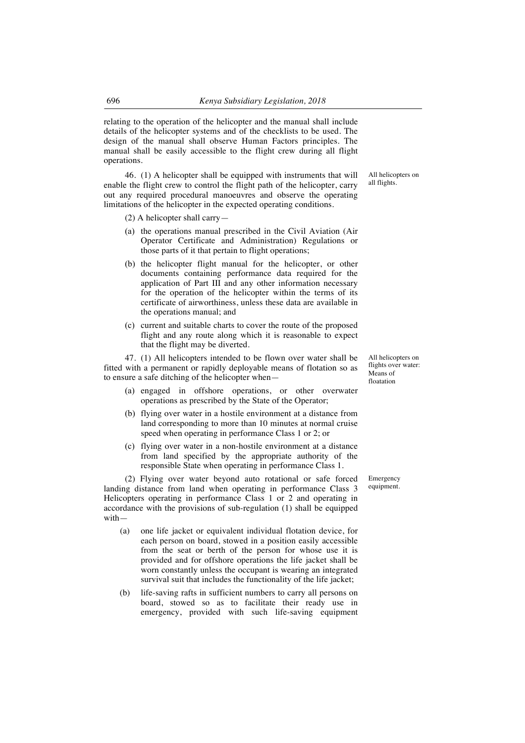relating to the operation of the helicopter and the manual shall include details of the helicopter systems and of the checklists to be used. The design of the manual shall observe Human Factors principles. The manual shall be easily accessible to the flight crew during all flight operations.

All helicopters on all flights.

46. (1) A helicopter shall be equipped with instruments that will enable the flight crew to control the flight path of the helicopter, carry out any required procedural manoeuvres and observe the operating limitations of the helicopter in the expected operating conditions.

(2) A helicopter shall carry—

(a) the operations manual prescribed in the Civil Aviation (Air Operator Certificate and Administration) Regulations or those parts of it that pertain to flight operations;

(b) the helicopter flight manual for the helicopter, or other documents containing performance data required for the application of Part III and any other information necessary for the operation of the helicopter within the terms of its certificate of airworthiness, unless these data are available in the operations manual; and

(c) current and suitable charts to cover the route of the proposed flight and any route along which it is reasonable to expect that the flight may be diverted.

All helicopters on flights over water: Means of floatation

47. (1) All helicopters intended to be flown over water shall be fitted with a permanent or rapidly deployable means of flotation so as to ensure a safe ditching of the helicopter when—

(a) engaged in offshore operations, or other overwater operations as prescribed by the State of the Operator;

(b) flying over water in a hostile environment at a distance from land corresponding to more than 10 minutes at normal cruise speed when operating in performance Class 1 or 2; or

(c) flying over water in a non-hostile environment at a distance from land specified by the appropriate authority of the responsible State when operating in performance Class 1.

Emergency equipment.

(2) Flying over water beyond auto rotational or safe forced landing distance from land when operating in performance Class 3 Helicopters operating in performance Class 1 or 2 and operating in accordance with the provisions of sub-regulation (1) shall be equipped with—

(a) one life jacket or equivalent individual flotation device, for each person on board, stowed in a position easily accessible from the seat or berth of the person for whose use it is provided and for offshore operations the life jacket shall be worn constantly unless the occupant is wearing an integrated survival suit that includes the functionality of the life jacket;

(b) life-saving rafts in sufficient numbers to carry all persons on board, stowed so as to facilitate their ready use in emergency, provided with such life-saving equipment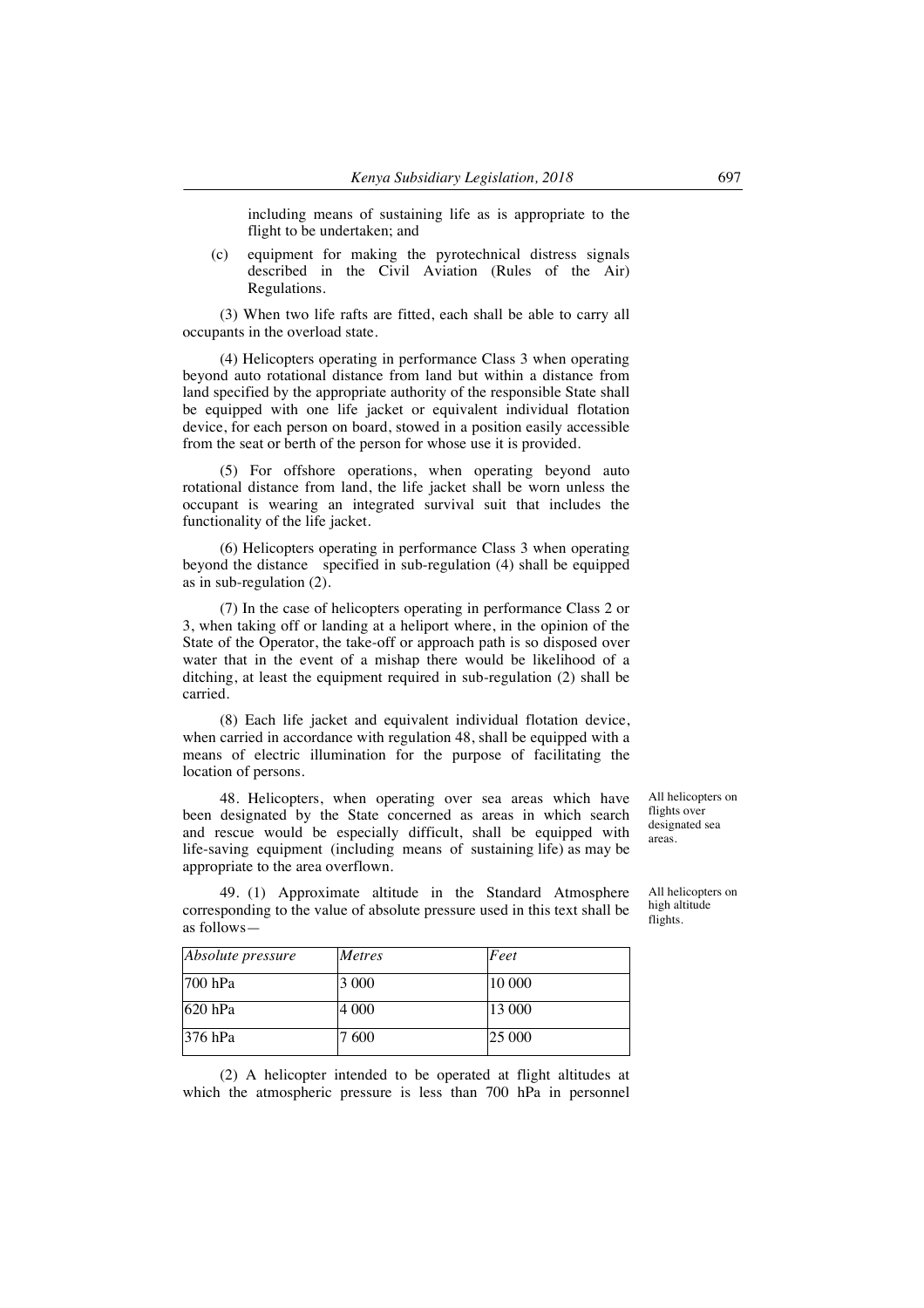including means of sustaining life as is appropriate to the flight to be undertaken; and

(c) equipment for making the pyrotechnical distress signals described in the Civil Aviation (Rules of the Air) Regulations.

(3) When two life rafts are fitted, each shall be able to carry all occupants in the overload state.

(4) Helicopters operating in performance Class 3 when operating beyond auto rotational distance from land but within a distance from land specified by the appropriate authority of the responsible State shall be equipped with one life jacket or equivalent individual flotation device, for each person on board, stowed in a position easily accessible from the seat or berth of the person for whose use it is provided.

(5) For offshore operations, when operating beyond auto rotational distance from land, the life jacket shall be worn unless the occupant is wearing an integrated survival suit that includes the functionality of the life jacket.

(6) Helicopters operating in performance Class 3 when operating beyond the distance specified in sub-regulation (4) shall be equipped as in sub-regulation (2).

(7) In the case of helicopters operating in performance Class 2 or 3, when taking off or landing at a heliport where, in the opinion of the State of the Operator, the take-off or approach path is so disposed over water that in the event of a mishap there would be likelihood of a ditching, at least the equipment required in sub-regulation (2) shall be carried.

(8) Each life jacket and equivalent individual flotation device, when carried in accordance with regulation 48, shall be equipped with a means of electric illumination for the purpose of facilitating the location of persons.

*All helicopters on flights over designated sea areas.*

48. Helicopters, when operating over sea areas which have been designated by the State concerned as areas in which search and rescue would be especially difficult, shall be equipped with life-saving equipment (including means of sustaining life) as may be appropriate to the area overflown.

*All helicopters on high altitude flights.*

49. (1) Approximate altitude in the Standard Atmosphere corresponding to the value of absolute pressure used in this text shall be as follows—

| *Absolute pressure* | *Metres* | *Feet* |
|---|---|---|
| 700 hPa | 3 000 | 10 000 |
| 620 hPa | 4 000 | 13 000 |
| 376 hPa | 7 600 | 25 000 |

(2) A helicopter intended to be operated at flight altitudes at which the atmospheric pressure is less than 700 hPa in personnel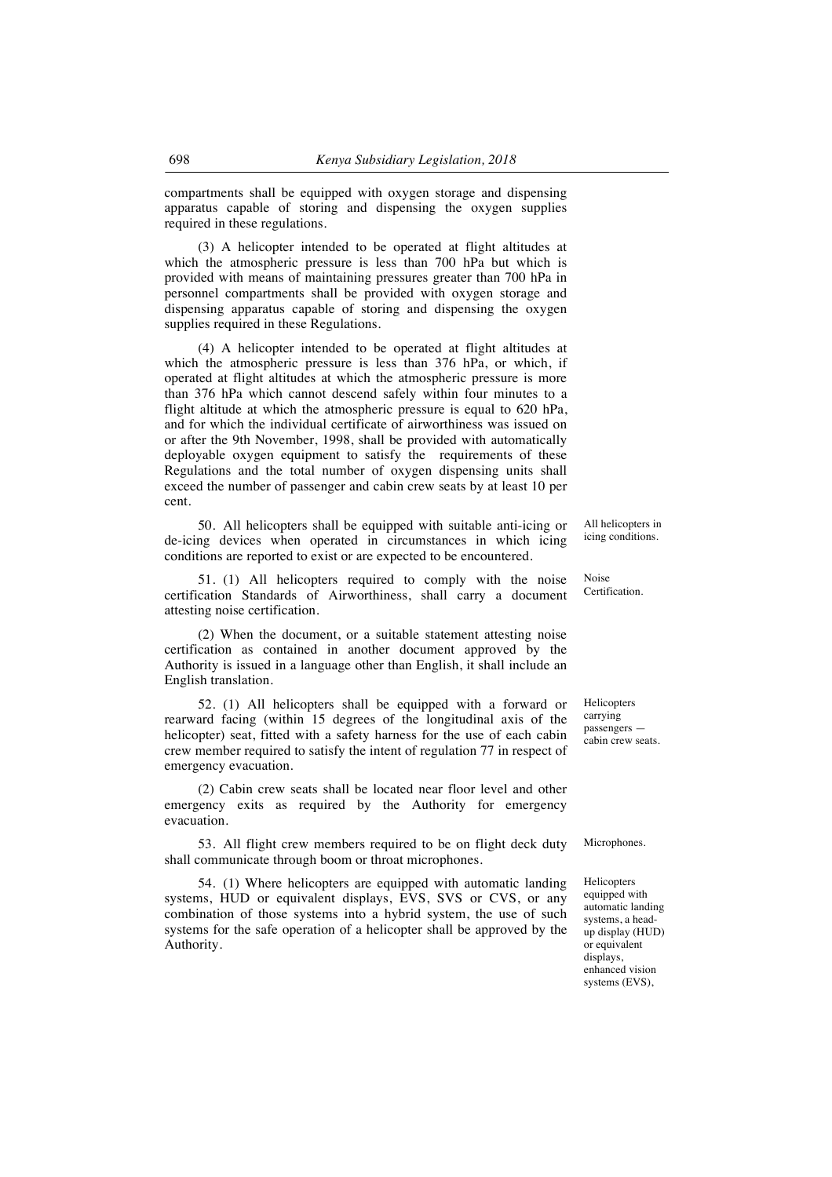compartments shall be equipped with oxygen storage and dispensing apparatus capable of storing and dispensing the oxygen supplies required in these regulations.

(3) A helicopter intended to be operated at flight altitudes at which the atmospheric pressure is less than 700 hPa but which is provided with means of maintaining pressures greater than 700 hPa in personnel compartments shall be provided with oxygen storage and dispensing apparatus capable of storing and dispensing the oxygen supplies required in these Regulations.

(4) A helicopter intended to be operated at flight altitudes at which the atmospheric pressure is less than 376 hPa, or which, if operated at flight altitudes at which the atmospheric pressure is more than 376 hPa which cannot descend safely within four minutes to a flight altitude at which the atmospheric pressure is equal to 620 hPa, and for which the individual certificate of airworthiness was issued on or after the 9th November, 1998, shall be provided with automatically deployable oxygen equipment to satisfy the requirements of these Regulations and the total number of oxygen dispensing units shall exceed the number of passenger and cabin crew seats by at least 10 per cent.

*All helicopters in icing conditions.*

50. All helicopters shall be equipped with suitable anti-icing or de-icing devices when operated in circumstances in which icing conditions are reported to exist or are expected to be encountered.

*Noise Certification.*

51. (1) All helicopters required to comply with the noise certification Standards of Airworthiness, shall carry a document attesting noise certification.

(2) When the document, or a suitable statement attesting noise certification as contained in another document approved by the Authority is issued in a language other than English, it shall include an English translation.

*Helicopters carrying passengers — cabin crew seats.*

52. (1) All helicopters shall be equipped with a forward or rearward facing (within 15 degrees of the longitudinal axis of the helicopter) seat, fitted with a safety harness for the use of each cabin crew member required to satisfy the intent of regulation 77 in respect of emergency evacuation.

(2) Cabin crew seats shall be located near floor level and other emergency exits as required by the Authority for emergency evacuation.

*Microphones.*

53. All flight crew members required to be on flight deck duty shall communicate through boom or throat microphones.

*Helicopters equipped with automatic landing systems, a head-up display (HUD) or equivalent displays, enhanced vision systems (EVS),*

54. (1) Where helicopters are equipped with automatic landing systems, HUD or equivalent displays, EVS, SVS or CVS, or any combination of those systems into a hybrid system, the use of such systems for the safe operation of a helicopter shall be approved by the Authority.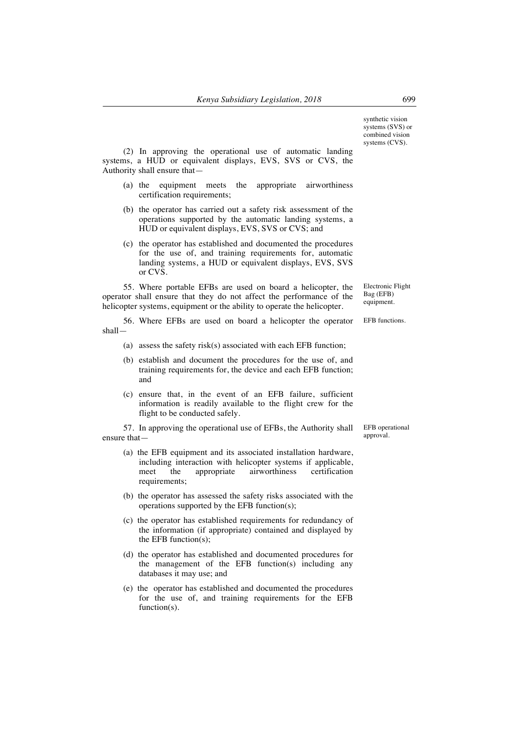synthetic vision systems (SVS) or combined vision systems (CVS).

(2) In approving the operational use of automatic landing systems, a HUD or equivalent displays, EVS, SVS or CVS, the Authority shall ensure that—

(a) the equipment meets the appropriate airworthiness certification requirements;

(b) the operator has carried out a safety risk assessment of the operations supported by the automatic landing systems, a HUD or equivalent displays, EVS, SVS or CVS; and

(c) the operator has established and documented the procedures for the use of, and training requirements for, automatic landing systems, a HUD or equivalent displays, EVS, SVS or CVS.

Electronic Flight Bag (EFB) equipment.

55. Where portable EFBs are used on board a helicopter, the operator shall ensure that they do not affect the performance of the helicopter systems, equipment or the ability to operate the helicopter.

EFB functions.

56. Where EFBs are used on board a helicopter the operator shall—

(a) assess the safety risk(s) associated with each EFB function;

(b) establish and document the procedures for the use of, and training requirements for, the device and each EFB function; and

(c) ensure that, in the event of an EFB failure, sufficient information is readily available to the flight crew for the flight to be conducted safely.

EFB operational approval.

57. In approving the operational use of EFBs, the Authority shall ensure that—

(a) the EFB equipment and its associated installation hardware, including interaction with helicopter systems if applicable, meet the appropriate airworthiness certification requirements;

(b) the operator has assessed the safety risks associated with the operations supported by the EFB function(s);

(c) the operator has established requirements for redundancy of the information (if appropriate) contained and displayed by the EFB function(s);

(d) the operator has established and documented procedures for the management of the EFB function(s) including any databases it may use; and

(e) the operator has established and documented the procedures for the use of, and training requirements for the EFB function(s).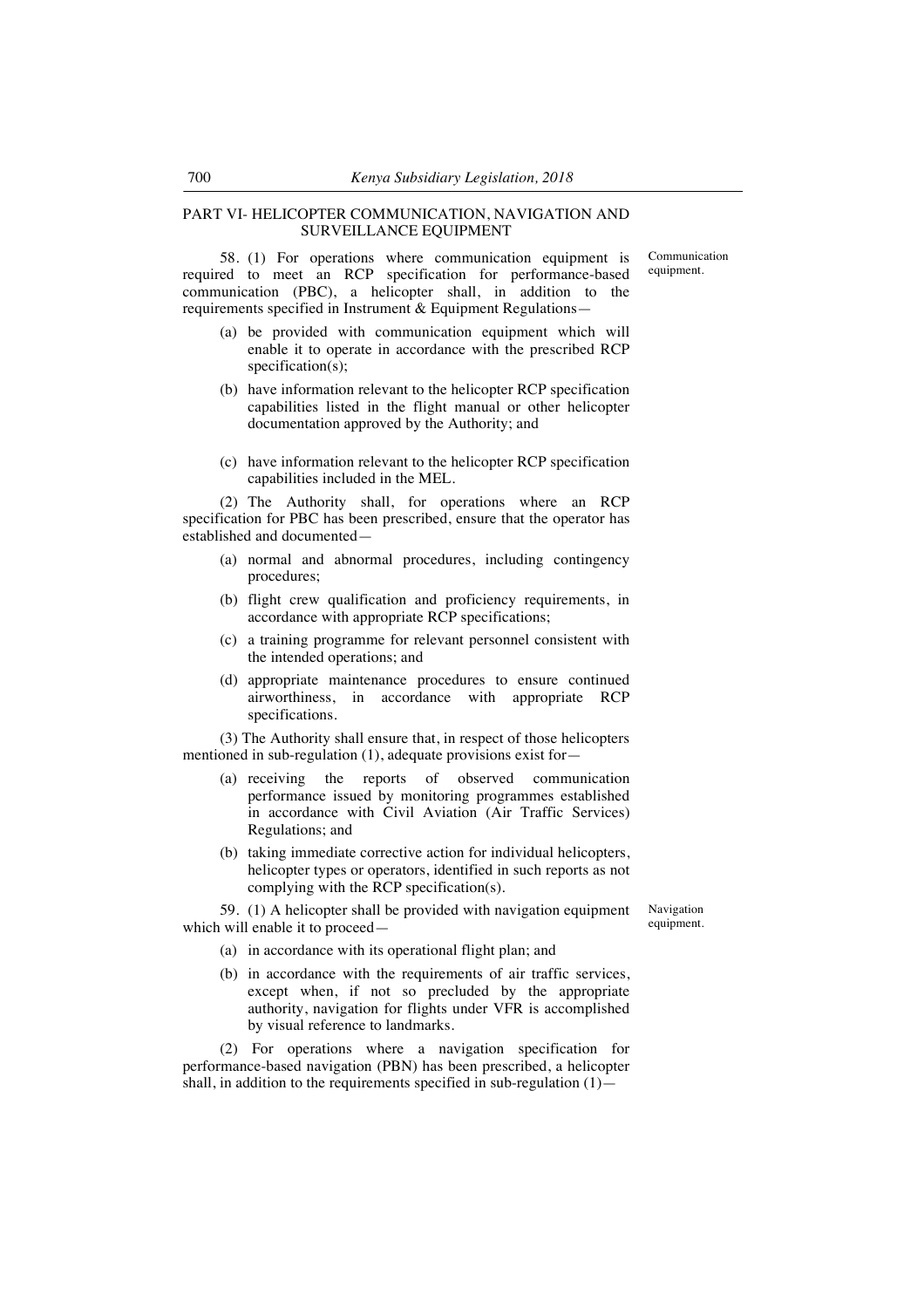## PART VI- HELICOPTER COMMUNICATION, NAVIGATION AND SURVEILLANCE EQUIPMENT

Communication equipment.

58. (1) For operations where communication equipment is required to meet an RCP specification for performance-based communication (PBC), a helicopter shall, in addition to the requirements specified in Instrument & Equipment Regulations—

(a) be provided with communication equipment which will enable it to operate in accordance with the prescribed RCP specification(s);

(b) have information relevant to the helicopter RCP specification capabilities listed in the flight manual or other helicopter documentation approved by the Authority; and

(c) have information relevant to the helicopter RCP specification capabilities included in the MEL.

(2) The Authority shall, for operations where an RCP specification for PBC has been prescribed, ensure that the operator has established and documented—

(a) normal and abnormal procedures, including contingency procedures;

(b) flight crew qualification and proficiency requirements, in accordance with appropriate RCP specifications;

(c) a training programme for relevant personnel consistent with the intended operations; and

(d) appropriate maintenance procedures to ensure continued airworthiness, in accordance with appropriate RCP specifications.

(3) The Authority shall ensure that, in respect of those helicopters mentioned in sub-regulation (1), adequate provisions exist for—

(a) receiving the reports of observed communication performance issued by monitoring programmes established in accordance with Civil Aviation (Air Traffic Services) Regulations; and

(b) taking immediate corrective action for individual helicopters, helicopter types or operators, identified in such reports as not complying with the RCP specification(s).

Navigation equipment.

59. (1) A helicopter shall be provided with navigation equipment which will enable it to proceed—

(a) in accordance with its operational flight plan; and

(b) in accordance with the requirements of air traffic services, except when, if not so precluded by the appropriate authority, navigation for flights under VFR is accomplished by visual reference to landmarks.

(2) For operations where a navigation specification for performance-based navigation (PBN) has been prescribed, a helicopter shall, in addition to the requirements specified in sub-regulation (1)—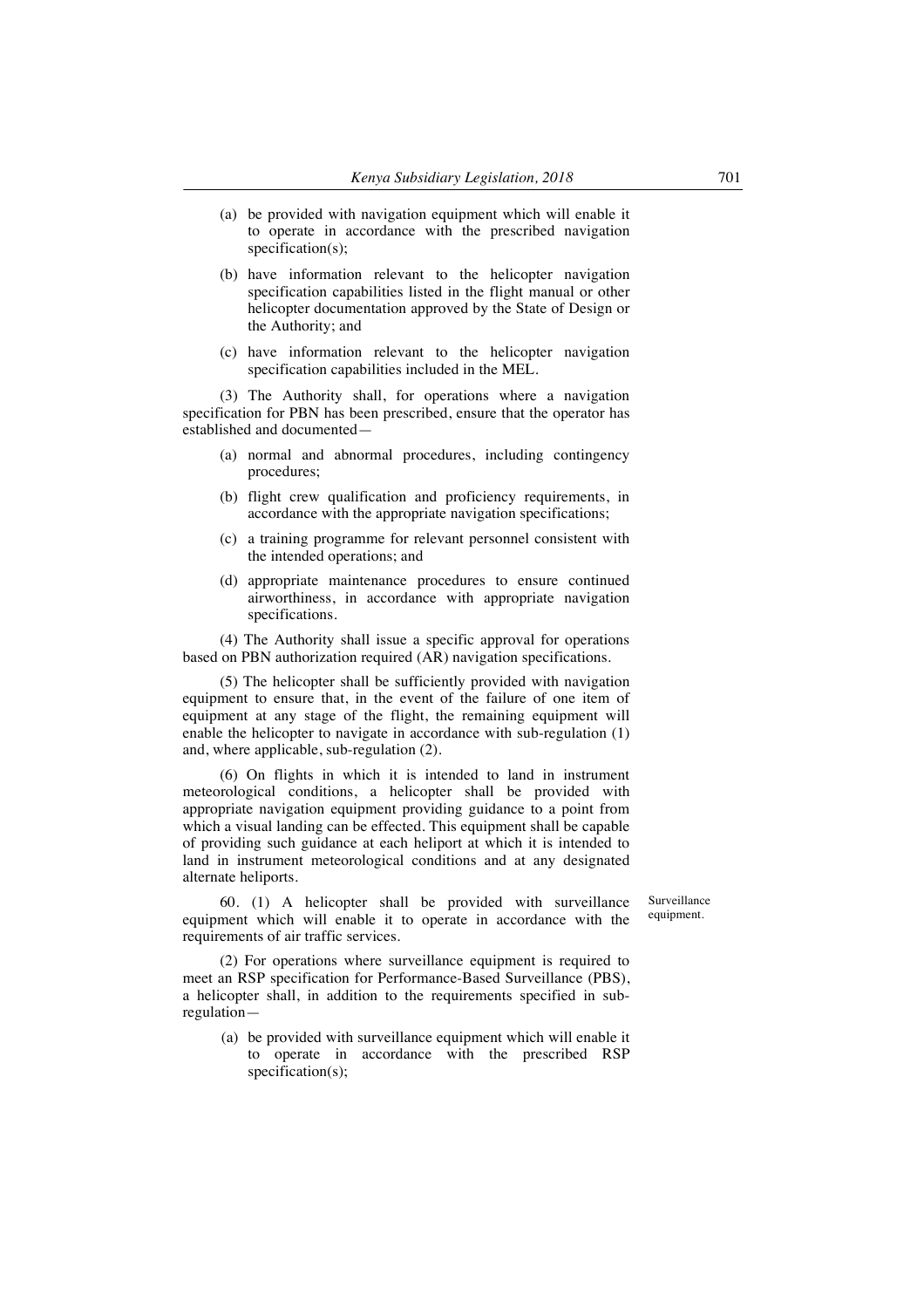(a) be provided with navigation equipment which will enable it to operate in accordance with the prescribed navigation specification(s);

(b) have information relevant to the helicopter navigation specification capabilities listed in the flight manual or other helicopter documentation approved by the State of Design or the Authority; and

(c) have information relevant to the helicopter navigation specification capabilities included in the MEL.

(3) The Authority shall, for operations where a navigation specification for PBN has been prescribed, ensure that the operator has established and documented—

(a) normal and abnormal procedures, including contingency procedures;

(b) flight crew qualification and proficiency requirements, in accordance with the appropriate navigation specifications;

(c) a training programme for relevant personnel consistent with the intended operations; and

(d) appropriate maintenance procedures to ensure continued airworthiness, in accordance with appropriate navigation specifications.

(4) The Authority shall issue a specific approval for operations based on PBN authorization required (AR) navigation specifications.

(5) The helicopter shall be sufficiently provided with navigation equipment to ensure that, in the event of the failure of one item of equipment at any stage of the flight, the remaining equipment will enable the helicopter to navigate in accordance with sub-regulation (1) and, where applicable, sub-regulation (2).

(6) On flights in which it is intended to land in instrument meteorological conditions, a helicopter shall be provided with appropriate navigation equipment providing guidance to a point from which a visual landing can be effected. This equipment shall be capable of providing such guidance at each heliport at which it is intended to land in instrument meteorological conditions and at any designated alternate heliports.

*Surveillance equipment.*

60. (1) A helicopter shall be provided with surveillance equipment which will enable it to operate in accordance with the requirements of air traffic services.

(2) For operations where surveillance equipment is required to meet an RSP specification for Performance-Based Surveillance (PBS), a helicopter shall, in addition to the requirements specified in sub-regulation—

(a) be provided with surveillance equipment which will enable it to operate in accordance with the prescribed RSP specification(s);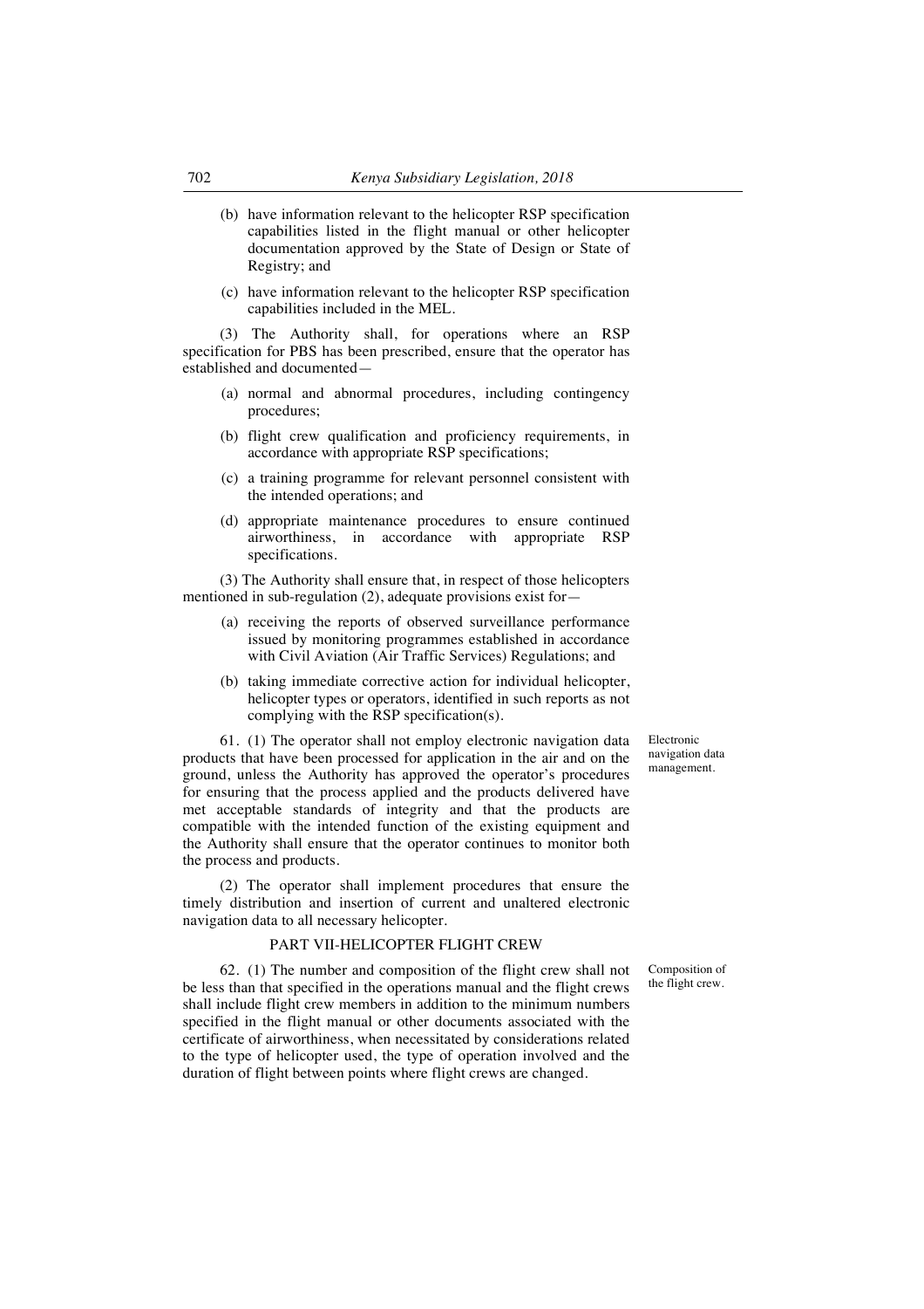(b) have information relevant to the helicopter RSP specification capabilities listed in the flight manual or other helicopter documentation approved by the State of Design or State of Registry; and

(c) have information relevant to the helicopter RSP specification capabilities included in the MEL.

(3) The Authority shall, for operations where an RSP specification for PBS has been prescribed, ensure that the operator has established and documented—

(a) normal and abnormal procedures, including contingency procedures;

(b) flight crew qualification and proficiency requirements, in accordance with appropriate RSP specifications;

(c) a training programme for relevant personnel consistent with the intended operations; and

(d) appropriate maintenance procedures to ensure continued airworthiness, in accordance with appropriate RSP specifications.

(3) The Authority shall ensure that, in respect of those helicopters mentioned in sub-regulation (2), adequate provisions exist for—

(a) receiving the reports of observed surveillance performance issued by monitoring programmes established in accordance with Civil Aviation (Air Traffic Services) Regulations; and

(b) taking immediate corrective action for individual helicopter, helicopter types or operators, identified in such reports as not complying with the RSP specification(s).

*Electronic navigation data management.*

61. (1) The operator shall not employ electronic navigation data products that have been processed for application in the air and on the ground, unless the Authority has approved the operator's procedures for ensuring that the process applied and the products delivered have met acceptable standards of integrity and that the products are compatible with the intended function of the existing equipment and the Authority shall ensure that the operator continues to monitor both the process and products.

(2) The operator shall implement procedures that ensure the timely distribution and insertion of current and unaltered electronic navigation data to all necessary helicopter.

## PART VII-HELICOPTER FLIGHT CREW

*Composition of the flight crew.*

62. (1) The number and composition of the flight crew shall not be less than that specified in the operations manual and the flight crews shall include flight crew members in addition to the minimum numbers specified in the flight manual or other documents associated with the certificate of airworthiness, when necessitated by considerations related to the type of helicopter used, the type of operation involved and the duration of flight between points where flight crews are changed.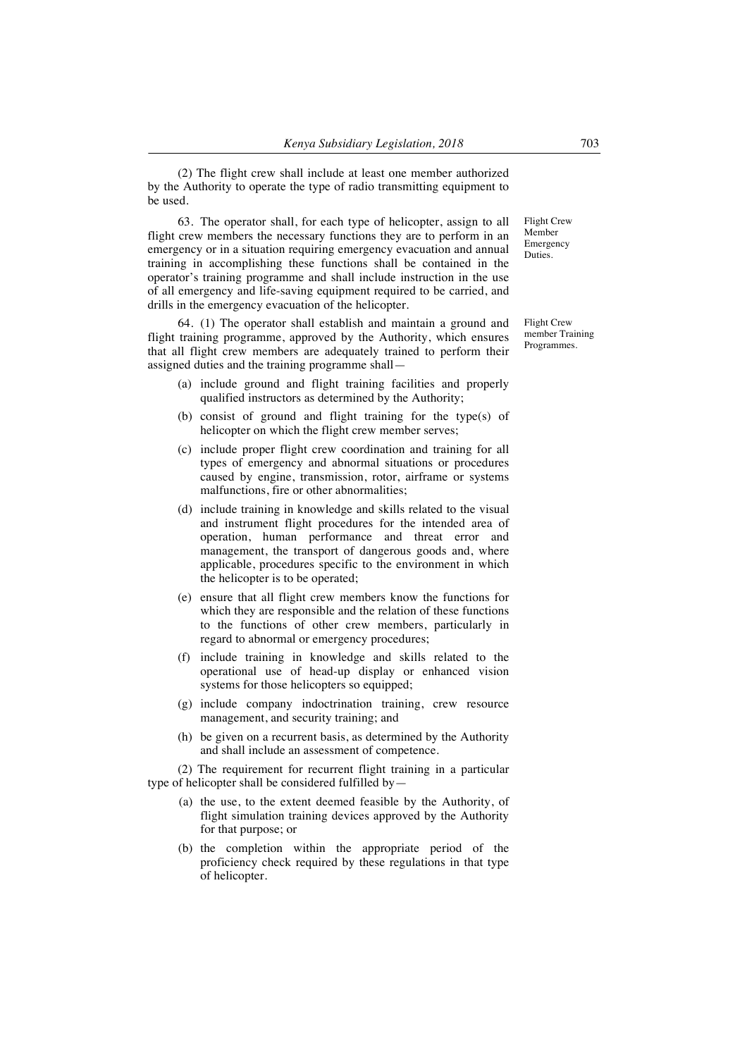(2) The flight crew shall include at least one member authorized by the Authority to operate the type of radio transmitting equipment to be used.

Flight Crew Member Emergency Duties.

63. The operator shall, for each type of helicopter, assign to all flight crew members the necessary functions they are to perform in an emergency or in a situation requiring emergency evacuation and annual training in accomplishing these functions shall be contained in the operator's training programme and shall include instruction in the use of all emergency and life-saving equipment required to be carried, and drills in the emergency evacuation of the helicopter.

Flight Crew member Training Programmes.

64. (1) The operator shall establish and maintain a ground and flight training programme, approved by the Authority, which ensures that all flight crew members are adequately trained to perform their assigned duties and the training programme shall—

(a) include ground and flight training facilities and properly qualified instructors as determined by the Authority;

(b) consist of ground and flight training for the type(s) of helicopter on which the flight crew member serves;

(c) include proper flight crew coordination and training for all types of emergency and abnormal situations or procedures caused by engine, transmission, rotor, airframe or systems malfunctions, fire or other abnormalities;

(d) include training in knowledge and skills related to the visual and instrument flight procedures for the intended area of operation, human performance and threat error and management, the transport of dangerous goods and, where applicable, procedures specific to the environment in which the helicopter is to be operated;

(e) ensure that all flight crew members know the functions for which they are responsible and the relation of these functions to the functions of other crew members, particularly in regard to abnormal or emergency procedures;

(f) include training in knowledge and skills related to the operational use of head-up display or enhanced vision systems for those helicopters so equipped;

(g) include company indoctrination training, crew resource management, and security training; and

(h) be given on a recurrent basis, as determined by the Authority and shall include an assessment of competence.

(2) The requirement for recurrent flight training in a particular type of helicopter shall be considered fulfilled by—

(a) the use, to the extent deemed feasible by the Authority, of flight simulation training devices approved by the Authority for that purpose; or

(b) the completion within the appropriate period of the proficiency check required by these regulations in that type of helicopter.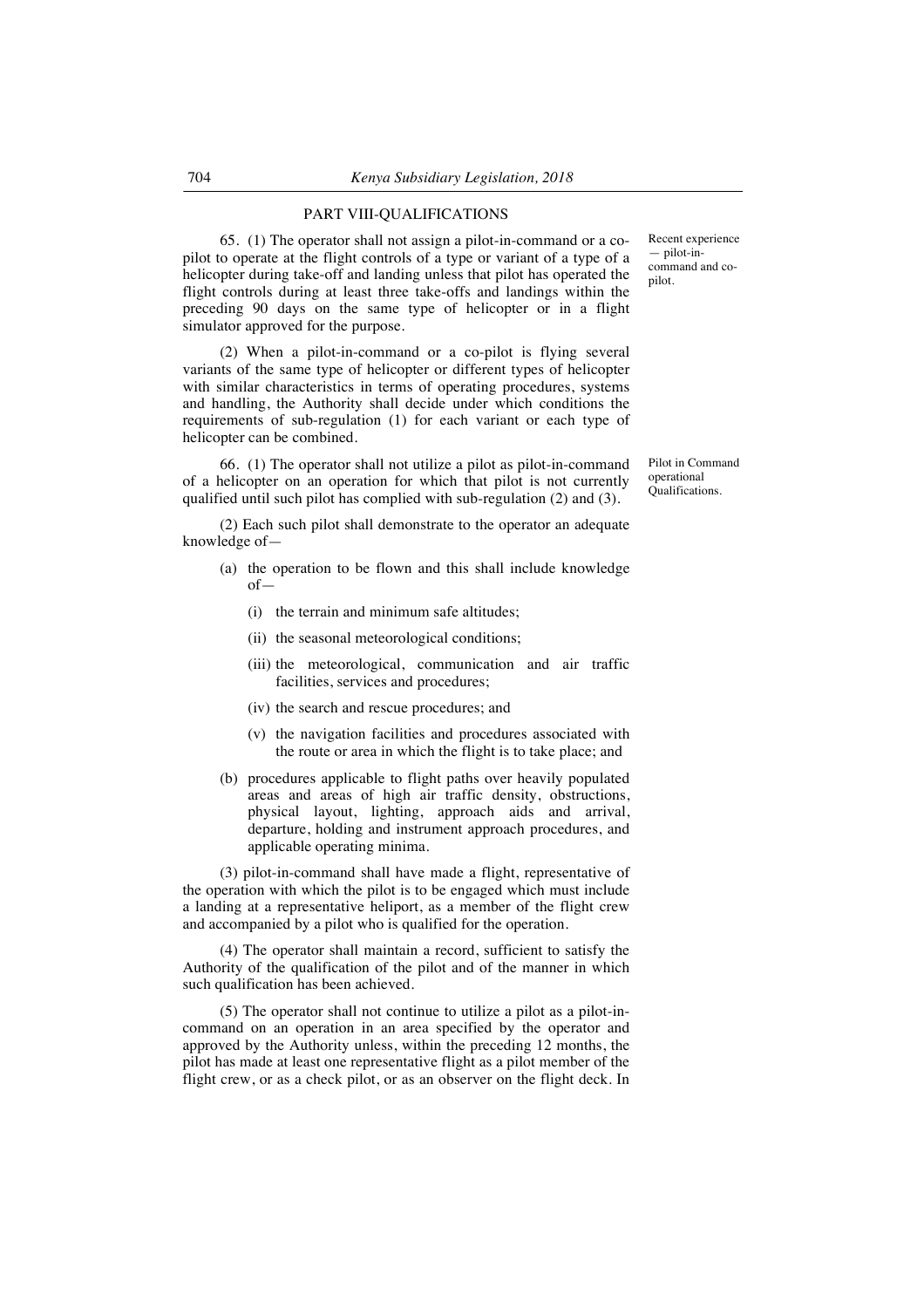## PART VIII-QUALIFICATIONS

*Recent experience — pilot-in-command and co-pilot.*

65. (1) The operator shall not assign a pilot-in-command or a co-pilot to operate at the flight controls of a type or variant of a type of a helicopter during take-off and landing unless that pilot has operated the flight controls during at least three take-offs and landings within the preceding 90 days on the same type of helicopter or in a flight simulator approved for the purpose.

(2) When a pilot-in-command or a co-pilot is flying several variants of the same type of helicopter or different types of helicopter with similar characteristics in terms of operating procedures, systems and handling, the Authority shall decide under which conditions the requirements of sub-regulation (1) for each variant or each type of helicopter can be combined.

*Pilot in Command operational Qualifications.*

66. (1) The operator shall not utilize a pilot as pilot-in-command of a helicopter on an operation for which that pilot is not currently qualified until such pilot has complied with sub-regulation (2) and (3).

(2) Each such pilot shall demonstrate to the operator an adequate knowledge of—

- (a) the operation to be flown and this shall include knowledge of—
  - (i) the terrain and minimum safe altitudes;
  - (ii) the seasonal meteorological conditions;
  - (iii) the meteorological, communication and air traffic facilities, services and procedures;
  - (iv) the search and rescue procedures; and
  - (v) the navigation facilities and procedures associated with the route or area in which the flight is to take place; and
- (b) procedures applicable to flight paths over heavily populated areas and areas of high air traffic density, obstructions, physical layout, lighting, approach aids and arrival, departure, holding and instrument approach procedures, and applicable operating minima.

(3) pilot-in-command shall have made a flight, representative of the operation with which the pilot is to be engaged which must include a landing at a representative heliport, as a member of the flight crew and accompanied by a pilot who is qualified for the operation.

(4) The operator shall maintain a record, sufficient to satisfy the Authority of the qualification of the pilot and of the manner in which such qualification has been achieved.

(5) The operator shall not continue to utilize a pilot as a pilot-in-command on an operation in an area specified by the operator and approved by the Authority unless, within the preceding 12 months, the pilot has made at least one representative flight as a pilot member of the flight crew, or as a check pilot, or as an observer on the flight deck. In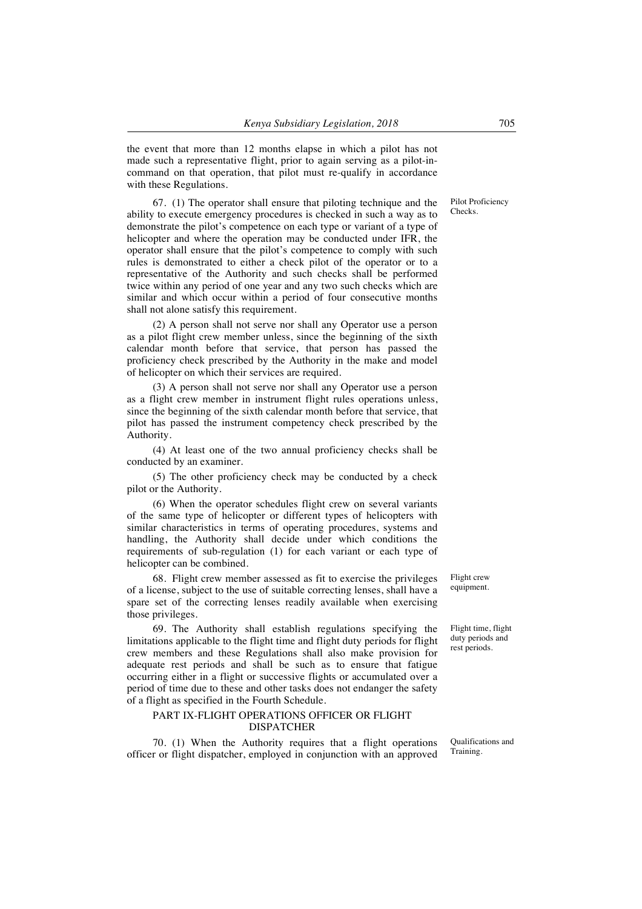the event that more than 12 months elapse in which a pilot has not made such a representative flight, prior to again serving as a pilot-in-command on that operation, that pilot must re-qualify in accordance with these Regulations.

Pilot Proficiency Checks.

67. (1) The operator shall ensure that piloting technique and the ability to execute emergency procedures is checked in such a way as to demonstrate the pilot's competence on each type or variant of a type of helicopter and where the operation may be conducted under IFR, the operator shall ensure that the pilot's competence to comply with such rules is demonstrated to either a check pilot of the operator or to a representative of the Authority and such checks shall be performed twice within any period of one year and any two such checks which are similar and which occur within a period of four consecutive months shall not alone satisfy this requirement.

(2) A person shall not serve nor shall any Operator use a person as a pilot flight crew member unless, since the beginning of the sixth calendar month before that service, that person has passed the proficiency check prescribed by the Authority in the make and model of helicopter on which their services are required.

(3) A person shall not serve nor shall any Operator use a person as a flight crew member in instrument flight rules operations unless, since the beginning of the sixth calendar month before that service, that pilot has passed the instrument competency check prescribed by the Authority.

(4) At least one of the two annual proficiency checks shall be conducted by an examiner.

(5) The other proficiency check may be conducted by a check pilot or the Authority.

(6) When the operator schedules flight crew on several variants of the same type of helicopter or different types of helicopters with similar characteristics in terms of operating procedures, systems and handling, the Authority shall decide under which conditions the requirements of sub-regulation (1) for each variant or each type of helicopter can be combined.

Flight crew equipment.

68. Flight crew member assessed as fit to exercise the privileges of a license, subject to the use of suitable correcting lenses, shall have a spare set of the correcting lenses readily available when exercising those privileges.

Flight time, flight duty periods and rest periods.

69. The Authority shall establish regulations specifying the limitations applicable to the flight time and flight duty periods for flight crew members and these Regulations shall also make provision for adequate rest periods and shall be such as to ensure that fatigue occurring either in a flight or successive flights or accumulated over a period of time due to these and other tasks does not endanger the safety of a flight as specified in the Fourth Schedule.

## PART IX-FLIGHT OPERATIONS OFFICER OR FLIGHT DISPATCHER

Qualifications and Training.

70. (1) When the Authority requires that a flight operations officer or flight dispatcher, employed in conjunction with an approved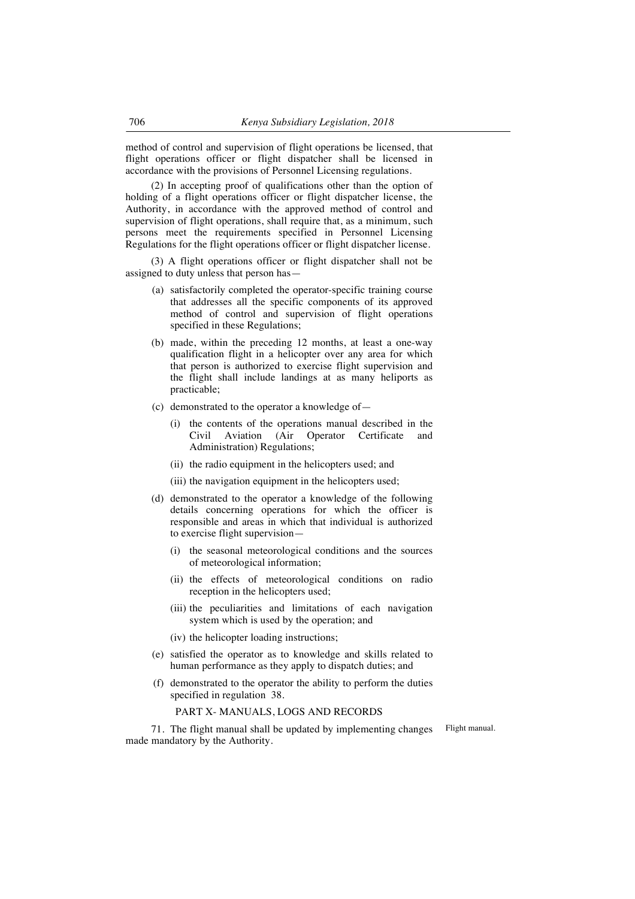method of control and supervision of flight operations be licensed, that flight operations officer or flight dispatcher shall be licensed in accordance with the provisions of Personnel Licensing regulations.

(2) In accepting proof of qualifications other than the option of holding of a flight operations officer or flight dispatcher license, the Authority, in accordance with the approved method of control and supervision of flight operations, shall require that, as a minimum, such persons meet the requirements specified in Personnel Licensing Regulations for the flight operations officer or flight dispatcher license.

(3) A flight operations officer or flight dispatcher shall not be assigned to duty unless that person has—

- (a) satisfactorily completed the operator-specific training course that addresses all the specific components of its approved method of control and supervision of flight operations specified in these Regulations;
- (b) made, within the preceding 12 months, at least a one-way qualification flight in a helicopter over any area for which that person is authorized to exercise flight supervision and the flight shall include landings at as many heliports as practicable;
- (c) demonstrated to the operator a knowledge of—
  - (i) the contents of the operations manual described in the Civil Aviation (Air Operator Certificate and Administration) Regulations;
  - (ii) the radio equipment in the helicopters used; and
  - (iii) the navigation equipment in the helicopters used;
- (d) demonstrated to the operator a knowledge of the following details concerning operations for which the officer is responsible and areas in which that individual is authorized to exercise flight supervision—
  - (i) the seasonal meteorological conditions and the sources of meteorological information;
  - (ii) the effects of meteorological conditions on radio reception in the helicopters used;
  - (iii) the peculiarities and limitations of each navigation system which is used by the operation; and
  - (iv) the helicopter loading instructions;
- (e) satisfied the operator as to knowledge and skills related to human performance as they apply to dispatch duties; and
- (f) demonstrated to the operator the ability to perform the duties specified in regulation 38.

## PART X- MANUALS, LOGS AND RECORDS

Flight manual.

71. The flight manual shall be updated by implementing changes made mandatory by the Authority.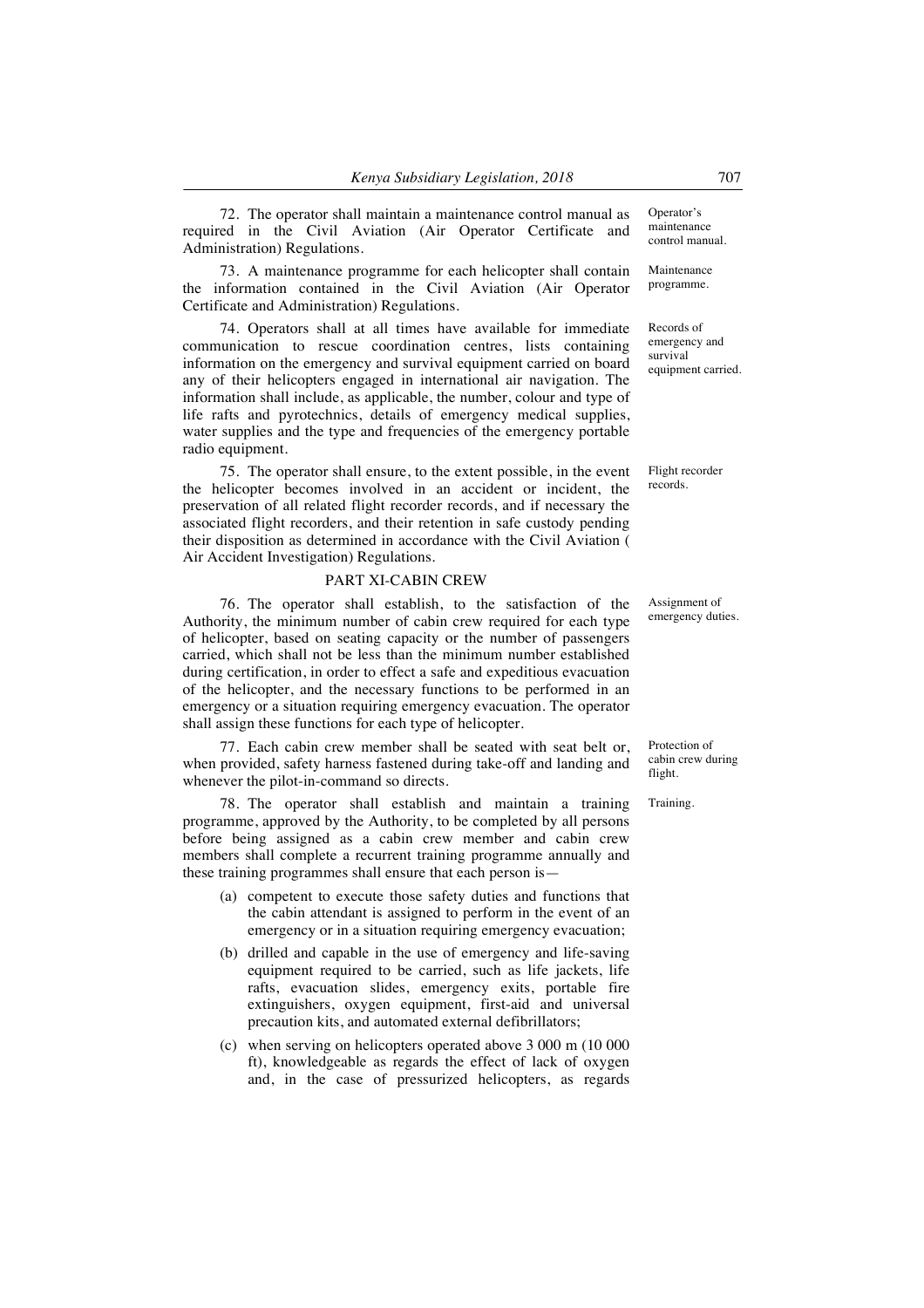72. The operator shall maintain a maintenance control manual as required in the Civil Aviation (Air Operator Certificate and Administration) Regulations.

Operator's maintenance control manual.

73. A maintenance programme for each helicopter shall contain the information contained in the Civil Aviation (Air Operator Certificate and Administration) Regulations.

Maintenance programme.

74. Operators shall at all times have available for immediate communication to rescue coordination centres, lists containing information on the emergency and survival equipment carried on board any of their helicopters engaged in international air navigation. The information shall include, as applicable, the number, colour and type of life rafts and pyrotechnics, details of emergency medical supplies, water supplies and the type and frequencies of the emergency portable radio equipment.

Records of emergency and survival equipment carried.

75. The operator shall ensure, to the extent possible, in the event the helicopter becomes involved in an accident or incident, the preservation of all related flight recorder records, and if necessary the associated flight recorders, and their retention in safe custody pending their disposition as determined in accordance with the Civil Aviation ( Air Accident Investigation) Regulations.

Flight recorder records.

## PART XI-CABIN CREW

76. The operator shall establish, to the satisfaction of the Authority, the minimum number of cabin crew required for each type of helicopter, based on seating capacity or the number of passengers carried, which shall not be less than the minimum number established during certification, in order to effect a safe and expeditious evacuation of the helicopter, and the necessary functions to be performed in an emergency or a situation requiring emergency evacuation. The operator shall assign these functions for each type of helicopter.

Assignment of emergency duties.

77. Each cabin crew member shall be seated with seat belt or, when provided, safety harness fastened during take-off and landing and whenever the pilot-in-command so directs.

Protection of cabin crew during flight.

78. The operator shall establish and maintain a training programme, approved by the Authority, to be completed by all persons before being assigned as a cabin crew member and cabin crew members shall complete a recurrent training programme annually and these training programmes shall ensure that each person is—

Training.

(a) competent to execute those safety duties and functions that the cabin attendant is assigned to perform in the event of an emergency or in a situation requiring emergency evacuation;

(b) drilled and capable in the use of emergency and life-saving equipment required to be carried, such as life jackets, life rafts, evacuation slides, emergency exits, portable fire extinguishers, oxygen equipment, first-aid and universal precaution kits, and automated external defibrillators;

(c) when serving on helicopters operated above 3 000 m (10 000 ft), knowledgeable as regards the effect of lack of oxygen and, in the case of pressurized helicopters, as regards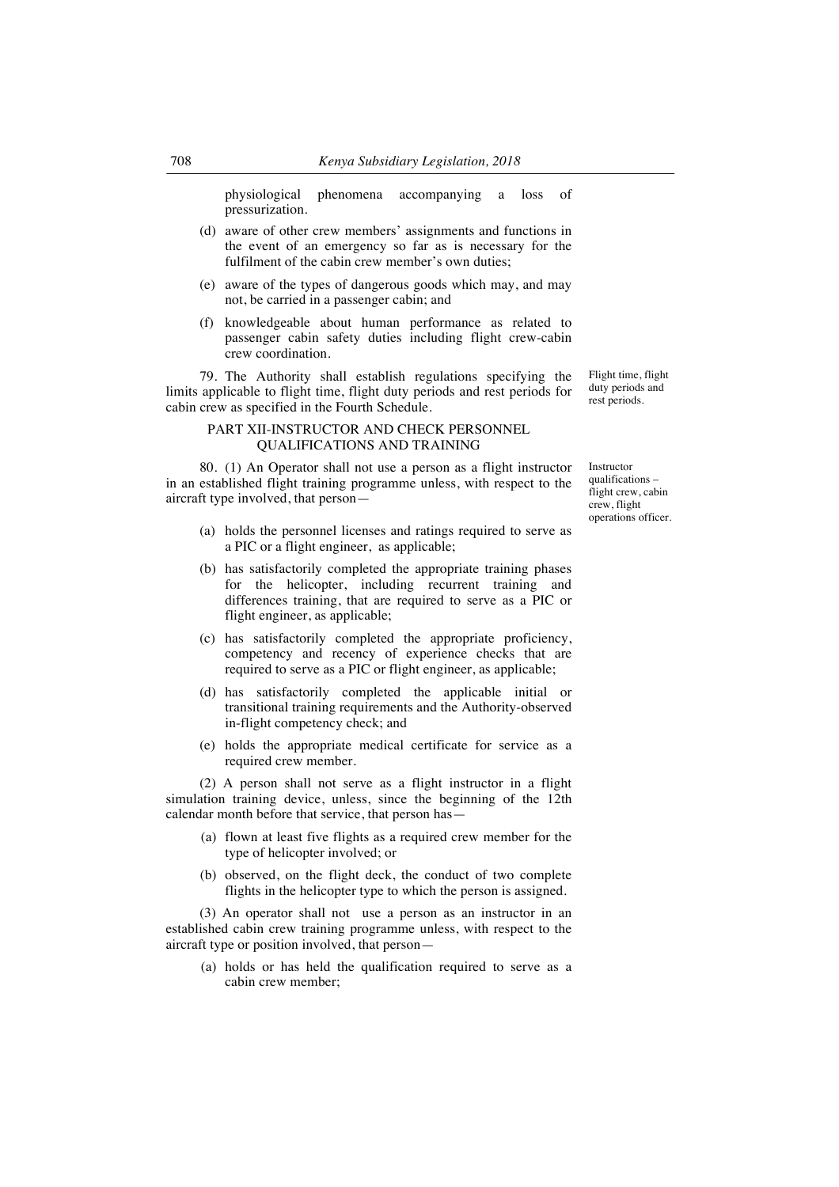physiological phenomena accompanying a loss of pressurization.

(d) aware of other crew members' assignments and functions in the event of an emergency so far as is necessary for the fulfilment of the cabin crew member's own duties;

(e) aware of the types of dangerous goods which may, and may not, be carried in a passenger cabin; and

(f) knowledgeable about human performance as related to passenger cabin safety duties including flight crew-cabin crew coordination.

Flight time, flight duty periods and rest periods.

79. The Authority shall establish regulations specifying the limits applicable to flight time, flight duty periods and rest periods for cabin crew as specified in the Fourth Schedule.

## PART XII-INSTRUCTOR AND CHECK PERSONNEL QUALIFICATIONS AND TRAINING

Instructor qualifications – flight crew, cabin crew, flight operations officer.

80. (1) An Operator shall not use a person as a flight instructor in an established flight training programme unless, with respect to the aircraft type involved, that person—

(a) holds the personnel licenses and ratings required to serve as a PIC or a flight engineer, as applicable;

(b) has satisfactorily completed the appropriate training phases for the helicopter, including recurrent training and differences training, that are required to serve as a PIC or flight engineer, as applicable;

(c) has satisfactorily completed the appropriate proficiency, competency and recency of experience checks that are required to serve as a PIC or flight engineer, as applicable;

(d) has satisfactorily completed the applicable initial or transitional training requirements and the Authority-observed in-flight competency check; and

(e) holds the appropriate medical certificate for service as a required crew member.

(2) A person shall not serve as a flight instructor in a flight simulation training device, unless, since the beginning of the 12th calendar month before that service, that person has—

(a) flown at least five flights as a required crew member for the type of helicopter involved; or

(b) observed, on the flight deck, the conduct of two complete flights in the helicopter type to which the person is assigned.

(3) An operator shall not use a person as an instructor in an established cabin crew training programme unless, with respect to the aircraft type or position involved, that person—

(a) holds or has held the qualification required to serve as a cabin crew member;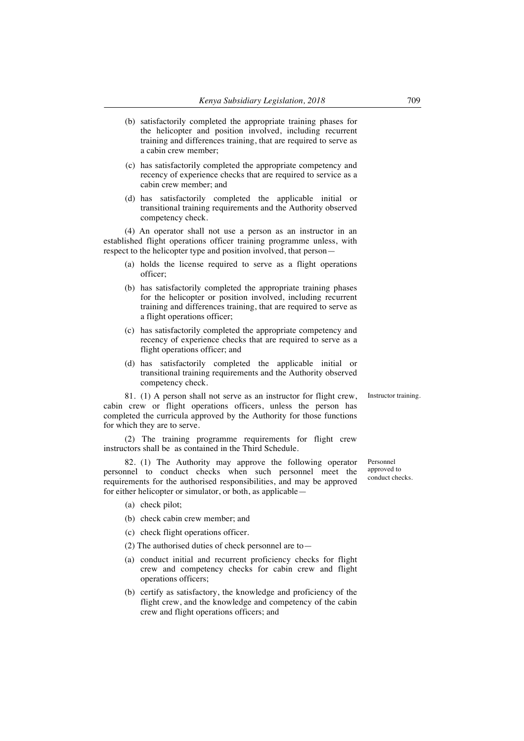(b) satisfactorily completed the appropriate training phases for the helicopter and position involved, including recurrent training and differences training, that are required to serve as a cabin crew member;

(c) has satisfactorily completed the appropriate competency and recency of experience checks that are required to service as a cabin crew member; and

(d) has satisfactorily completed the applicable initial or transitional training requirements and the Authority observed competency check.

(4) An operator shall not use a person as an instructor in an established flight operations officer training programme unless, with respect to the helicopter type and position involved, that person—

(a) holds the license required to serve as a flight operations officer;

(b) has satisfactorily completed the appropriate training phases for the helicopter or position involved, including recurrent training and differences training, that are required to serve as a flight operations officer;

(c) has satisfactorily completed the appropriate competency and recency of experience checks that are required to serve as a flight operations officer; and

(d) has satisfactorily completed the applicable initial or transitional training requirements and the Authority observed competency check.

Instructor training.

81. (1) A person shall not serve as an instructor for flight crew, cabin crew or flight operations officers, unless the person has completed the curricula approved by the Authority for those functions for which they are to serve.

(2) The training programme requirements for flight crew instructors shall be as contained in the Third Schedule.

Personnel approved to conduct checks.

82. (1) The Authority may approve the following operator personnel to conduct checks when such personnel meet the requirements for the authorised responsibilities, and may be approved for either helicopter or simulator, or both, as applicable—

(a) check pilot;

(b) check cabin crew member; and

(c) check flight operations officer.

(2) The authorised duties of check personnel are to—

(a) conduct initial and recurrent proficiency checks for flight crew and competency checks for cabin crew and flight operations officers;

(b) certify as satisfactory, the knowledge and proficiency of the flight crew, and the knowledge and competency of the cabin crew and flight operations officers; and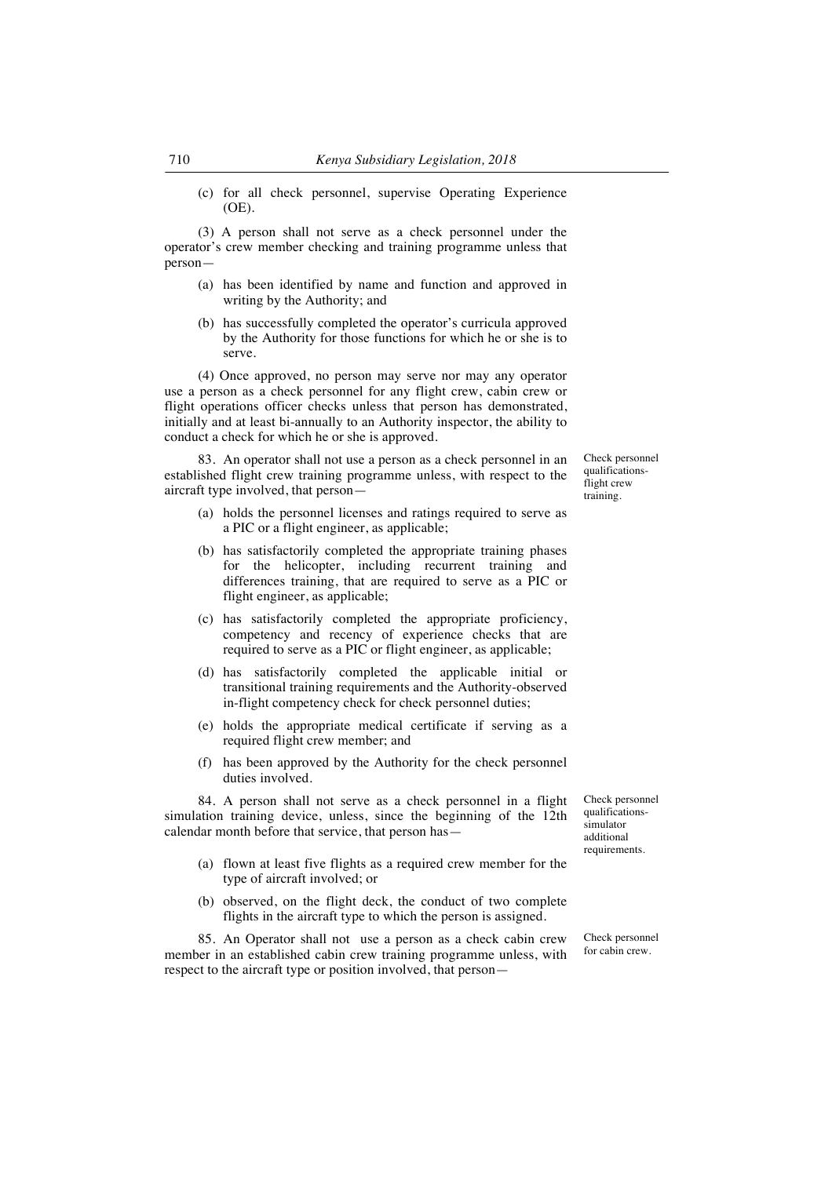(c) for all check personnel, supervise Operating Experience (OE).

(3) A person shall not serve as a check personnel under the operator's crew member checking and training programme unless that person—

(a) has been identified by name and function and approved in writing by the Authority; and

(b) has successfully completed the operator's curricula approved by the Authority for those functions for which he or she is to serve.

(4) Once approved, no person may serve nor may any operator use a person as a check personnel for any flight crew, cabin crew or flight operations officer checks unless that person has demonstrated, initially and at least bi-annually to an Authority inspector, the ability to conduct a check for which he or she is approved.

*Check personnel qualifications-flight crew training.*

83. An operator shall not use a person as a check personnel in an established flight crew training programme unless, with respect to the aircraft type involved, that person—

(a) holds the personnel licenses and ratings required to serve as a PIC or a flight engineer, as applicable;

(b) has satisfactorily completed the appropriate training phases for the helicopter, including recurrent training and differences training, that are required to serve as a PIC or flight engineer, as applicable;

(c) has satisfactorily completed the appropriate proficiency, competency and recency of experience checks that are required to serve as a PIC or flight engineer, as applicable;

(d) has satisfactorily completed the applicable initial or transitional training requirements and the Authority-observed in-flight competency check for check personnel duties;

(e) holds the appropriate medical certificate if serving as a required flight crew member; and

(f) has been approved by the Authority for the check personnel duties involved.

*Check personnel qualifications-simulator additional requirements.*

84. A person shall not serve as a check personnel in a flight simulation training device, unless, since the beginning of the 12th calendar month before that service, that person has—

(a) flown at least five flights as a required crew member for the type of aircraft involved; or

(b) observed, on the flight deck, the conduct of two complete flights in the aircraft type to which the person is assigned.

*Check personnel for cabin crew.*

85. An Operator shall not use a person as a check cabin crew member in an established cabin crew training programme unless, with respect to the aircraft type or position involved, that person—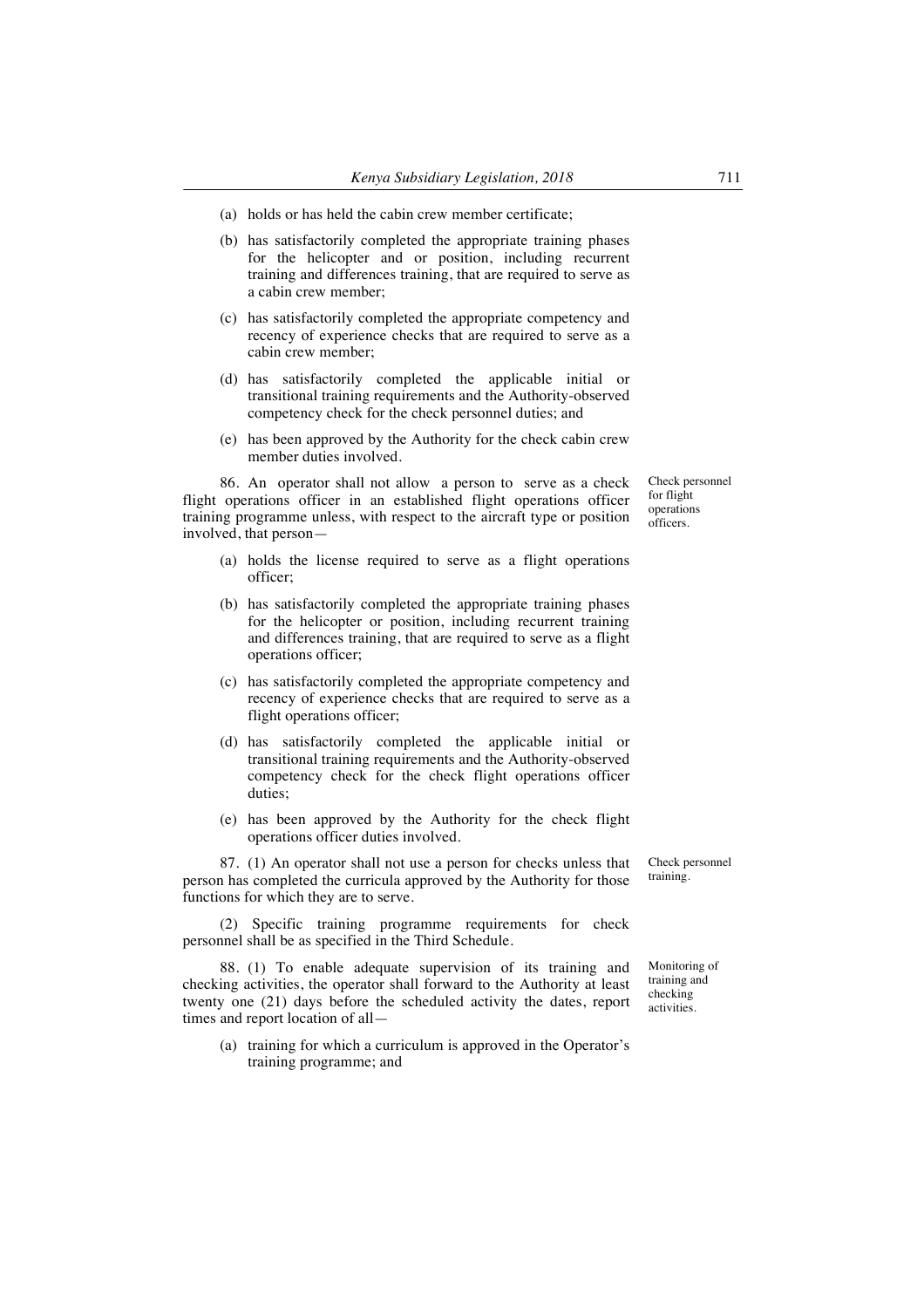(a) holds or has held the cabin crew member certificate;

(b) has satisfactorily completed the appropriate training phases for the helicopter and or position, including recurrent training and differences training, that are required to serve as a cabin crew member;

(c) has satisfactorily completed the appropriate competency and recency of experience checks that are required to serve as a cabin crew member;

(d) has satisfactorily completed the applicable initial or transitional training requirements and the Authority-observed competency check for the check personnel duties; and

(e) has been approved by the Authority for the check cabin crew member duties involved.

*Check personnel for flight operations officers.*

86. An operator shall not allow a person to serve as a check flight operations officer in an established flight operations officer training programme unless, with respect to the aircraft type or position involved, that person—

(a) holds the license required to serve as a flight operations officer;

(b) has satisfactorily completed the appropriate training phases for the helicopter or position, including recurrent training and differences training, that are required to serve as a flight operations officer;

(c) has satisfactorily completed the appropriate competency and recency of experience checks that are required to serve as a flight operations officer;

(d) has satisfactorily completed the applicable initial or transitional training requirements and the Authority-observed competency check for the check flight operations officer duties;

(e) has been approved by the Authority for the check flight operations officer duties involved.

*Check personnel training.*

87. (1) An operator shall not use a person for checks unless that person has completed the curricula approved by the Authority for those functions for which they are to serve.

(2) Specific training programme requirements for check personnel shall be as specified in the Third Schedule.

*Monitoring of training and checking activities.*

88. (1) To enable adequate supervision of its training and checking activities, the operator shall forward to the Authority at least twenty one (21) days before the scheduled activity the dates, report times and report location of all—

(a) training for which a curriculum is approved in the Operator's training programme; and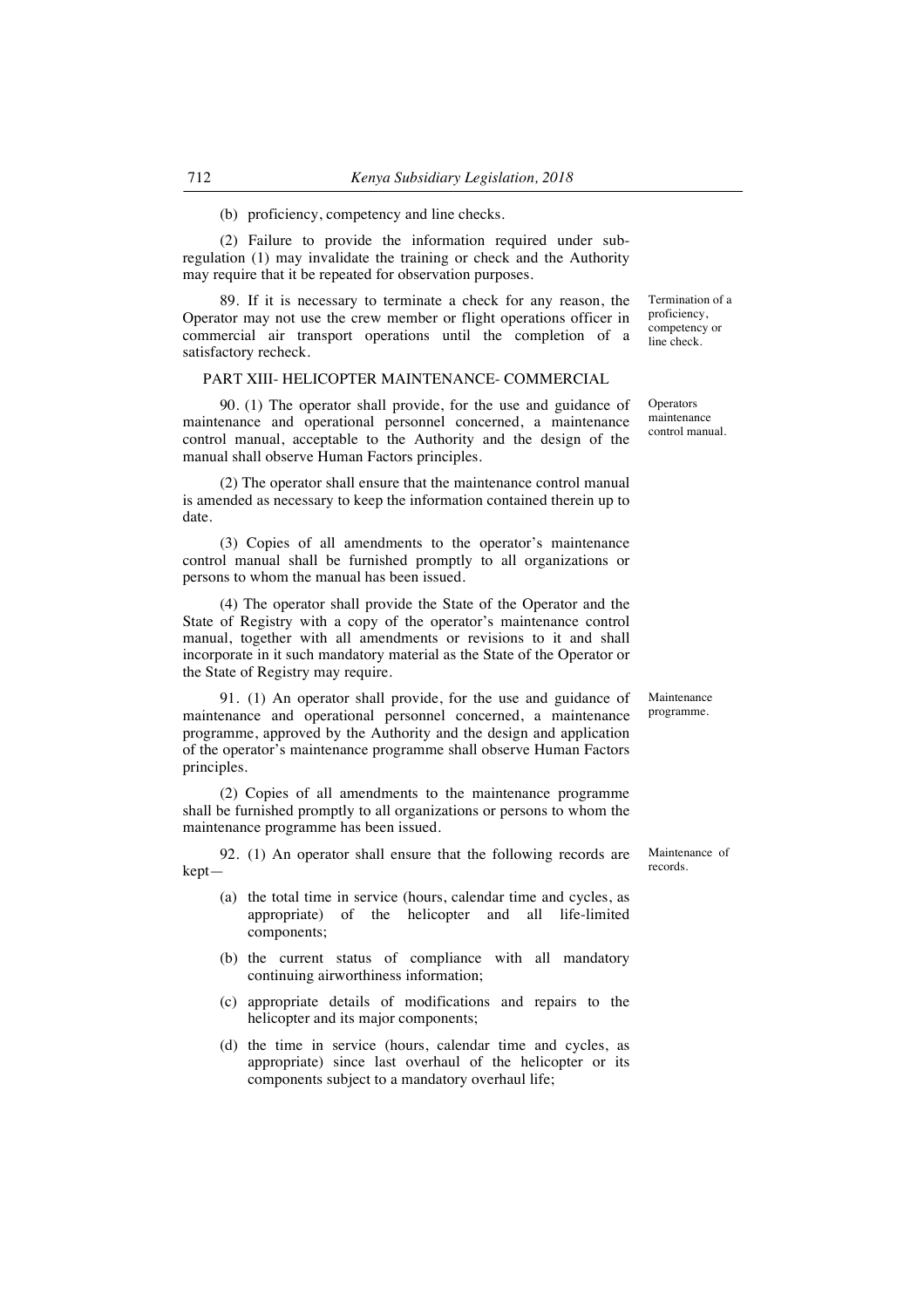(b) proficiency, competency and line checks.

(2) Failure to provide the information required under sub-regulation (1) may invalidate the training or check and the Authority may require that it be repeated for observation purposes.

Termination of a proficiency, competency or line check.

89. If it is necessary to terminate a check for any reason, the Operator may not use the crew member or flight operations officer in commercial air transport operations until the completion of a satisfactory recheck.

## PART XIII- HELICOPTER MAINTENANCE- COMMERCIAL

Operators maintenance control manual.

90. (1) The operator shall provide, for the use and guidance of maintenance and operational personnel concerned, a maintenance control manual, acceptable to the Authority and the design of the manual shall observe Human Factors principles.

(2) The operator shall ensure that the maintenance control manual is amended as necessary to keep the information contained therein up to date.

(3) Copies of all amendments to the operator's maintenance control manual shall be furnished promptly to all organizations or persons to whom the manual has been issued.

(4) The operator shall provide the State of the Operator and the State of Registry with a copy of the operator's maintenance control manual, together with all amendments or revisions to it and shall incorporate in it such mandatory material as the State of the Operator or the State of Registry may require.

Maintenance programme.

91. (1) An operator shall provide, for the use and guidance of maintenance and operational personnel concerned, a maintenance programme, approved by the Authority and the design and application of the operator's maintenance programme shall observe Human Factors principles.

(2) Copies of all amendments to the maintenance programme shall be furnished promptly to all organizations or persons to whom the maintenance programme has been issued.

Maintenance of records.

92. (1) An operator shall ensure that the following records are kept—

(a) the total time in service (hours, calendar time and cycles, as appropriate) of the helicopter and all life-limited components;

(b) the current status of compliance with all mandatory continuing airworthiness information;

(c) appropriate details of modifications and repairs to the helicopter and its major components;

(d) the time in service (hours, calendar time and cycles, as appropriate) since last overhaul of the helicopter or its components subject to a mandatory overhaul life;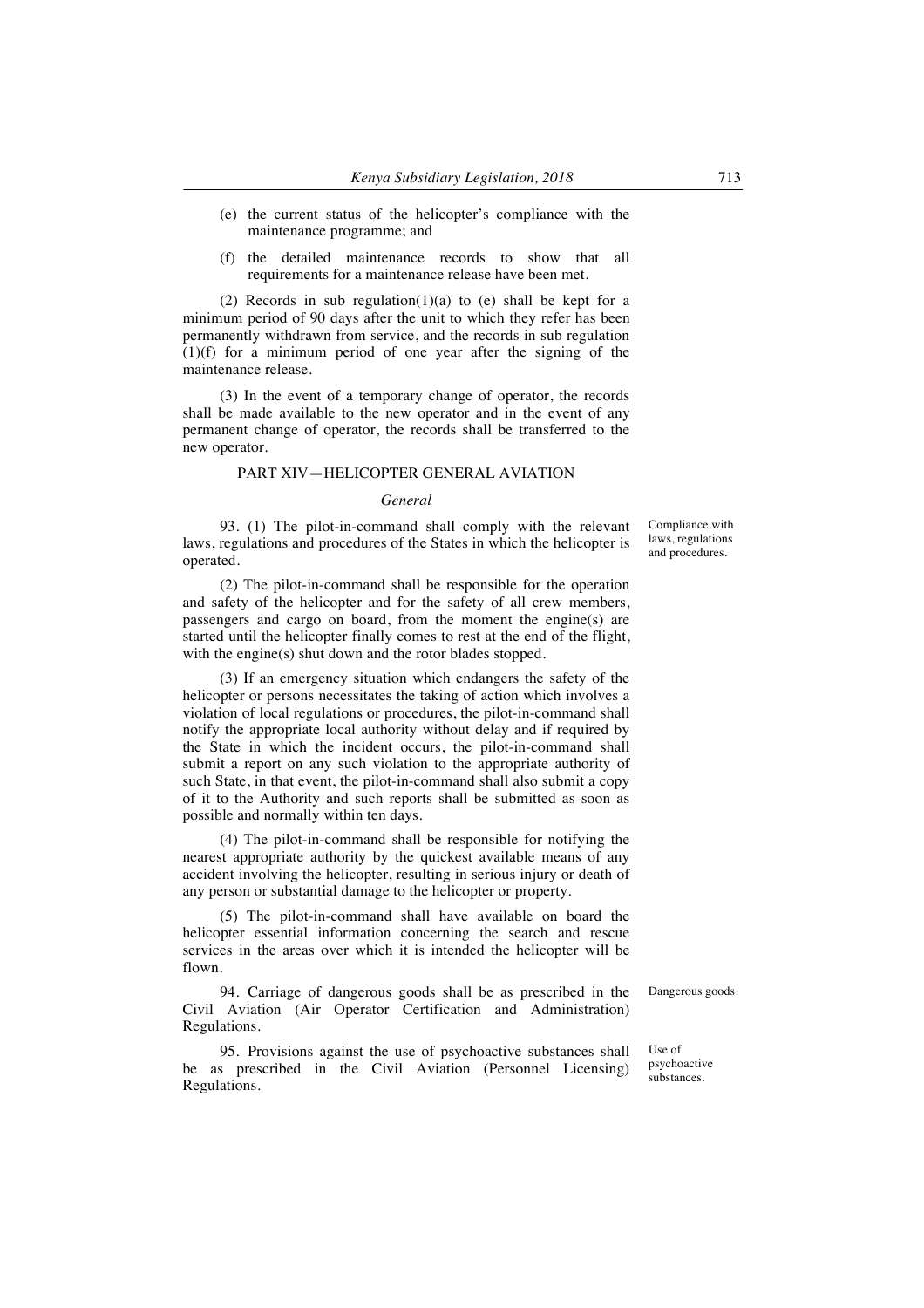(e) the current status of the helicopter's compliance with the maintenance programme; and

(f) the detailed maintenance records to show that all requirements for a maintenance release have been met.

(2) Records in sub regulation(1)(a) to (e) shall be kept for a minimum period of 90 days after the unit to which they refer has been permanently withdrawn from service, and the records in sub regulation (1)(f) for a minimum period of one year after the signing of the maintenance release.

(3) In the event of a temporary change of operator, the records shall be made available to the new operator and in the event of any permanent change of operator, the records shall be transferred to the new operator.

## PART XIV—HELICOPTER GENERAL AVIATION

### *General*

Compliance with laws, regulations and procedures.

93. (1) The pilot-in-command shall comply with the relevant laws, regulations and procedures of the States in which the helicopter is operated.

(2) The pilot-in-command shall be responsible for the operation and safety of the helicopter and for the safety of all crew members, passengers and cargo on board, from the moment the engine(s) are started until the helicopter finally comes to rest at the end of the flight, with the engine(s) shut down and the rotor blades stopped.

(3) If an emergency situation which endangers the safety of the helicopter or persons necessitates the taking of action which involves a violation of local regulations or procedures, the pilot-in-command shall notify the appropriate local authority without delay and if required by the State in which the incident occurs, the pilot-in-command shall submit a report on any such violation to the appropriate authority of such State, in that event, the pilot-in-command shall also submit a copy of it to the Authority and such reports shall be submitted as soon as possible and normally within ten days.

(4) The pilot-in-command shall be responsible for notifying the nearest appropriate authority by the quickest available means of any accident involving the helicopter, resulting in serious injury or death of any person or substantial damage to the helicopter or property.

(5) The pilot-in-command shall have available on board the helicopter essential information concerning the search and rescue services in the areas over which it is intended the helicopter will be flown.

Dangerous goods.

94. Carriage of dangerous goods shall be as prescribed in the Civil Aviation (Air Operator Certification and Administration) Regulations.

Use of psychoactive substances.

95. Provisions against the use of psychoactive substances shall be as prescribed in the Civil Aviation (Personnel Licensing) Regulations.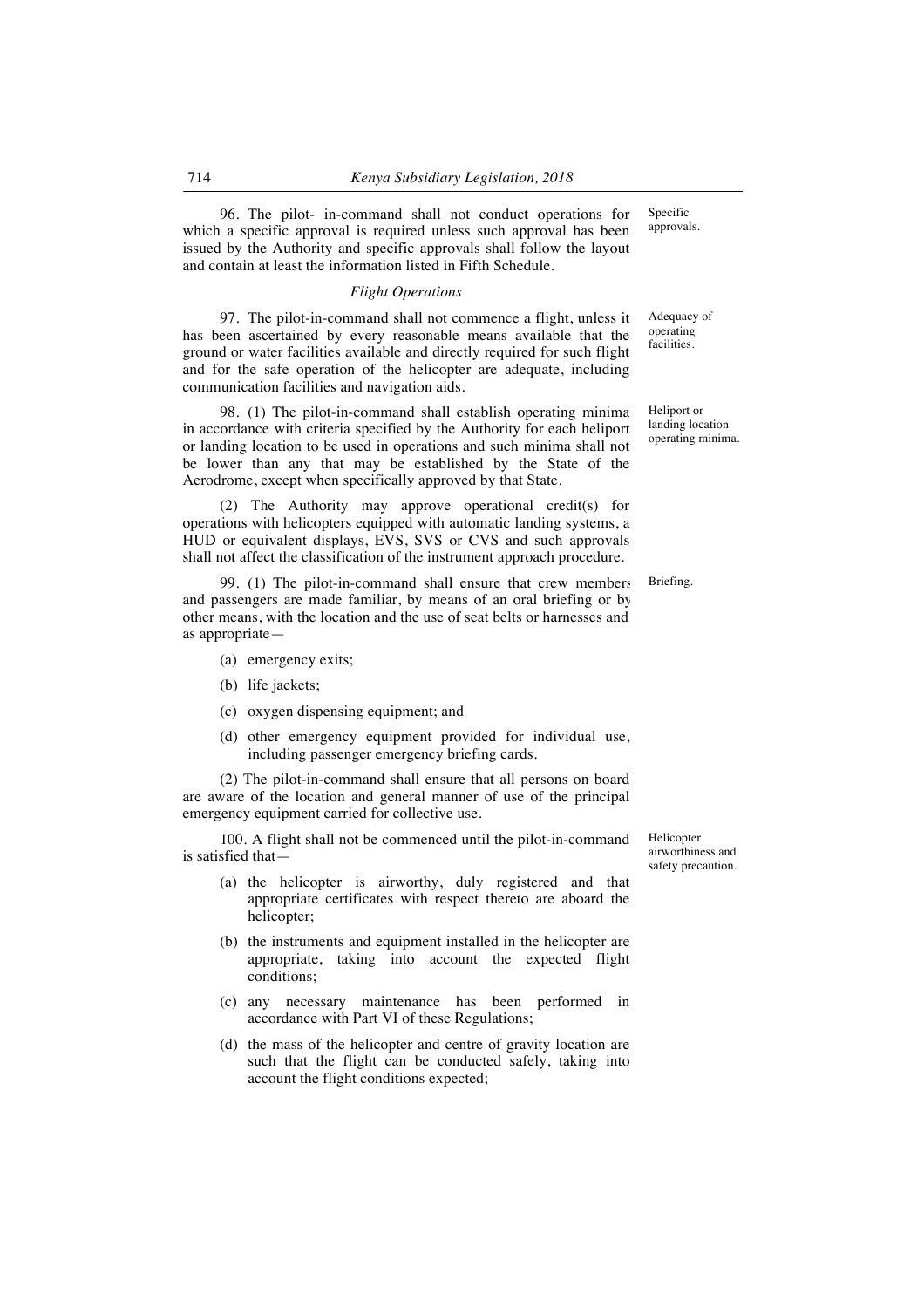96. The pilot- in-command shall not conduct operations for which a specific approval is required unless such approval has been issued by the Authority and specific approvals shall follow the layout and contain at least the information listed in Fifth Schedule.

Specific approvals.

### *Flight Operations*

97. The pilot-in-command shall not commence a flight, unless it has been ascertained by every reasonable means available that the ground or water facilities available and directly required for such flight and for the safe operation of the helicopter are adequate, including communication facilities and navigation aids.

Adequacy of operating facilities.

98. (1) The pilot-in-command shall establish operating minima in accordance with criteria specified by the Authority for each heliport or landing location to be used in operations and such minima shall not be lower than any that may be established by the State of the Aerodrome, except when specifically approved by that State.

Heliport or landing location operating minima.

(2) The Authority may approve operational credit(s) for operations with helicopters equipped with automatic landing systems, a HUD or equivalent displays, EVS, SVS or CVS and such approvals shall not affect the classification of the instrument approach procedure.

99. (1) The pilot-in-command shall ensure that crew members and passengers are made familiar, by means of an oral briefing or by other means, with the location and the use of seat belts or harnesses and as appropriate—

Briefing.

- (a) emergency exits;
- (b) life jackets;
- (c) oxygen dispensing equipment; and
- (d) other emergency equipment provided for individual use, including passenger emergency briefing cards.

(2) The pilot-in-command shall ensure that all persons on board are aware of the location and general manner of use of the principal emergency equipment carried for collective use.

100. A flight shall not be commenced until the pilot-in-command is satisfied that—

Helicopter airworthiness and safety precaution.

- (a) the helicopter is airworthy, duly registered and that appropriate certificates with respect thereto are aboard the helicopter;
- (b) the instruments and equipment installed in the helicopter are appropriate, taking into account the expected flight conditions;
- (c) any necessary maintenance has been performed in accordance with Part VI of these Regulations;
- (d) the mass of the helicopter and centre of gravity location are such that the flight can be conducted safely, taking into account the flight conditions expected;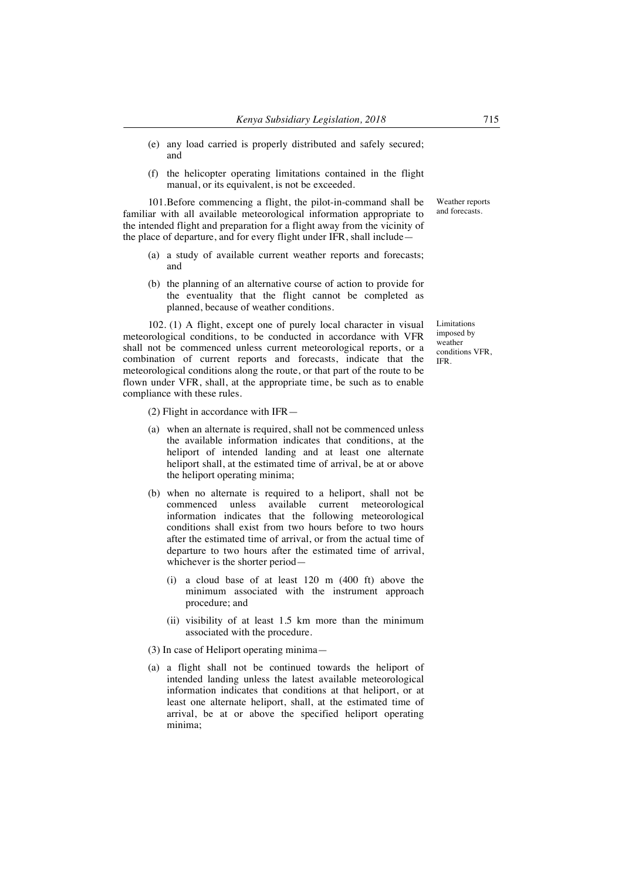(e) any load carried is properly distributed and safely secured; and

(f) the helicopter operating limitations contained in the flight manual, or its equivalent, is not be exceeded.

Weather reports and forecasts.

101.Before commencing a flight, the pilot-in-command shall be familiar with all available meteorological information appropriate to the intended flight and preparation for a flight away from the vicinity of the place of departure, and for every flight under IFR, shall include—

(a) a study of available current weather reports and forecasts; and

(b) the planning of an alternative course of action to provide for the eventuality that the flight cannot be completed as planned, because of weather conditions.

Limitations imposed by weather conditions VFR, IFR.

102. (1) A flight, except one of purely local character in visual meteorological conditions, to be conducted in accordance with VFR shall not be commenced unless current meteorological reports, or a combination of current reports and forecasts, indicate that the meteorological conditions along the route, or that part of the route to be flown under VFR, shall, at the appropriate time, be such as to enable compliance with these rules.

(2) Flight in accordance with IFR—

(a) when an alternate is required, shall not be commenced unless the available information indicates that conditions, at the heliport of intended landing and at least one alternate heliport shall, at the estimated time of arrival, be at or above the heliport operating minima;

(b) when no alternate is required to a heliport, shall not be commenced unless available current meteorological information indicates that the following meteorological conditions shall exist from two hours before to two hours after the estimated time of arrival, or from the actual time of departure to two hours after the estimated time of arrival, whichever is the shorter period—

(i) a cloud base of at least 120 m (400 ft) above the minimum associated with the instrument approach procedure; and

(ii) visibility of at least 1.5 km more than the minimum associated with the procedure.

(3) In case of Heliport operating minima—

(a) a flight shall not be continued towards the heliport of intended landing unless the latest available meteorological information indicates that conditions at that heliport, or at least one alternate heliport, shall, at the estimated time of arrival, be at or above the specified heliport operating minima;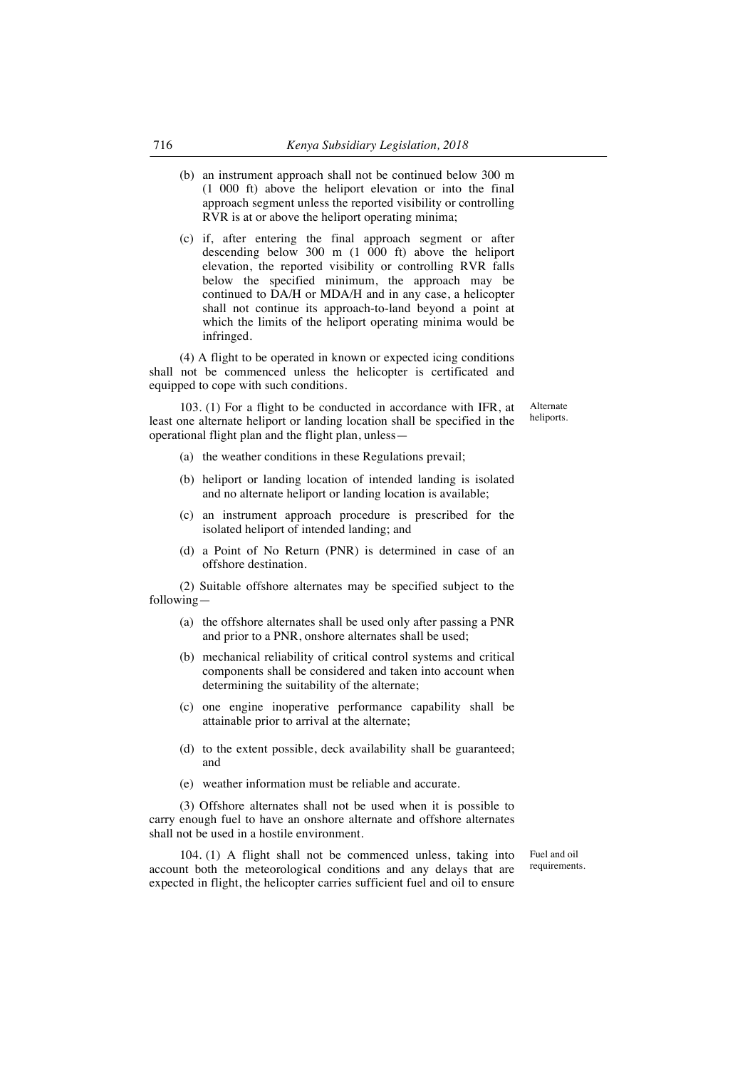(b) an instrument approach shall not be continued below 300 m (1 000 ft) above the heliport elevation or into the final approach segment unless the reported visibility or controlling RVR is at or above the heliport operating minima;

(c) if, after entering the final approach segment or after descending below 300 m (1 000 ft) above the heliport elevation, the reported visibility or controlling RVR falls below the specified minimum, the approach may be continued to DA/H or MDA/H and in any case, a helicopter shall not continue its approach-to-land beyond a point at which the limits of the heliport operating minima would be infringed.

(4) A flight to be operated in known or expected icing conditions shall not be commenced unless the helicopter is certificated and equipped to cope with such conditions.

Alternate heliports.

103. (1) For a flight to be conducted in accordance with IFR, at least one alternate heliport or landing location shall be specified in the operational flight plan and the flight plan, unless—

(a) the weather conditions in these Regulations prevail;

(b) heliport or landing location of intended landing is isolated and no alternate heliport or landing location is available;

(c) an instrument approach procedure is prescribed for the isolated heliport of intended landing; and

(d) a Point of No Return (PNR) is determined in case of an offshore destination.

(2) Suitable offshore alternates may be specified subject to the following—

(a) the offshore alternates shall be used only after passing a PNR and prior to a PNR, onshore alternates shall be used;

(b) mechanical reliability of critical control systems and critical components shall be considered and taken into account when determining the suitability of the alternate;

(c) one engine inoperative performance capability shall be attainable prior to arrival at the alternate;

(d) to the extent possible, deck availability shall be guaranteed; and

(e) weather information must be reliable and accurate.

(3) Offshore alternates shall not be used when it is possible to carry enough fuel to have an onshore alternate and offshore alternates shall not be used in a hostile environment.

Fuel and oil requirements.

104. (1) A flight shall not be commenced unless, taking into account both the meteorological conditions and any delays that are expected in flight, the helicopter carries sufficient fuel and oil to ensure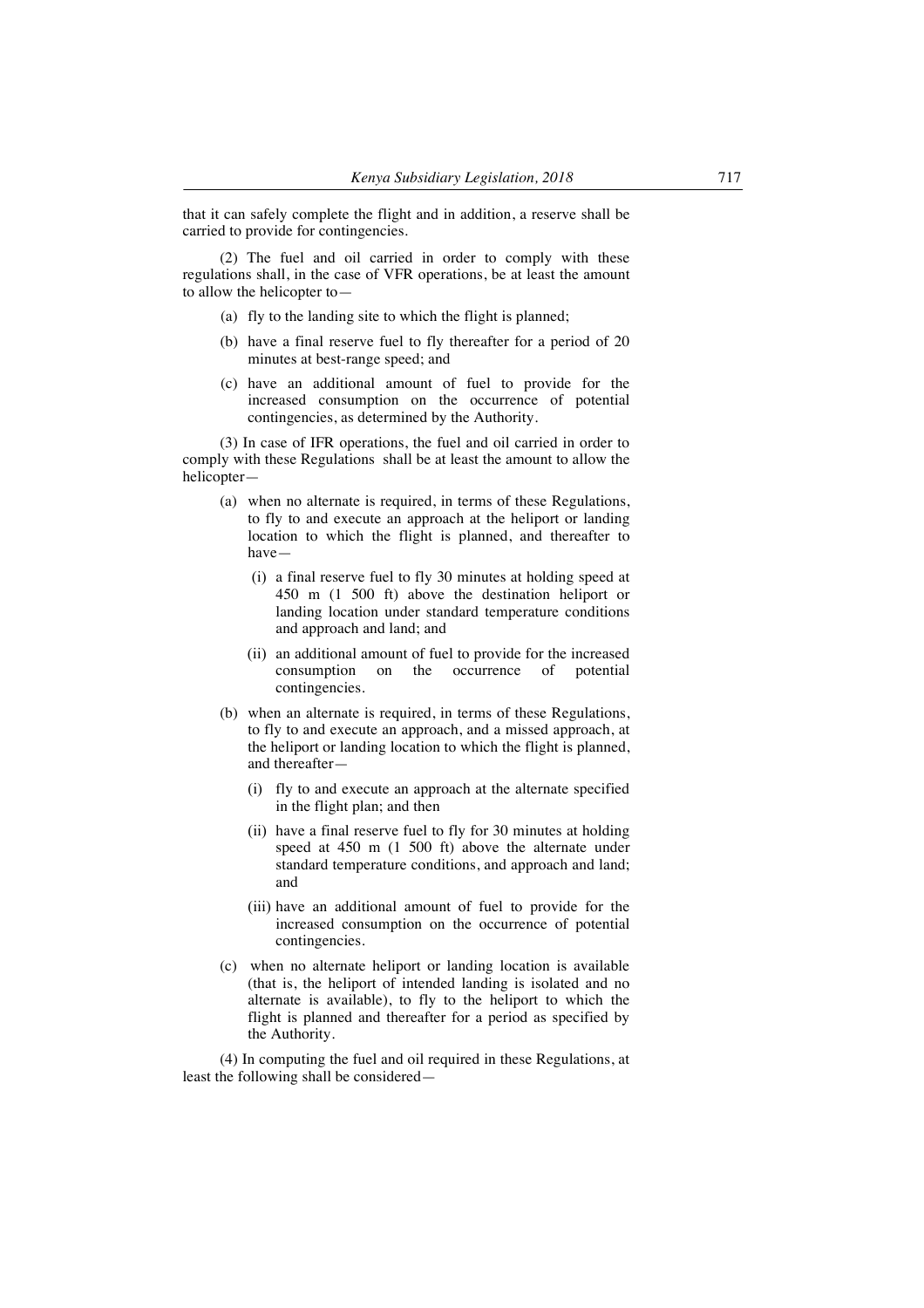that it can safely complete the flight and in addition, a reserve shall be carried to provide for contingencies.

(2) The fuel and oil carried in order to comply with these regulations shall, in the case of VFR operations, be at least the amount to allow the helicopter to—

- (a) fly to the landing site to which the flight is planned;
- (b) have a final reserve fuel to fly thereafter for a period of 20 minutes at best-range speed; and
- (c) have an additional amount of fuel to provide for the increased consumption on the occurrence of potential contingencies, as determined by the Authority.

(3) In case of IFR operations, the fuel and oil carried in order to comply with these Regulations shall be at least the amount to allow the helicopter—

- (a) when no alternate is required, in terms of these Regulations, to fly to and execute an approach at the heliport or landing location to which the flight is planned, and thereafter to have—
  - (i) a final reserve fuel to fly 30 minutes at holding speed at 450 m (1 500 ft) above the destination heliport or landing location under standard temperature conditions and approach and land; and
  - (ii) an additional amount of fuel to provide for the increased consumption on the occurrence of potential contingencies.
- (b) when an alternate is required, in terms of these Regulations, to fly to and execute an approach, and a missed approach, at the heliport or landing location to which the flight is planned, and thereafter—
  - (i) fly to and execute an approach at the alternate specified in the flight plan; and then
  - (ii) have a final reserve fuel to fly for 30 minutes at holding speed at 450 m (1 500 ft) above the alternate under standard temperature conditions, and approach and land; and
  - (iii) have an additional amount of fuel to provide for the increased consumption on the occurrence of potential contingencies.
- (c) when no alternate heliport or landing location is available (that is, the heliport of intended landing is isolated and no alternate is available), to fly to the heliport to which the flight is planned and thereafter for a period as specified by the Authority.

(4) In computing the fuel and oil required in these Regulations, at least the following shall be considered—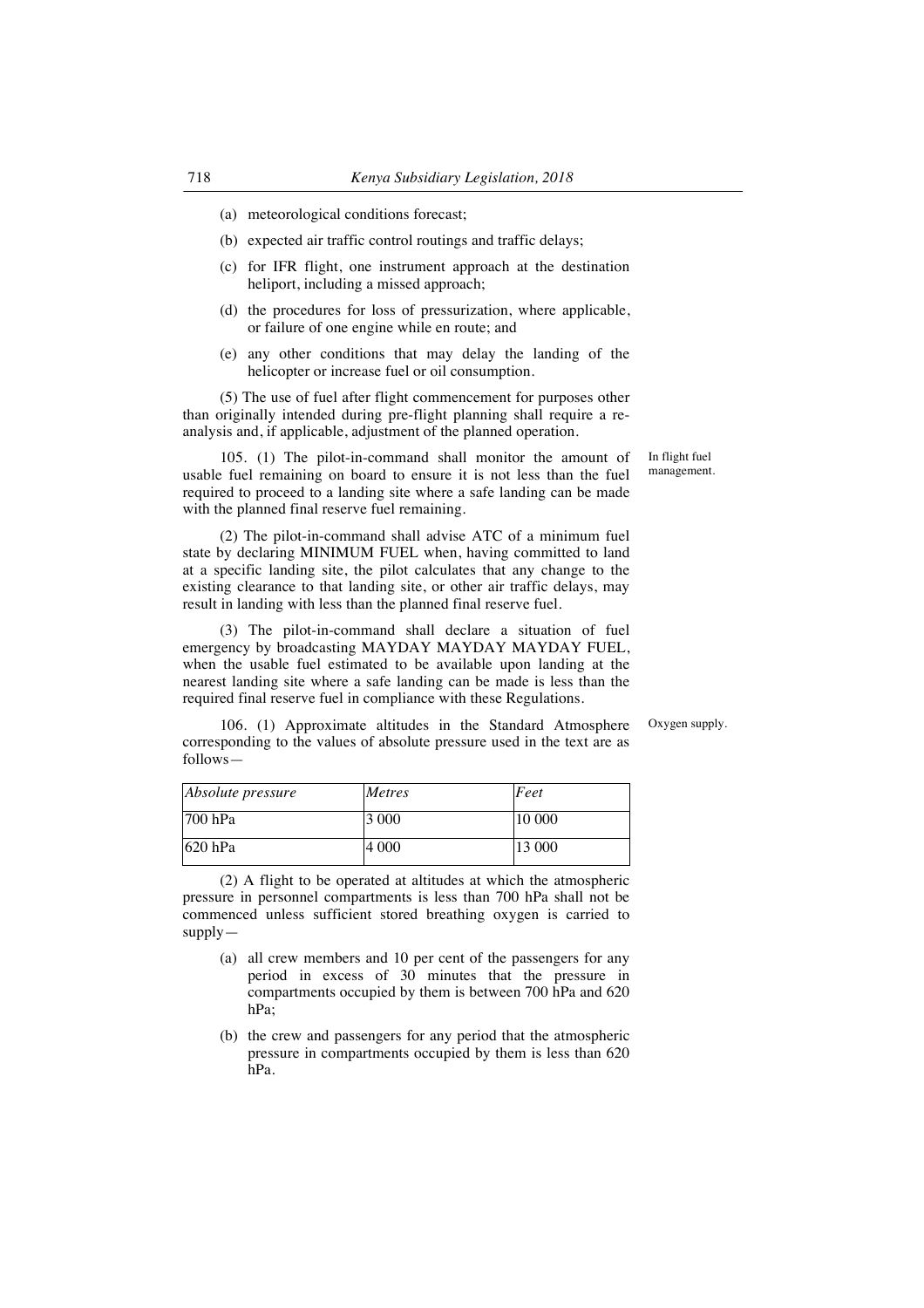(a) meteorological conditions forecast;

(b) expected air traffic control routings and traffic delays;

(c) for IFR flight, one instrument approach at the destination heliport, including a missed approach;

(d) the procedures for loss of pressurization, where applicable, or failure of one engine while en route; and

(e) any other conditions that may delay the landing of the helicopter or increase fuel or oil consumption.

(5) The use of fuel after flight commencement for purposes other than originally intended during pre-flight planning shall require a re-analysis and, if applicable, adjustment of the planned operation.

In flight fuel management.

105. (1) The pilot-in-command shall monitor the amount of usable fuel remaining on board to ensure it is not less than the fuel required to proceed to a landing site where a safe landing can be made with the planned final reserve fuel remaining.

(2) The pilot-in-command shall advise ATC of a minimum fuel state by declaring MINIMUM FUEL when, having committed to land at a specific landing site, the pilot calculates that any change to the existing clearance to that landing site, or other air traffic delays, may result in landing with less than the planned final reserve fuel.

(3) The pilot-in-command shall declare a situation of fuel emergency by broadcasting MAYDAY MAYDAY MAYDAY FUEL, when the usable fuel estimated to be available upon landing at the nearest landing site where a safe landing can be made is less than the required final reserve fuel in compliance with these Regulations.

Oxygen supply.

106. (1) Approximate altitudes in the Standard Atmosphere corresponding to the values of absolute pressure used in the text are as follows—

| *Absolute pressure* | *Metres* | *Feet* |
|---|---|---|
| 700 hPa | 3 000 | 10 000 |
| 620 hPa | 4 000 | 13 000 |

(2) A flight to be operated at altitudes at which the atmospheric pressure in personnel compartments is less than 700 hPa shall not be commenced unless sufficient stored breathing oxygen is carried to supply—

(a) all crew members and 10 per cent of the passengers for any period in excess of 30 minutes that the pressure in compartments occupied by them is between 700 hPa and 620 hPa;

(b) the crew and passengers for any period that the atmospheric pressure in compartments occupied by them is less than 620 hPa.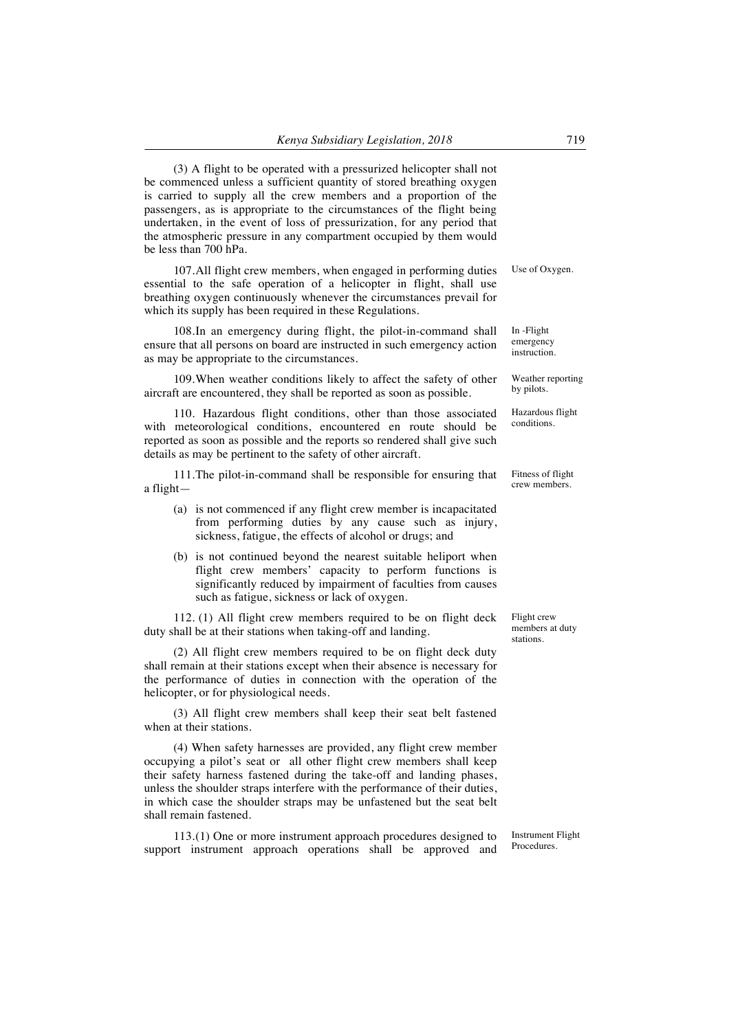(3) A flight to be operated with a pressurized helicopter shall not be commenced unless a sufficient quantity of stored breathing oxygen is carried to supply all the crew members and a proportion of the passengers, as is appropriate to the circumstances of the flight being undertaken, in the event of loss of pressurization, for any period that the atmospheric pressure in any compartment occupied by them would be less than 700 hPa.

**Use of Oxygen.**

107. All flight crew members, when engaged in performing duties essential to the safe operation of a helicopter in flight, shall use breathing oxygen continuously whenever the circumstances prevail for which its supply has been required in these Regulations.

**In-Flight emergency instruction.**

108. In an emergency during flight, the pilot-in-command shall ensure that all persons on board are instructed in such emergency action as may be appropriate to the circumstances.

**Weather reporting by pilots.**

109. When weather conditions likely to affect the safety of other aircraft are encountered, they shall be reported as soon as possible.

**Hazardous flight conditions.**

110. Hazardous flight conditions, other than those associated with meteorological conditions, encountered en route should be reported as soon as possible and the reports so rendered shall give such details as may be pertinent to the safety of other aircraft.

**Fitness of flight crew members.**

111. The pilot-in-command shall be responsible for ensuring that a flight—

(a) is not commenced if any flight crew member is incapacitated from performing duties by any cause such as injury, sickness, fatigue, the effects of alcohol or drugs; and

(b) is not continued beyond the nearest suitable heliport when flight crew members' capacity to perform functions is significantly reduced by impairment of faculties from causes such as fatigue, sickness or lack of oxygen.

**Flight crew members at duty stations.**

112. (1) All flight crew members required to be on flight deck duty shall be at their stations when taking-off and landing.

(2) All flight crew members required to be on flight deck duty shall remain at their stations except when their absence is necessary for the performance of duties in connection with the operation of the helicopter, or for physiological needs.

(3) All flight crew members shall keep their seat belt fastened when at their stations.

(4) When safety harnesses are provided, any flight crew member occupying a pilot's seat or all other flight crew members shall keep their safety harness fastened during the take-off and landing phases, unless the shoulder straps interfere with the performance of their duties, in which case the shoulder straps may be unfastened but the seat belt shall remain fastened.

**Instrument Flight Procedures.**

113.(1) One or more instrument approach procedures designed to support instrument approach operations shall be approved and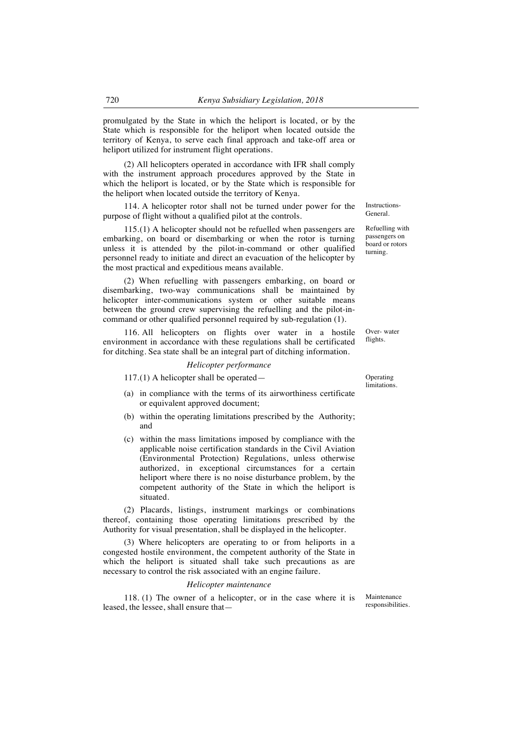promulgated by the State in which the heliport is located, or by the State which is responsible for the heliport when located outside the territory of Kenya, to serve each final approach and take-off area or heliport utilized for instrument flight operations.

(2) All helicopters operated in accordance with IFR shall comply with the instrument approach procedures approved by the State in which the heliport is located, or by the State which is responsible for the heliport when located outside the territory of Kenya.

Instructions-General.

114. A helicopter rotor shall not be turned under power for the purpose of flight without a qualified pilot at the controls.

Refuelling with passengers on board or rotors turning.

115.(1) A helicopter should not be refuelled when passengers are embarking, on board or disembarking or when the rotor is turning unless it is attended by the pilot-in-command or other qualified personnel ready to initiate and direct an evacuation of the helicopter by the most practical and expeditious means available.

(2) When refuelling with passengers embarking, on board or disembarking, two-way communications shall be maintained by helicopter inter-communications system or other suitable means between the ground crew supervising the refuelling and the pilot-in-command or other qualified personnel required by sub-regulation (1).

Over- water flights.

116. All helicopters on flights over water in a hostile environment in accordance with these regulations shall be certificated for ditching. Sea state shall be an integral part of ditching information.

*Helicopter performance*

Operating limitations.

117.(1) A helicopter shall be operated—

(a) in compliance with the terms of its airworthiness certificate or equivalent approved document;

(b) within the operating limitations prescribed by the Authority; and

(c) within the mass limitations imposed by compliance with the applicable noise certification standards in the Civil Aviation (Environmental Protection) Regulations, unless otherwise authorized, in exceptional circumstances for a certain heliport where there is no noise disturbance problem, by the competent authority of the State in which the heliport is situated.

(2) Placards, listings, instrument markings or combinations thereof, containing those operating limitations prescribed by the Authority for visual presentation, shall be displayed in the helicopter.

(3) Where helicopters are operating to or from heliports in a congested hostile environment, the competent authority of the State in which the heliport is situated shall take such precautions as are necessary to control the risk associated with an engine failure.

*Helicopter maintenance*

Maintenance responsibilities.

118. (1) The owner of a helicopter, or in the case where it is leased, the lessee, shall ensure that—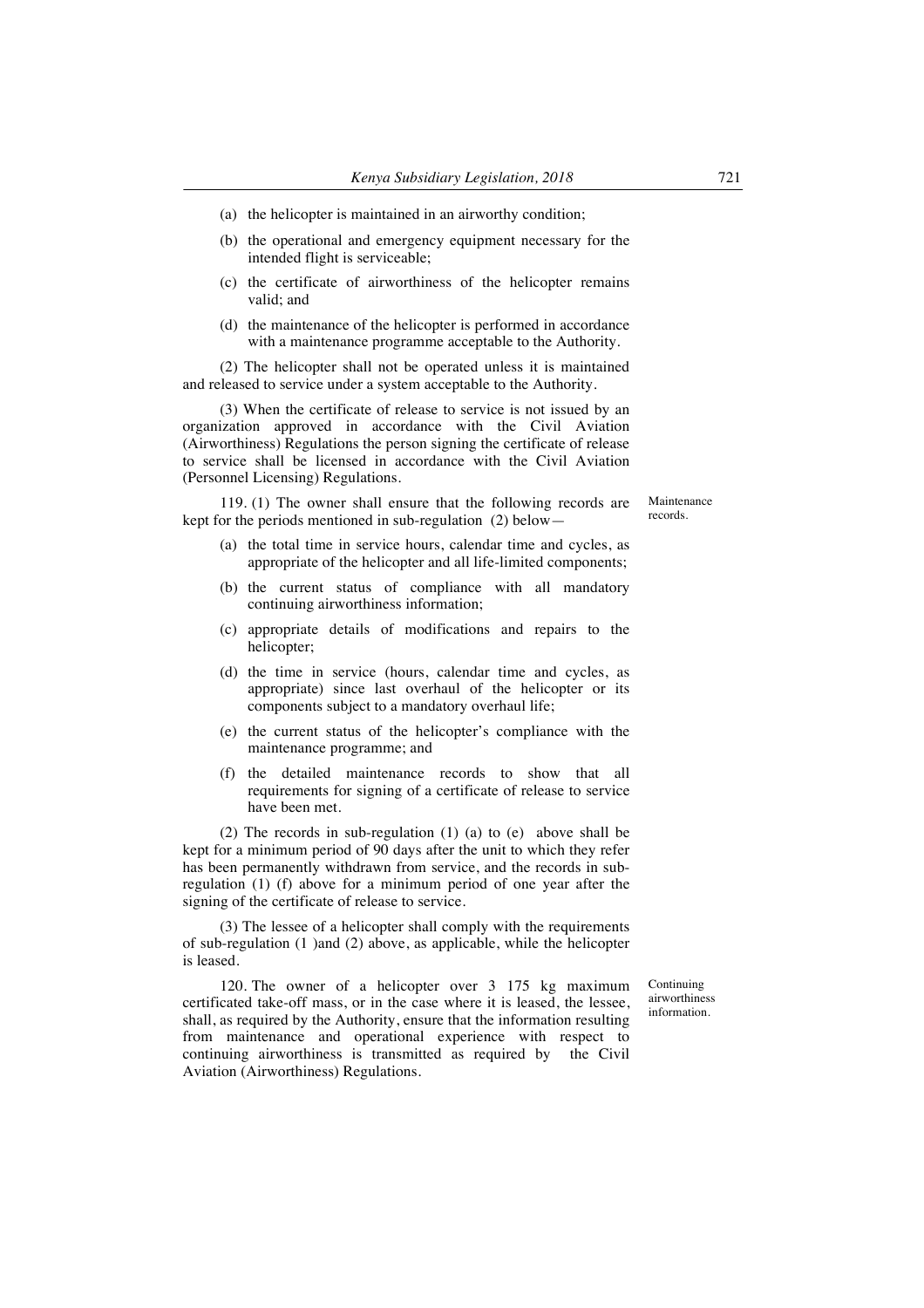(a) the helicopter is maintained in an airworthy condition;

(b) the operational and emergency equipment necessary for the intended flight is serviceable;

(c) the certificate of airworthiness of the helicopter remains valid; and

(d) the maintenance of the helicopter is performed in accordance with a maintenance programme acceptable to the Authority.

(2) The helicopter shall not be operated unless it is maintained and released to service under a system acceptable to the Authority.

(3) When the certificate of release to service is not issued by an organization approved in accordance with the Civil Aviation (Airworthiness) Regulations the person signing the certificate of release to service shall be licensed in accordance with the Civil Aviation (Personnel Licensing) Regulations.

Maintenance records.

119. (1) The owner shall ensure that the following records are kept for the periods mentioned in sub-regulation (2) below—

(a) the total time in service hours, calendar time and cycles, as appropriate of the helicopter and all life-limited components;

(b) the current status of compliance with all mandatory continuing airworthiness information;

(c) appropriate details of modifications and repairs to the helicopter;

(d) the time in service (hours, calendar time and cycles, as appropriate) since last overhaul of the helicopter or its components subject to a mandatory overhaul life;

(e) the current status of the helicopter's compliance with the maintenance programme; and

(f) the detailed maintenance records to show that all requirements for signing of a certificate of release to service have been met.

(2) The records in sub-regulation (1) (a) to (e) above shall be kept for a minimum period of 90 days after the unit to which they refer has been permanently withdrawn from service, and the records in sub-regulation (1) (f) above for a minimum period of one year after the signing of the certificate of release to service.

(3) The lessee of a helicopter shall comply with the requirements of sub-regulation (1 )and (2) above, as applicable, while the helicopter is leased.

Continuing airworthiness information.

120. The owner of a helicopter over 3 175 kg maximum certificated take-off mass, or in the case where it is leased, the lessee, shall, as required by the Authority, ensure that the information resulting from maintenance and operational experience with respect to continuing airworthiness is transmitted as required by the Civil Aviation (Airworthiness) Regulations.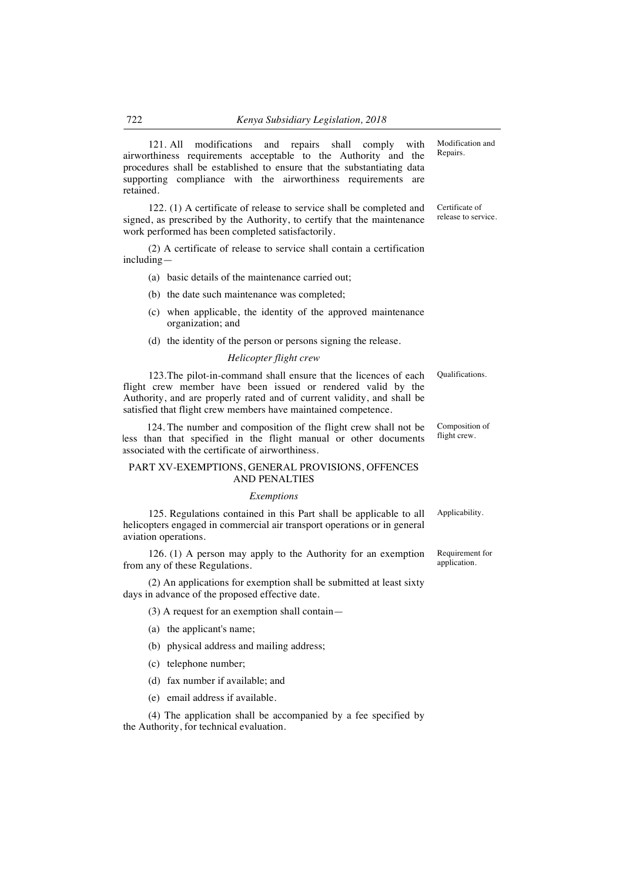121. All modifications and repairs shall comply with airworthiness requirements acceptable to the Authority and the procedures shall be established to ensure that the substantiating data supporting compliance with the airworthiness requirements are retained.

Modification and Repairs.

122. (1) A certificate of release to service shall be completed and signed, as prescribed by the Authority, to certify that the maintenance work performed has been completed satisfactorily.

Certificate of release to service.

(2) A certificate of release to service shall contain a certification including—

(a) basic details of the maintenance carried out;

(b) the date such maintenance was completed;

(c) when applicable, the identity of the approved maintenance organization; and

(d) the identity of the person or persons signing the release.

*Helicopter flight crew*

123. The pilot-in-command shall ensure that the licences of each flight crew member have been issued or rendered valid by the Authority, and are properly rated and of current validity, and shall be satisfied that flight crew members have maintained competence.

Qualifications.

124. The number and composition of the flight crew shall not be less than that specified in the flight manual or other documents associated with the certificate of airworthiness.

Composition of flight crew.

## PART XV-EXEMPTIONS, GENERAL PROVISIONS, OFFENCES AND PENALTIES

*Exemptions*

125. Regulations contained in this Part shall be applicable to all helicopters engaged in commercial air transport operations or in general aviation operations.

Applicability.

126. (1) A person may apply to the Authority for an exemption from any of these Regulations.

Requirement for application.

(2) An applications for exemption shall be submitted at least sixty days in advance of the proposed effective date.

(3) A request for an exemption shall contain—

(a) the applicant's name;

(b) physical address and mailing address;

(c) telephone number;

(d) fax number if available; and

(e) email address if available.

(4) The application shall be accompanied by a fee specified by the Authority, for technical evaluation.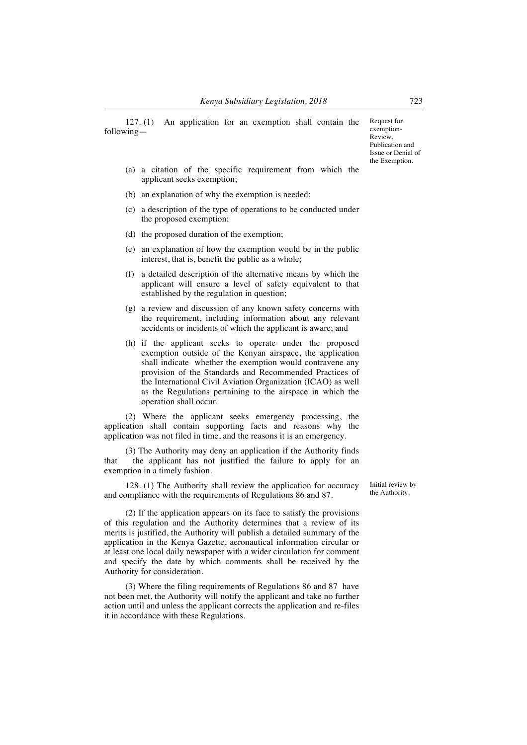127. (1) An application for an exemption shall contain the following—

*Request for exemption- Review, Publication and Issue or Denial of the Exemption.*

(a) a citation of the specific requirement from which the applicant seeks exemption;

(b) an explanation of why the exemption is needed;

(c) a description of the type of operations to be conducted under the proposed exemption;

(d) the proposed duration of the exemption;

(e) an explanation of how the exemption would be in the public interest, that is, benefit the public as a whole;

(f) a detailed description of the alternative means by which the applicant will ensure a level of safety equivalent to that established by the regulation in question;

(g) a review and discussion of any known safety concerns with the requirement, including information about any relevant accidents or incidents of which the applicant is aware; and

(h) if the applicant seeks to operate under the proposed exemption outside of the Kenyan airspace, the application shall indicate whether the exemption would contravene any provision of the Standards and Recommended Practices of the International Civil Aviation Organization (ICAO) as well as the Regulations pertaining to the airspace in which the operation shall occur.

(2) Where the applicant seeks emergency processing, the application shall contain supporting facts and reasons why the application was not filed in time, and the reasons it is an emergency.

(3) The Authority may deny an application if the Authority finds that the applicant has not justified the failure to apply for an exemption in a timely fashion.

128. (1) The Authority shall review the application for accuracy and compliance with the requirements of Regulations 86 and 87.

*Initial review by the Authority.*

(2) If the application appears on its face to satisfy the provisions of this regulation and the Authority determines that a review of its merits is justified, the Authority will publish a detailed summary of the application in the Kenya Gazette, aeronautical information circular or at least one local daily newspaper with a wider circulation for comment and specify the date by which comments shall be received by the Authority for consideration.

(3) Where the filing requirements of Regulations 86 and 87 have not been met, the Authority will notify the applicant and take no further action until and unless the applicant corrects the application and re-files it in accordance with these Regulations.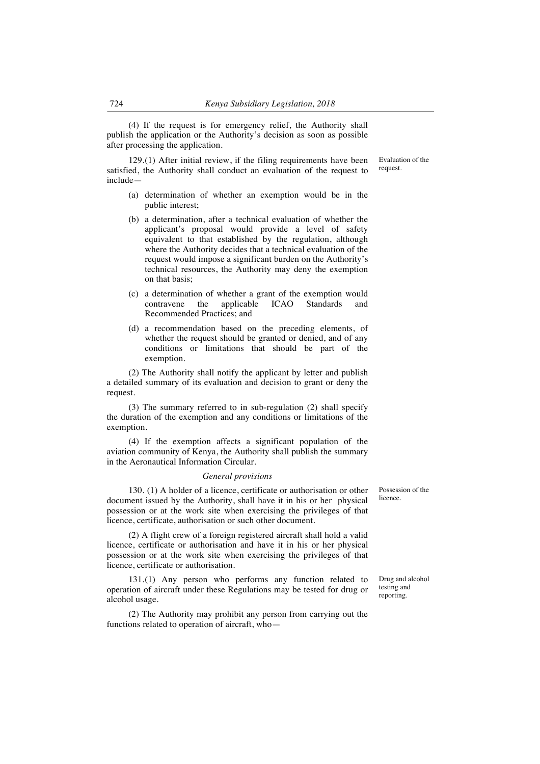(4) If the request is for emergency relief, the Authority shall publish the application or the Authority's decision as soon as possible after processing the application.

Evaluation of the request.

129.(1) After initial review, if the filing requirements have been satisfied, the Authority shall conduct an evaluation of the request to include—

(a) determination of whether an exemption would be in the public interest;

(b) a determination, after a technical evaluation of whether the applicant's proposal would provide a level of safety equivalent to that established by the regulation, although where the Authority decides that a technical evaluation of the request would impose a significant burden on the Authority's technical resources, the Authority may deny the exemption on that basis;

(c) a determination of whether a grant of the exemption would contravene the applicable ICAO Standards and Recommended Practices; and

(d) a recommendation based on the preceding elements, of whether the request should be granted or denied, and of any conditions or limitations that should be part of the exemption.

(2) The Authority shall notify the applicant by letter and publish a detailed summary of its evaluation and decision to grant or deny the request.

(3) The summary referred to in sub-regulation (2) shall specify the duration of the exemption and any conditions or limitations of the exemption.

(4) If the exemption affects a significant population of the aviation community of Kenya, the Authority shall publish the summary in the Aeronautical Information Circular.

*General provisions*

Possession of the licence.

130. (1) A holder of a licence, certificate or authorisation or other document issued by the Authority, shall have it in his or her physical possession or at the work site when exercising the privileges of that licence, certificate, authorisation or such other document.

(2) A flight crew of a foreign registered aircraft shall hold a valid licence, certificate or authorisation and have it in his or her physical possession or at the work site when exercising the privileges of that licence, certificate or authorisation.

Drug and alcohol testing and reporting.

131.(1) Any person who performs any function related to operation of aircraft under these Regulations may be tested for drug or alcohol usage.

(2) The Authority may prohibit any person from carrying out the functions related to operation of aircraft, who—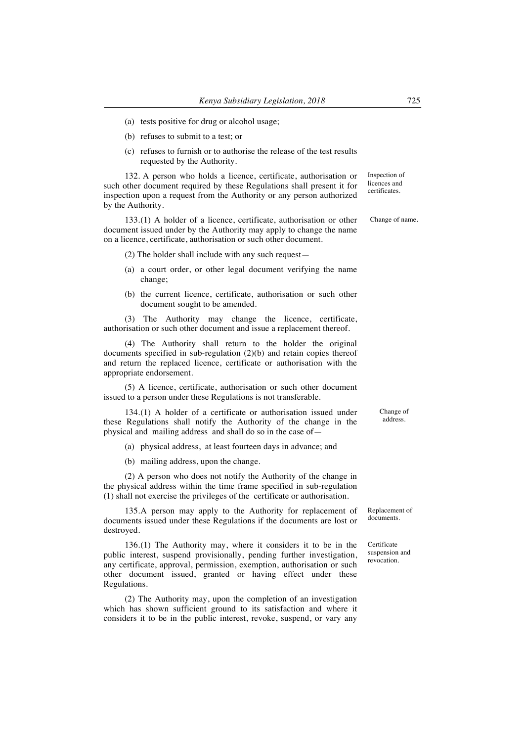(a) tests positive for drug or alcohol usage;

(b) refuses to submit to a test; or

(c) refuses to furnish or to authorise the release of the test results requested by the Authority.

Inspection of licences and certificates.

132. A person who holds a licence, certificate, authorisation or such other document required by these Regulations shall present it for inspection upon a request from the Authority or any person authorized by the Authority.

Change of name.

133.(1) A holder of a licence, certificate, authorisation or other document issued under by the Authority may apply to change the name on a licence, certificate, authorisation or such other document.

(2) The holder shall include with any such request—

(a) a court order, or other legal document verifying the name change;

(b) the current licence, certificate, authorisation or such other document sought to be amended.

(3) The Authority may change the licence, certificate, authorisation or such other document and issue a replacement thereof.

(4) The Authority shall return to the holder the original documents specified in sub-regulation (2)(b) and retain copies thereof and return the replaced licence, certificate or authorisation with the appropriate endorsement.

(5) A licence, certificate, authorisation or such other document issued to a person under these Regulations is not transferable.

Change of address.

134.(1) A holder of a certificate or authorisation issued under these Regulations shall notify the Authority of the change in the physical and mailing address and shall do so in the case of—

(a) physical address, at least fourteen days in advance; and

(b) mailing address, upon the change.

(2) A person who does not notify the Authority of the change in the physical address within the time frame specified in sub-regulation (1) shall not exercise the privileges of the certificate or authorisation.

Replacement of documents.

135.A person may apply to the Authority for replacement of documents issued under these Regulations if the documents are lost or destroyed.

Certificate suspension and revocation.

136.(1) The Authority may, where it considers it to be in the public interest, suspend provisionally, pending further investigation, any certificate, approval, permission, exemption, authorisation or such other document issued, granted or having effect under these Regulations.

(2) The Authority may, upon the completion of an investigation which has shown sufficient ground to its satisfaction and where it considers it to be in the public interest, revoke, suspend, or vary any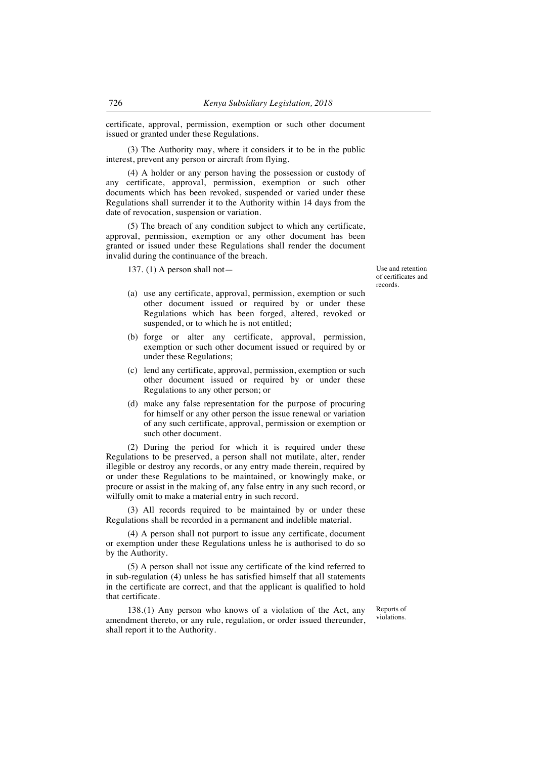certificate, approval, permission, exemption or such other document issued or granted under these Regulations.

(3) The Authority may, where it considers it to be in the public interest, prevent any person or aircraft from flying.

(4) A holder or any person having the possession or custody of any certificate, approval, permission, exemption or such other documents which has been revoked, suspended or varied under these Regulations shall surrender it to the Authority within 14 days from the date of revocation, suspension or variation.

(5) The breach of any condition subject to which any certificate, approval, permission, exemption or any other document has been granted or issued under these Regulations shall render the document invalid during the continuance of the breach.

**Use and retention of certificates and records.**

137. (1) A person shall not—

(a) use any certificate, approval, permission, exemption or such other document issued or required by or under these Regulations which has been forged, altered, revoked or suspended, or to which he is not entitled;

(b) forge or alter any certificate, approval, permission, exemption or such other document issued or required by or under these Regulations;

(c) lend any certificate, approval, permission, exemption or such other document issued or required by or under these Regulations to any other person; or

(d) make any false representation for the purpose of procuring for himself or any other person the issue renewal or variation of any such certificate, approval, permission or exemption or such other document.

(2) During the period for which it is required under these Regulations to be preserved, a person shall not mutilate, alter, render illegible or destroy any records, or any entry made therein, required by or under these Regulations to be maintained, or knowingly make, or procure or assist in the making of, any false entry in any such record, or wilfully omit to make a material entry in such record.

(3) All records required to be maintained by or under these Regulations shall be recorded in a permanent and indelible material.

(4) A person shall not purport to issue any certificate, document or exemption under these Regulations unless he is authorised to do so by the Authority.

(5) A person shall not issue any certificate of the kind referred to in sub-regulation (4) unless he has satisfied himself that all statements in the certificate are correct, and that the applicant is qualified to hold that certificate.

**Reports of violations.**

138.(1) Any person who knows of a violation of the Act, any amendment thereto, or any rule, regulation, or order issued thereunder, shall report it to the Authority.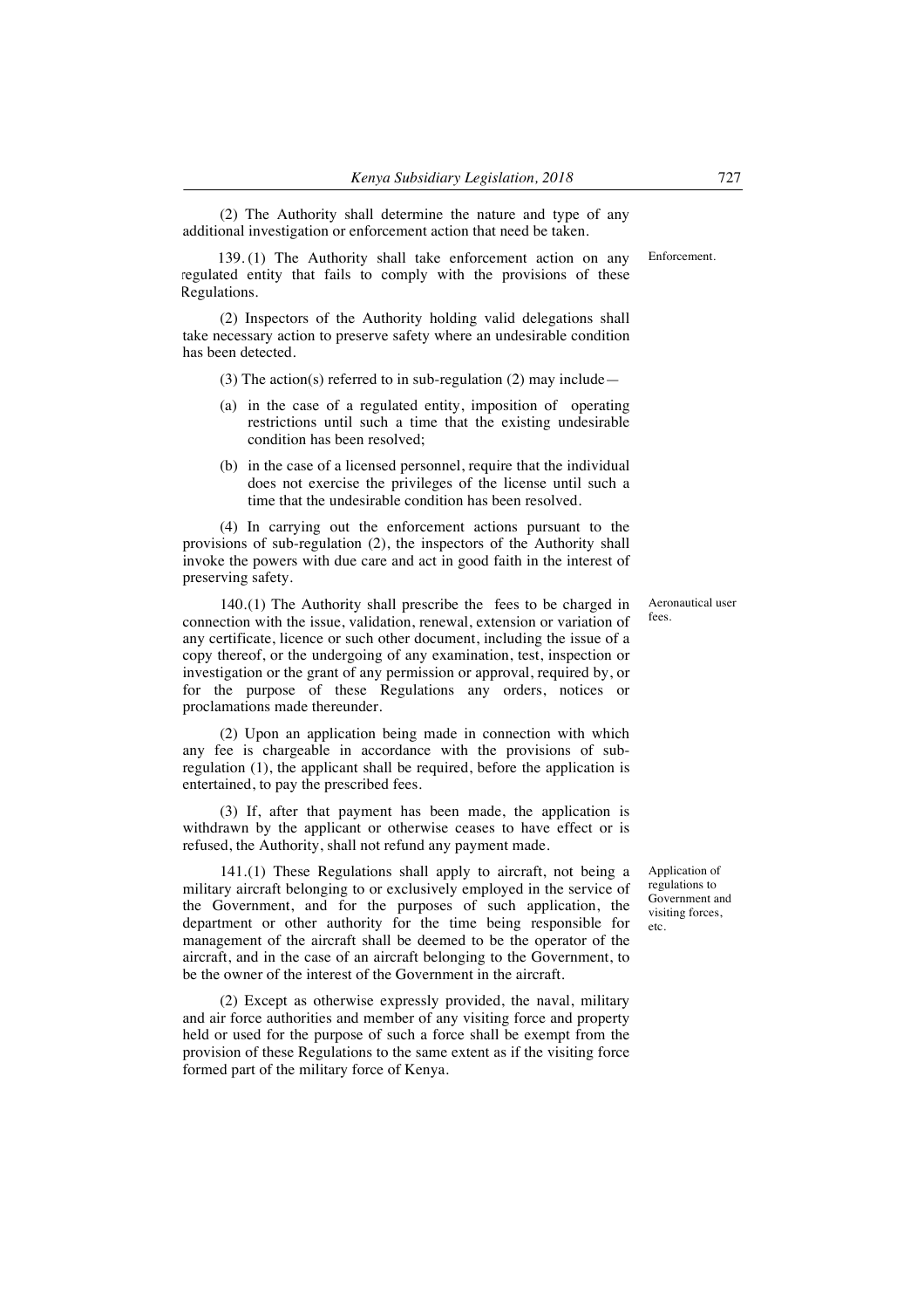(2) The Authority shall determine the nature and type of any additional investigation or enforcement action that need be taken.

Enforcement.

139. (1) The Authority shall take enforcement action on any regulated entity that fails to comply with the provisions of these Regulations.

(2) Inspectors of the Authority holding valid delegations shall take necessary action to preserve safety where an undesirable condition has been detected.

(3) The action(s) referred to in sub-regulation (2) may include—

(a) in the case of a regulated entity, imposition of operating restrictions until such a time that the existing undesirable condition has been resolved;

(b) in the case of a licensed personnel, require that the individual does not exercise the privileges of the license until such a time that the undesirable condition has been resolved.

(4) In carrying out the enforcement actions pursuant to the provisions of sub-regulation (2), the inspectors of the Authority shall invoke the powers with due care and act in good faith in the interest of preserving safety.

Aeronautical user fees.

140.(1) The Authority shall prescribe the fees to be charged in connection with the issue, validation, renewal, extension or variation of any certificate, licence or such other document, including the issue of a copy thereof, or the undergoing of any examination, test, inspection or investigation or the grant of any permission or approval, required by, or for the purpose of these Regulations any orders, notices or proclamations made thereunder.

(2) Upon an application being made in connection with which any fee is chargeable in accordance with the provisions of sub-regulation (1), the applicant shall be required, before the application is entertained, to pay the prescribed fees.

(3) If, after that payment has been made, the application is withdrawn by the applicant or otherwise ceases to have effect or is refused, the Authority, shall not refund any payment made.

Application of regulations to Government and visiting forces, etc.

141.(1) These Regulations shall apply to aircraft, not being a military aircraft belonging to or exclusively employed in the service of the Government, and for the purposes of such application, the department or other authority for the time being responsible for management of the aircraft shall be deemed to be the operator of the aircraft, and in the case of an aircraft belonging to the Government, to be the owner of the interest of the Government in the aircraft.

(2) Except as otherwise expressly provided, the naval, military and air force authorities and member of any visiting force and property held or used for the purpose of such a force shall be exempt from the provision of these Regulations to the same extent as if the visiting force formed part of the military force of Kenya.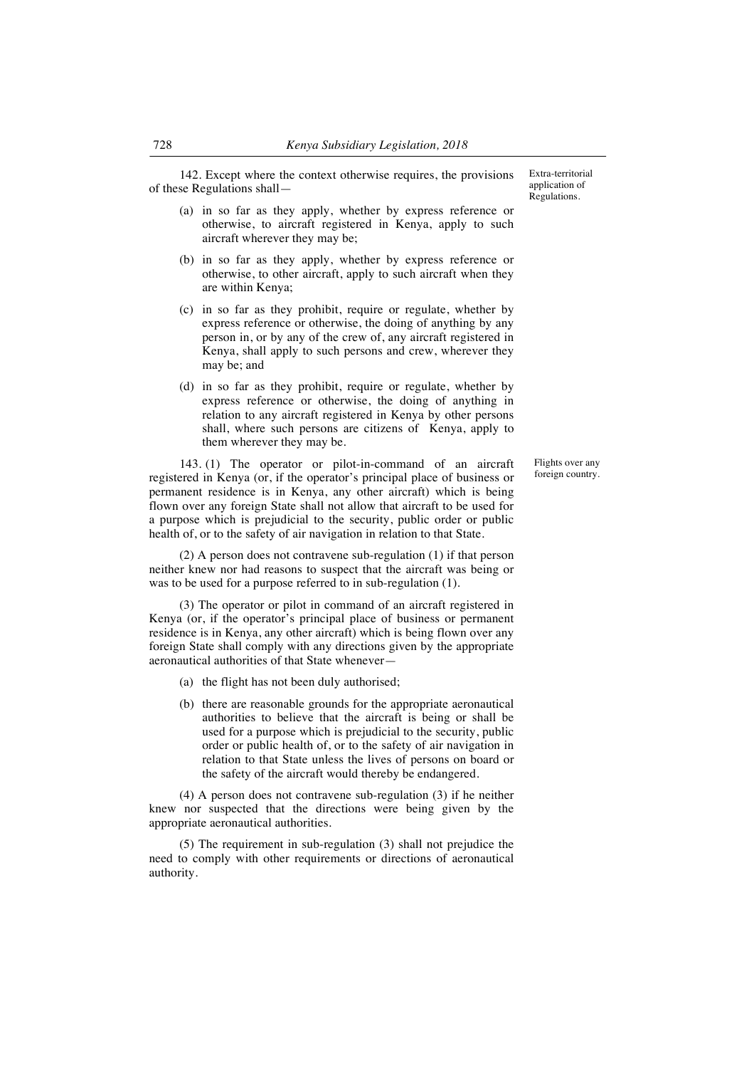142. Except where the context otherwise requires, the provisions of these Regulations shall—

Extra-territorial application of Regulations.

(a) in so far as they apply, whether by express reference or otherwise, to aircraft registered in Kenya, apply to such aircraft wherever they may be;

(b) in so far as they apply, whether by express reference or otherwise, to other aircraft, apply to such aircraft when they are within Kenya;

(c) in so far as they prohibit, require or regulate, whether by express reference or otherwise, the doing of anything by any person in, or by any of the crew of, any aircraft registered in Kenya, shall apply to such persons and crew, wherever they may be; and

(d) in so far as they prohibit, require or regulate, whether by express reference or otherwise, the doing of anything in relation to any aircraft registered in Kenya by other persons shall, where such persons are citizens of Kenya, apply to them wherever they may be.

Flights over any foreign country.

143. (1) The operator or pilot-in-command of an aircraft registered in Kenya (or, if the operator's principal place of business or permanent residence is in Kenya, any other aircraft) which is being flown over any foreign State shall not allow that aircraft to be used for a purpose which is prejudicial to the security, public order or public health of, or to the safety of air navigation in relation to that State.

(2) A person does not contravene sub-regulation (1) if that person neither knew nor had reasons to suspect that the aircraft was being or was to be used for a purpose referred to in sub-regulation (1).

(3) The operator or pilot in command of an aircraft registered in Kenya (or, if the operator's principal place of business or permanent residence is in Kenya, any other aircraft) which is being flown over any foreign State shall comply with any directions given by the appropriate aeronautical authorities of that State whenever—

(a) the flight has not been duly authorised;

(b) there are reasonable grounds for the appropriate aeronautical authorities to believe that the aircraft is being or shall be used for a purpose which is prejudicial to the security, public order or public health of, or to the safety of air navigation in relation to that State unless the lives of persons on board or the safety of the aircraft would thereby be endangered.

(4) A person does not contravene sub-regulation (3) if he neither knew nor suspected that the directions were being given by the appropriate aeronautical authorities.

(5) The requirement in sub-regulation (3) shall not prejudice the need to comply with other requirements or directions of aeronautical authority.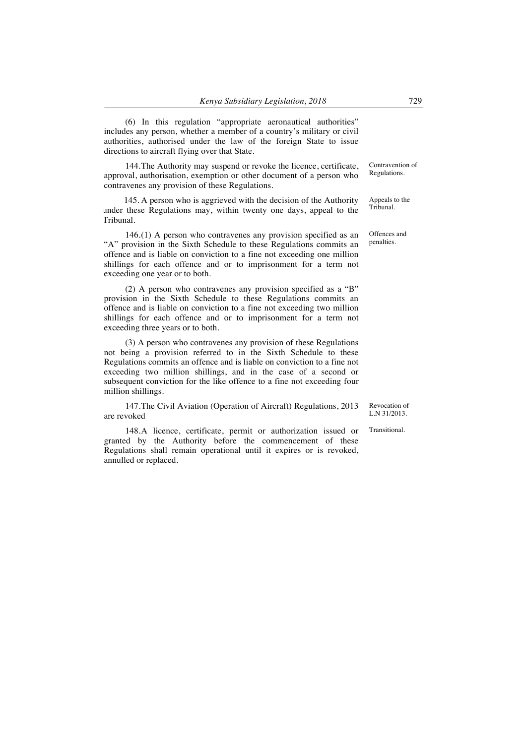(6) In this regulation "appropriate aeronautical authorities" includes any person, whether a member of a country's military or civil authorities, authorised under the law of the foreign State to issue directions to aircraft flying over that State.

*Contravention of Regulations.*

144.The Authority may suspend or revoke the licence, certificate, approval, authorisation, exemption or other document of a person who contravenes any provision of these Regulations.

*Appeals to the Tribunal.*

145. A person who is aggrieved with the decision of the Authority under these Regulations may, within twenty one days, appeal to the Tribunal.

*Offences and penalties.*

146.(1) A person who contravenes any provision specified as an "A" provision in the Sixth Schedule to these Regulations commits an offence and is liable on conviction to a fine not exceeding one million shillings for each offence and or to imprisonment for a term not exceeding one year or to both.

(2) A person who contravenes any provision specified as a "B" provision in the Sixth Schedule to these Regulations commits an offence and is liable on conviction to a fine not exceeding two million shillings for each offence and or to imprisonment for a term not exceeding three years or to both.

(3) A person who contravenes any provision of these Regulations not being a provision referred to in the Sixth Schedule to these Regulations commits an offence and is liable on conviction to a fine not exceeding two million shillings, and in the case of a second or subsequent conviction for the like offence to a fine not exceeding four million shillings.

*Revocation of L.N 31/2013.*

147.The Civil Aviation (Operation of Aircraft) Regulations, 2013 are revoked

*Transitional.*

148.A licence, certificate, permit or authorization issued or granted by the Authority before the commencement of these Regulations shall remain operational until it expires or is revoked, annulled or replaced.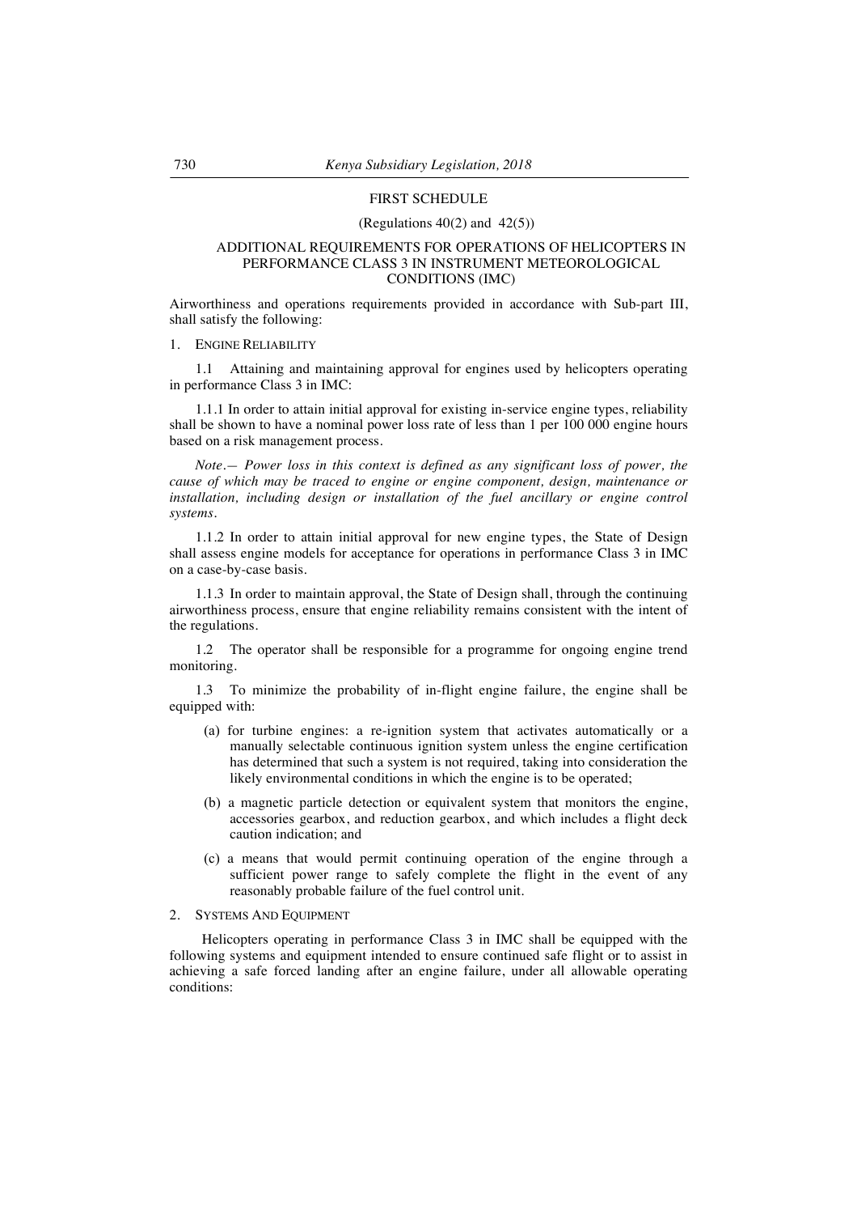## FIRST SCHEDULE

(Regulations 40(2) and 42(5))

### ADDITIONAL REQUIREMENTS FOR OPERATIONS OF HELICOPTERS IN PERFORMANCE CLASS 3 IN INSTRUMENT METEOROLOGICAL CONDITIONS (IMC)

Airworthiness and operations requirements provided in accordance with Sub-part III, shall satisfy the following:

1. ENGINE RELIABILITY

1.1 Attaining and maintaining approval for engines used by helicopters operating in performance Class 3 in IMC:

1.1.1 In order to attain initial approval for existing in-service engine types, reliability shall be shown to have a nominal power loss rate of less than 1 per 100 000 engine hours based on a risk management process.

*Note.— Power loss in this context is defined as any significant loss of power, the cause of which may be traced to engine or engine component, design, maintenance or installation, including design or installation of the fuel ancillary or engine control systems.*

1.1.2 In order to attain initial approval for new engine types, the State of Design shall assess engine models for acceptance for operations in performance Class 3 in IMC on a case-by-case basis.

1.1.3 In order to maintain approval, the State of Design shall, through the continuing airworthiness process, ensure that engine reliability remains consistent with the intent of the regulations.

1.2 The operator shall be responsible for a programme for ongoing engine trend monitoring.

1.3 To minimize the probability of in-flight engine failure, the engine shall be equipped with:

(a) for turbine engines: a re-ignition system that activates automatically or a manually selectable continuous ignition system unless the engine certification has determined that such a system is not required, taking into consideration the likely environmental conditions in which the engine is to be operated;

(b) a magnetic particle detection or equivalent system that monitors the engine, accessories gearbox, and reduction gearbox, and which includes a flight deck caution indication; and

(c) a means that would permit continuing operation of the engine through a sufficient power range to safely complete the flight in the event of any reasonably probable failure of the fuel control unit.

2. SYSTEMS AND EQUIPMENT

Helicopters operating in performance Class 3 in IMC shall be equipped with the following systems and equipment intended to ensure continued safe flight or to assist in achieving a safe forced landing after an engine failure, under all allowable operating conditions: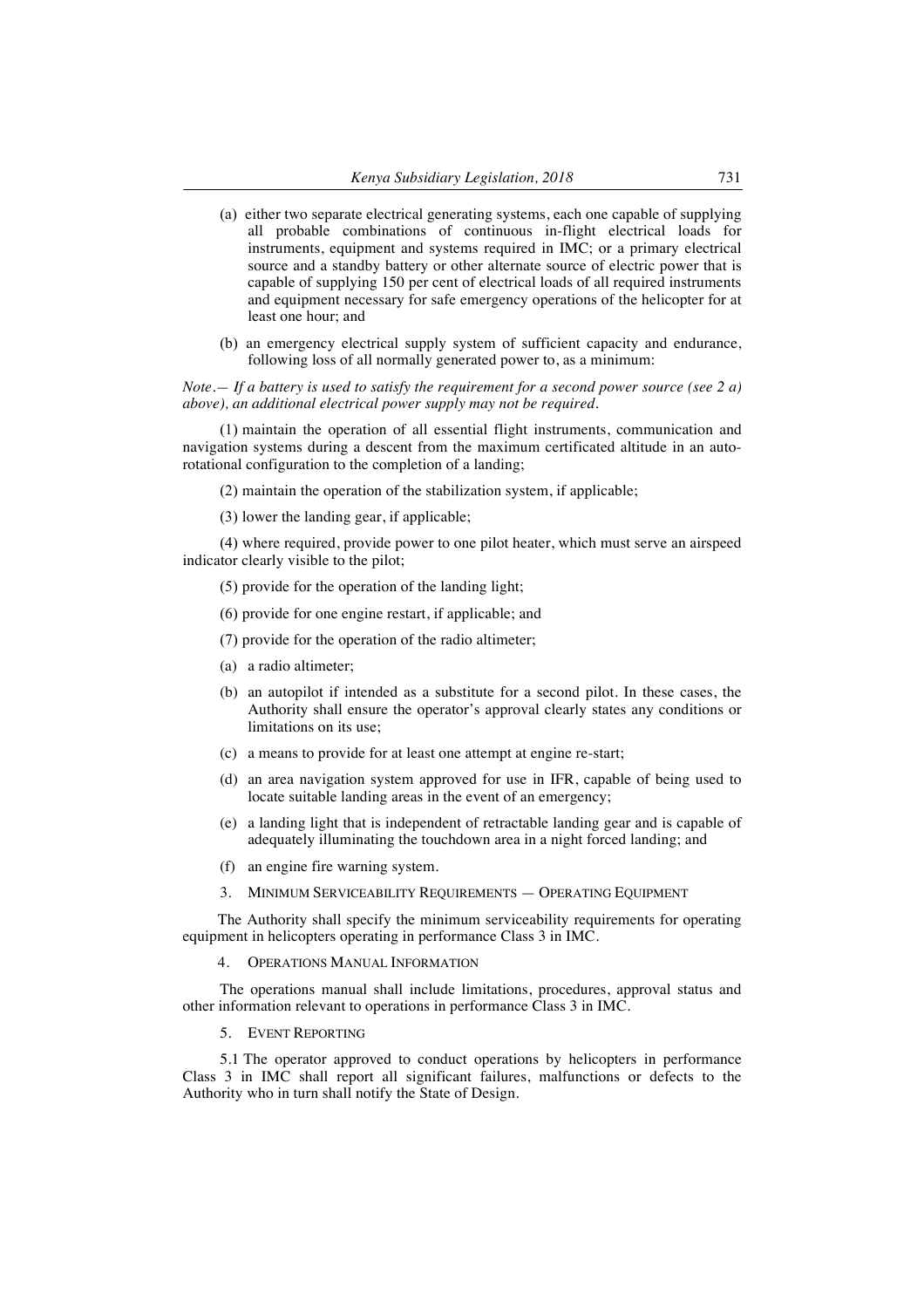(a) either two separate electrical generating systems, each one capable of supplying all probable combinations of continuous in-flight electrical loads for instruments, equipment and systems required in IMC; or a primary electrical source and a standby battery or other alternate source of electric power that is capable of supplying 150 per cent of electrical loads of all required instruments and equipment necessary for safe emergency operations of the helicopter for at least one hour; and

(b) an emergency electrical supply system of sufficient capacity and endurance, following loss of all normally generated power to, as a minimum:

*Note.— If a battery is used to satisfy the requirement for a second power source (see 2 a) above), an additional electrical power supply may not be required.*

(1) maintain the operation of all essential flight instruments, communication and navigation systems during a descent from the maximum certificated altitude in an auto-rotational configuration to the completion of a landing;

(2) maintain the operation of the stabilization system, if applicable;

(3) lower the landing gear, if applicable;

(4) where required, provide power to one pilot heater, which must serve an airspeed indicator clearly visible to the pilot;

(5) provide for the operation of the landing light;

(6) provide for one engine restart, if applicable; and

(7) provide for the operation of the radio altimeter;

(a) a radio altimeter;

(b) an autopilot if intended as a substitute for a second pilot. In these cases, the Authority shall ensure the operator's approval clearly states any conditions or limitations on its use;

(c) a means to provide for at least one attempt at engine re-start;

(d) an area navigation system approved for use in IFR, capable of being used to locate suitable landing areas in the event of an emergency;

(e) a landing light that is independent of retractable landing gear and is capable of adequately illuminating the touchdown area in a night forced landing; and

(f) an engine fire warning system.

3. MINIMUM SERVICEABILITY REQUIREMENTS — OPERATING EQUIPMENT

The Authority shall specify the minimum serviceability requirements for operating equipment in helicopters operating in performance Class 3 in IMC.

4. OPERATIONS MANUAL INFORMATION

The operations manual shall include limitations, procedures, approval status and other information relevant to operations in performance Class 3 in IMC.

5. EVENT REPORTING

5.1 The operator approved to conduct operations by helicopters in performance Class 3 in IMC shall report all significant failures, malfunctions or defects to the Authority who in turn shall notify the State of Design.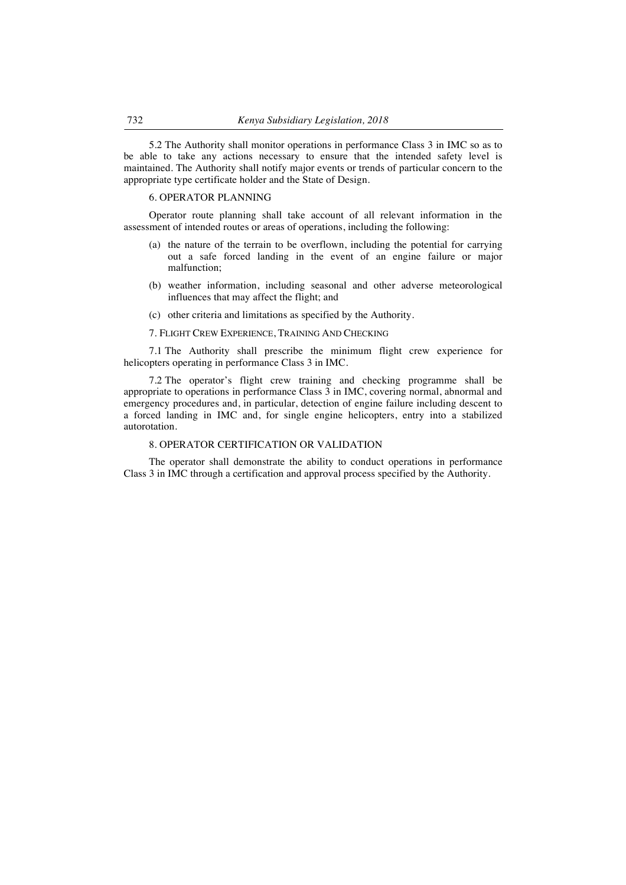5.2 The Authority shall monitor operations in performance Class 3 in IMC so as to be able to take any actions necessary to ensure that the intended safety level is maintained. The Authority shall notify major events or trends of particular concern to the appropriate type certificate holder and the State of Design.

6. OPERATOR PLANNING

Operator route planning shall take account of all relevant information in the assessment of intended routes or areas of operations, including the following:

(a) the nature of the terrain to be overflown, including the potential for carrying out a safe forced landing in the event of an engine failure or major malfunction;

(b) weather information, including seasonal and other adverse meteorological influences that may affect the flight; and

(c) other criteria and limitations as specified by the Authority.

7. FLIGHT CREW EXPERIENCE, TRAINING AND CHECKING

7.1 The Authority shall prescribe the minimum flight crew experience for helicopters operating in performance Class 3 in IMC.

7.2 The operator's flight crew training and checking programme shall be appropriate to operations in performance Class 3 in IMC, covering normal, abnormal and emergency procedures and, in particular, detection of engine failure including descent to a forced landing in IMC and, for single engine helicopters, entry into a stabilized autorotation.

8. OPERATOR CERTIFICATION OR VALIDATION

The operator shall demonstrate the ability to conduct operations in performance Class 3 in IMC through a certification and approval process specified by the Authority.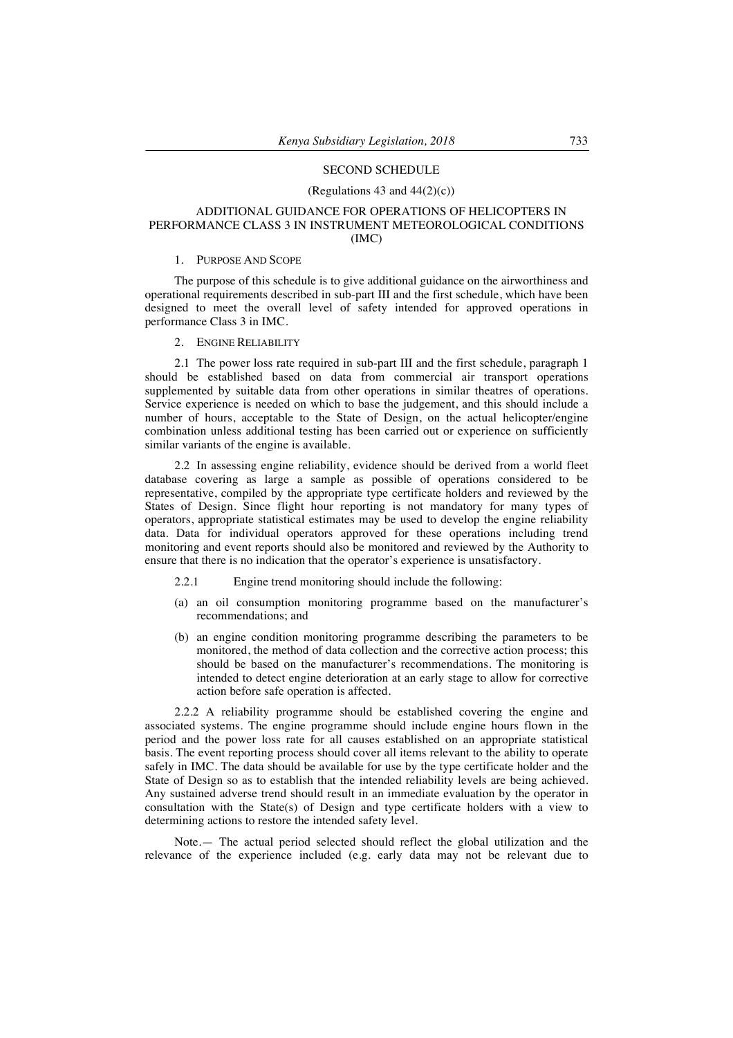## SECOND SCHEDULE

(Regulations 43 and 44(2)(c))

## ADDITIONAL GUIDANCE FOR OPERATIONS OF HELICOPTERS IN PERFORMANCE CLASS 3 IN INSTRUMENT METEOROLOGICAL CONDITIONS (IMC)

### 1. PURPOSE AND SCOPE

The purpose of this schedule is to give additional guidance on the airworthiness and operational requirements described in sub-part III and the first schedule, which have been designed to meet the overall level of safety intended for approved operations in performance Class 3 in IMC.

### 2. ENGINE RELIABILITY

2.1 The power loss rate required in sub-part III and the first schedule, paragraph 1 should be established based on data from commercial air transport operations supplemented by suitable data from other operations in similar theatres of operations. Service experience is needed on which to base the judgement, and this should include a number of hours, acceptable to the State of Design, on the actual helicopter/engine combination unless additional testing has been carried out or experience on sufficiently similar variants of the engine is available.

2.2 In assessing engine reliability, evidence should be derived from a world fleet database covering as large a sample as possible of operations considered to be representative, compiled by the appropriate type certificate holders and reviewed by the States of Design. Since flight hour reporting is not mandatory for many types of operators, appropriate statistical estimates may be used to develop the engine reliability data. Data for individual operators approved for these operations including trend monitoring and event reports should also be monitored and reviewed by the Authority to ensure that there is no indication that the operator's experience is unsatisfactory.

2.2.1 Engine trend monitoring should include the following:

(a) an oil consumption monitoring programme based on the manufacturer's recommendations; and

(b) an engine condition monitoring programme describing the parameters to be monitored, the method of data collection and the corrective action process; this should be based on the manufacturer's recommendations. The monitoring is intended to detect engine deterioration at an early stage to allow for corrective action before safe operation is affected.

2.2.2 A reliability programme should be established covering the engine and associated systems. The engine programme should include engine hours flown in the period and the power loss rate for all causes established on an appropriate statistical basis. The event reporting process should cover all items relevant to the ability to operate safely in IMC. The data should be available for use by the type certificate holder and the State of Design so as to establish that the intended reliability levels are being achieved. Any sustained adverse trend should result in an immediate evaluation by the operator in consultation with the State(s) of Design and type certificate holders with a view to determining actions to restore the intended safety level.

Note.— The actual period selected should reflect the global utilization and the relevance of the experience included (e.g. early data may not be relevant due to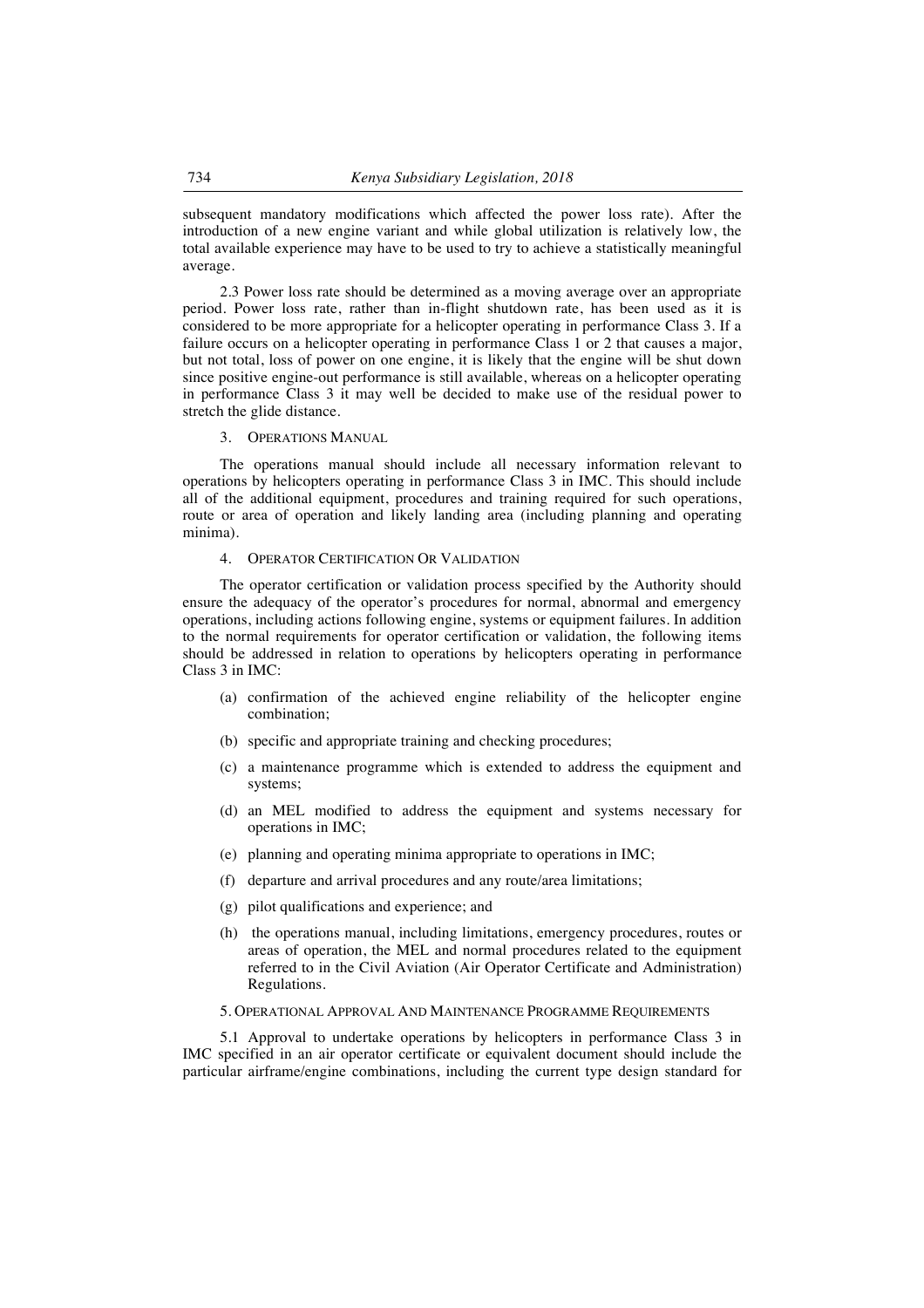subsequent mandatory modifications which affected the power loss rate). After the introduction of a new engine variant and while global utilization is relatively low, the total available experience may have to be used to try to achieve a statistically meaningful average.

2.3 Power loss rate should be determined as a moving average over an appropriate period. Power loss rate, rather than in-flight shutdown rate, has been used as it is considered to be more appropriate for a helicopter operating in performance Class 3. If a failure occurs on a helicopter operating in performance Class 1 or 2 that causes a major, but not total, loss of power on one engine, it is likely that the engine will be shut down since positive engine-out performance is still available, whereas on a helicopter operating in performance Class 3 it may well be decided to make use of the residual power to stretch the glide distance.

### 3. Operations Manual

The operations manual should include all necessary information relevant to operations by helicopters operating in performance Class 3 in IMC. This should include all of the additional equipment, procedures and training required for such operations, route or area of operation and likely landing area (including planning and operating minima).

### 4. Operator Certification Or Validation

The operator certification or validation process specified by the Authority should ensure the adequacy of the operator's procedures for normal, abnormal and emergency operations, including actions following engine, systems or equipment failures. In addition to the normal requirements for operator certification or validation, the following items should be addressed in relation to operations by helicopters operating in performance Class 3 in IMC:

(a) confirmation of the achieved engine reliability of the helicopter engine combination;

(b) specific and appropriate training and checking procedures;

(c) a maintenance programme which is extended to address the equipment and systems;

(d) an MEL modified to address the equipment and systems necessary for operations in IMC;

(e) planning and operating minima appropriate to operations in IMC;

(f) departure and arrival procedures and any route/area limitations;

(g) pilot qualifications and experience; and

(h) the operations manual, including limitations, emergency procedures, routes or areas of operation, the MEL and normal procedures related to the equipment referred to in the Civil Aviation (Air Operator Certificate and Administration) Regulations.

### 5. Operational Approval And Maintenance Programme Requirements

5.1 Approval to undertake operations by helicopters in performance Class 3 in IMC specified in an air operator certificate or equivalent document should include the particular airframe/engine combinations, including the current type design standard for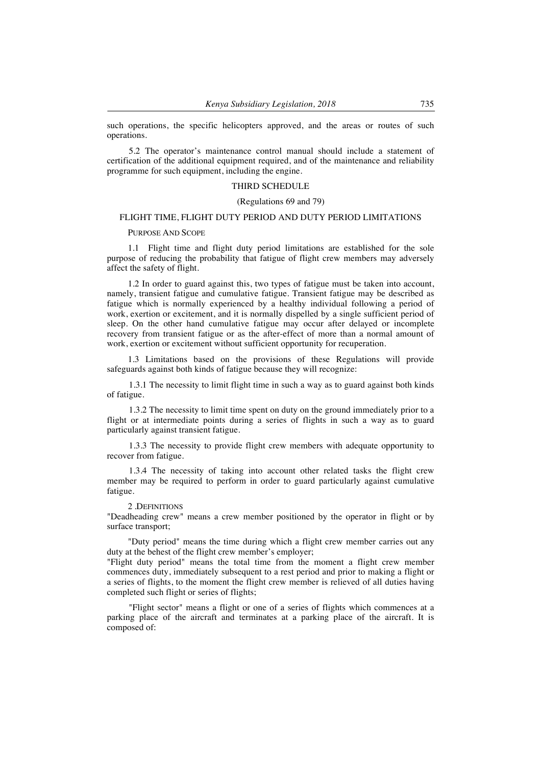such operations, the specific helicopters approved, and the areas or routes of such operations.

5.2 The operator's maintenance control manual should include a statement of certification of the additional equipment required, and of the maintenance and reliability programme for such equipment, including the engine.

## THIRD SCHEDULE

(Regulations 69 and 79)

### FLIGHT TIME, FLIGHT DUTY PERIOD AND DUTY PERIOD LIMITATIONS

PURPOSE AND SCOPE

1.1 Flight time and flight duty period limitations are established for the sole purpose of reducing the probability that fatigue of flight crew members may adversely affect the safety of flight.

1.2 In order to guard against this, two types of fatigue must be taken into account, namely, transient fatigue and cumulative fatigue. Transient fatigue may be described as fatigue which is normally experienced by a healthy individual following a period of work, exertion or excitement, and it is normally dispelled by a single sufficient period of sleep. On the other hand cumulative fatigue may occur after delayed or incomplete recovery from transient fatigue or as the after-effect of more than a normal amount of work, exertion or excitement without sufficient opportunity for recuperation.

1.3 Limitations based on the provisions of these Regulations will provide safeguards against both kinds of fatigue because they will recognize:

1.3.1 The necessity to limit flight time in such a way as to guard against both kinds of fatigue.

1.3.2 The necessity to limit time spent on duty on the ground immediately prior to a flight or at intermediate points during a series of flights in such a way as to guard particularly against transient fatigue.

1.3.3 The necessity to provide flight crew members with adequate opportunity to recover from fatigue.

1.3.4 The necessity of taking into account other related tasks the flight crew member may be required to perform in order to guard particularly against cumulative fatigue.

2 .DEFINITIONS

"Deadheading crew" means a crew member positioned by the operator in flight or by surface transport;

"Duty period" means the time during which a flight crew member carries out any duty at the behest of the flight crew member's employer;

"Flight duty period" means the total time from the moment a flight crew member commences duty, immediately subsequent to a rest period and prior to making a flight or a series of flights, to the moment the flight crew member is relieved of all duties having completed such flight or series of flights;

"Flight sector" means a flight or one of a series of flights which commences at a parking place of the aircraft and terminates at a parking place of the aircraft. It is composed of: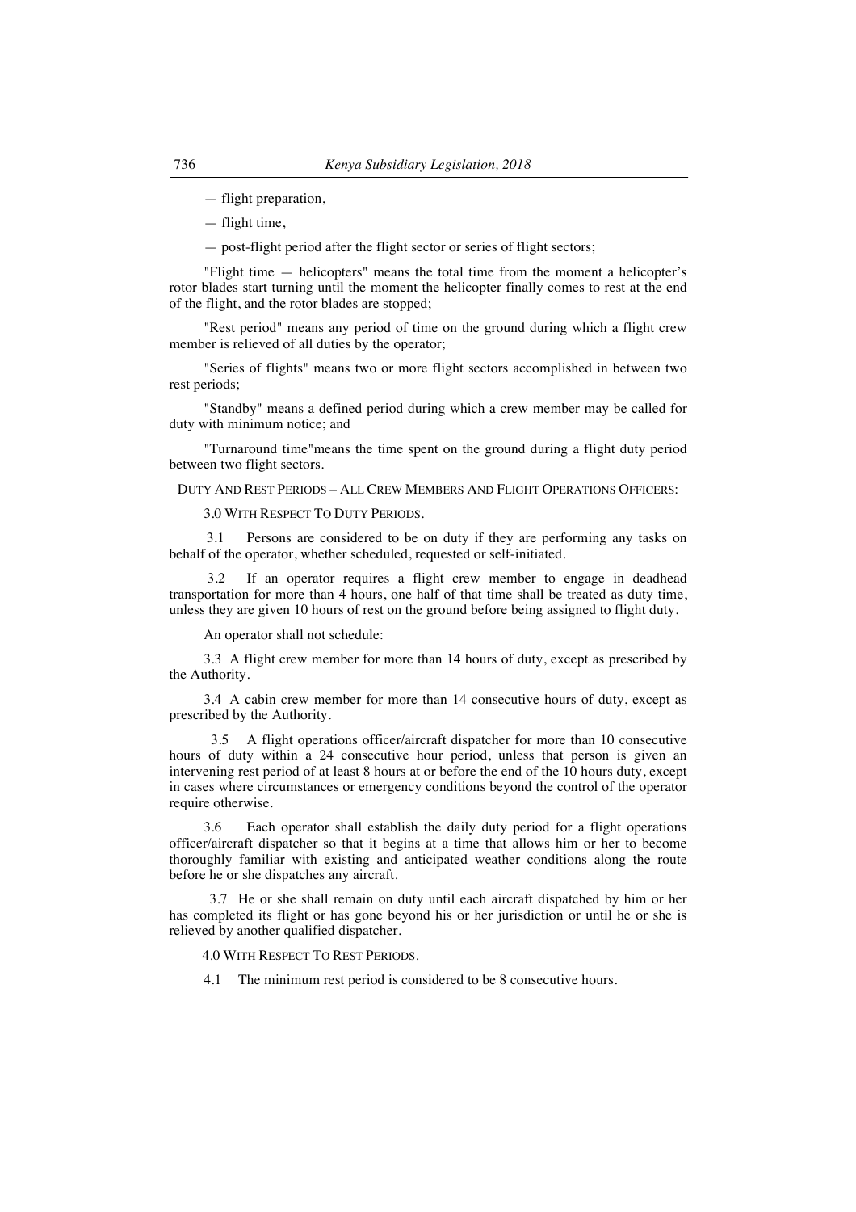— flight preparation,

— flight time,

— post-flight period after the flight sector or series of flight sectors;

"Flight time — helicopters" means the total time from the moment a helicopter's rotor blades start turning until the moment the helicopter finally comes to rest at the end of the flight, and the rotor blades are stopped;

"Rest period" means any period of time on the ground during which a flight crew member is relieved of all duties by the operator;

"Series of flights" means two or more flight sectors accomplished in between two rest periods;

"Standby" means a defined period during which a crew member may be called for duty with minimum notice; and

"Turnaround time"means the time spent on the ground during a flight duty period between two flight sectors.

DUTY AND REST PERIODS – ALL CREW MEMBERS AND FLIGHT OPERATIONS OFFICERS:

3.0 WITH RESPECT TO DUTY PERIODS.

3.1 Persons are considered to be on duty if they are performing any tasks on behalf of the operator, whether scheduled, requested or self-initiated.

3.2 If an operator requires a flight crew member to engage in deadhead transportation for more than 4 hours, one half of that time shall be treated as duty time, unless they are given 10 hours of rest on the ground before being assigned to flight duty.

An operator shall not schedule:

3.3 A flight crew member for more than 14 hours of duty, except as prescribed by the Authority.

3.4 A cabin crew member for more than 14 consecutive hours of duty, except as prescribed by the Authority.

3.5 A flight operations officer/aircraft dispatcher for more than 10 consecutive hours of duty within a 24 consecutive hour period, unless that person is given an intervening rest period of at least 8 hours at or before the end of the 10 hours duty, except in cases where circumstances or emergency conditions beyond the control of the operator require otherwise.

3.6 Each operator shall establish the daily duty period for a flight operations officer/aircraft dispatcher so that it begins at a time that allows him or her to become thoroughly familiar with existing and anticipated weather conditions along the route before he or she dispatches any aircraft.

3.7 He or she shall remain on duty until each aircraft dispatched by him or her has completed its flight or has gone beyond his or her jurisdiction or until he or she is relieved by another qualified dispatcher.

4.0 WITH RESPECT TO REST PERIODS.

4.1 The minimum rest period is considered to be 8 consecutive hours.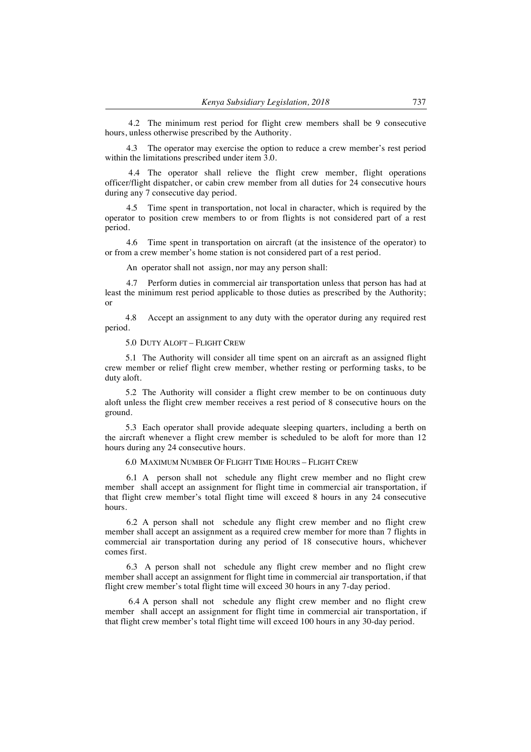4.2 The minimum rest period for flight crew members shall be 9 consecutive hours, unless otherwise prescribed by the Authority.

4.3 The operator may exercise the option to reduce a crew member's rest period within the limitations prescribed under item 3.0.

4.4 The operator shall relieve the flight crew member, flight operations officer/flight dispatcher, or cabin crew member from all duties for 24 consecutive hours during any 7 consecutive day period.

4.5 Time spent in transportation, not local in character, which is required by the operator to position crew members to or from flights is not considered part of a rest period.

4.6 Time spent in transportation on aircraft (at the insistence of the operator) to or from a crew member's home station is not considered part of a rest period.

An operator shall not assign, nor may any person shall:

4.7 Perform duties in commercial air transportation unless that person has had at least the minimum rest period applicable to those duties as prescribed by the Authority; or

4.8 Accept an assignment to any duty with the operator during any required rest period.

5.0 DUTY ALOFT – FLIGHT CREW

5.1 The Authority will consider all time spent on an aircraft as an assigned flight crew member or relief flight crew member, whether resting or performing tasks, to be duty aloft.

5.2 The Authority will consider a flight crew member to be on continuous duty aloft unless the flight crew member receives a rest period of 8 consecutive hours on the ground.

5.3 Each operator shall provide adequate sleeping quarters, including a berth on the aircraft whenever a flight crew member is scheduled to be aloft for more than 12 hours during any 24 consecutive hours.

6.0 MAXIMUM NUMBER OF FLIGHT TIME HOURS – FLIGHT CREW

6.1 A person shall not schedule any flight crew member and no flight crew member shall accept an assignment for flight time in commercial air transportation, if that flight crew member's total flight time will exceed 8 hours in any 24 consecutive hours.

6.2 A person shall not schedule any flight crew member and no flight crew member shall accept an assignment as a required crew member for more than 7 flights in commercial air transportation during any period of 18 consecutive hours, whichever comes first.

6.3 A person shall not schedule any flight crew member and no flight crew member shall accept an assignment for flight time in commercial air transportation, if that flight crew member's total flight time will exceed 30 hours in any 7-day period.

6.4 A person shall not schedule any flight crew member and no flight crew member shall accept an assignment for flight time in commercial air transportation, if that flight crew member's total flight time will exceed 100 hours in any 30-day period.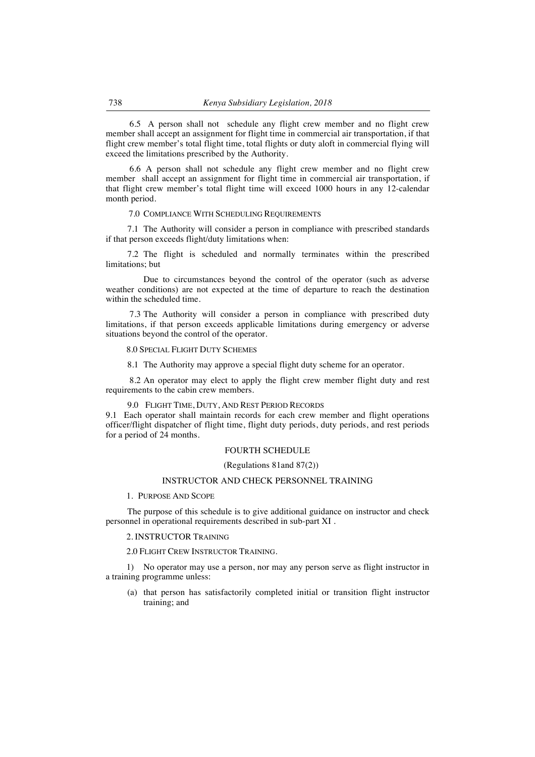6.5 A person shall not schedule any flight crew member and no flight crew member shall accept an assignment for flight time in commercial air transportation, if that flight crew member's total flight time, total flights or duty aloft in commercial flying will exceed the limitations prescribed by the Authority.

6.6 A person shall not schedule any flight crew member and no flight crew member shall accept an assignment for flight time in commercial air transportation, if that flight crew member's total flight time will exceed 1000 hours in any 12-calendar month period.

7.0 COMPLIANCE WITH SCHEDULING REQUIREMENTS

7.1 The Authority will consider a person in compliance with prescribed standards if that person exceeds flight/duty limitations when:

7.2 The flight is scheduled and normally terminates within the prescribed limitations; but

Due to circumstances beyond the control of the operator (such as adverse weather conditions) are not expected at the time of departure to reach the destination within the scheduled time.

7.3 The Authority will consider a person in compliance with prescribed duty limitations, if that person exceeds applicable limitations during emergency or adverse situations beyond the control of the operator.

8.0 SPECIAL FLIGHT DUTY SCHEMES

8.1 The Authority may approve a special flight duty scheme for an operator.

8.2 An operator may elect to apply the flight crew member flight duty and rest requirements to the cabin crew members.

9.0 FLIGHT TIME, DUTY, AND REST PERIOD RECORDS

9.1 Each operator shall maintain records for each crew member and flight operations officer/flight dispatcher of flight time, flight duty periods, duty periods, and rest periods for a period of 24 months.

## FOURTH SCHEDULE

(Regulations 81and 87(2))

## INSTRUCTOR AND CHECK PERSONNEL TRAINING

1. PURPOSE AND SCOPE

The purpose of this schedule is to give additional guidance on instructor and check personnel in operational requirements described in sub-part XI .

2. INSTRUCTOR TRAINING

2.0 FLIGHT CREW INSTRUCTOR TRAINING.

1) No operator may use a person, nor may any person serve as flight instructor in a training programme unless:

(a) that person has satisfactorily completed initial or transition flight instructor training; and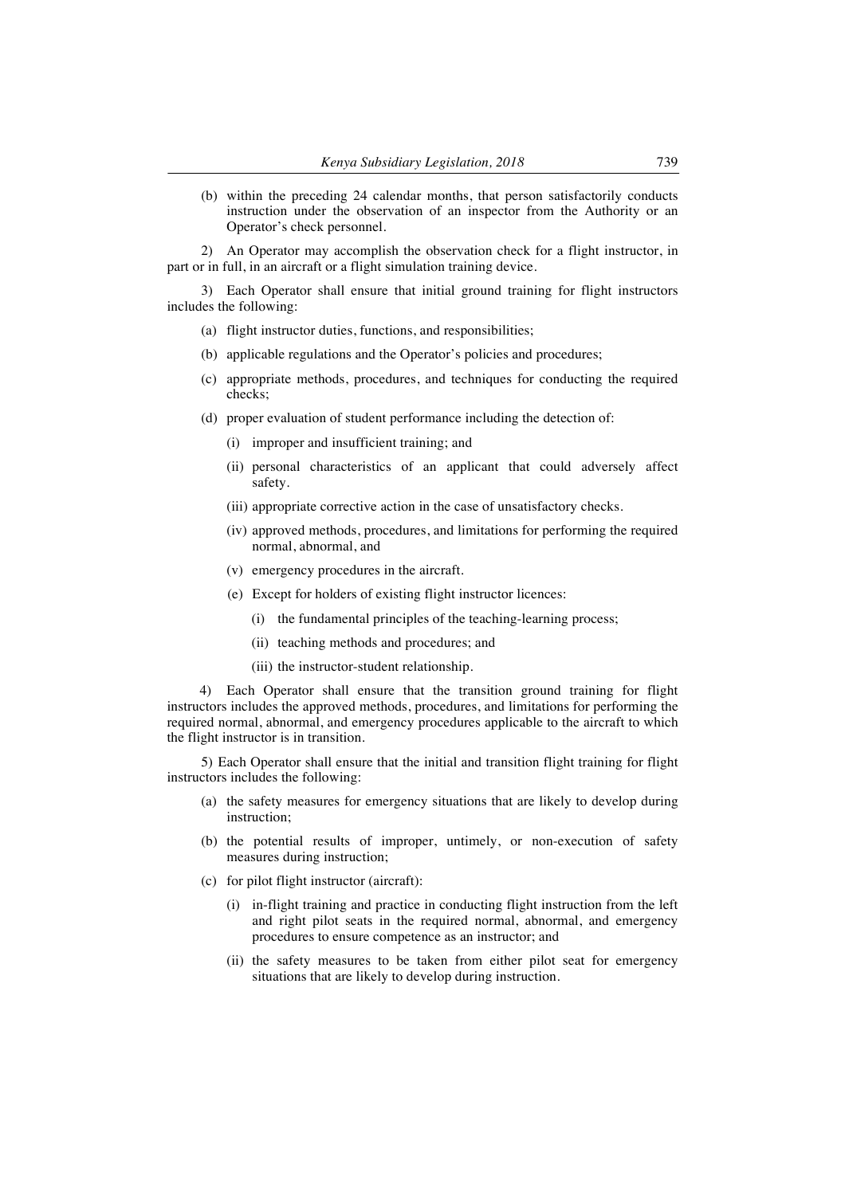(b) within the preceding 24 calendar months, that person satisfactorily conducts instruction under the observation of an inspector from the Authority or an Operator's check personnel.

2) An Operator may accomplish the observation check for a flight instructor, in part or in full, in an aircraft or a flight simulation training device.

3) Each Operator shall ensure that initial ground training for flight instructors includes the following:

- (a) flight instructor duties, functions, and responsibilities;
- (b) applicable regulations and the Operator's policies and procedures;
- (c) appropriate methods, procedures, and techniques for conducting the required checks;
- (d) proper evaluation of student performance including the detection of:
  - (i) improper and insufficient training; and
  - (ii) personal characteristics of an applicant that could adversely affect safety.
  - (iii) appropriate corrective action in the case of unsatisfactory checks.
  - (iv) approved methods, procedures, and limitations for performing the required normal, abnormal, and
  - (v) emergency procedures in the aircraft.
  - (e) Except for holders of existing flight instructor licences:
    - (i) the fundamental principles of the teaching-learning process;
    - (ii) teaching methods and procedures; and
    - (iii) the instructor-student relationship.

4) Each Operator shall ensure that the transition ground training for flight instructors includes the approved methods, procedures, and limitations for performing the required normal, abnormal, and emergency procedures applicable to the aircraft to which the flight instructor is in transition.

5) Each Operator shall ensure that the initial and transition flight training for flight instructors includes the following:

- (a) the safety measures for emergency situations that are likely to develop during instruction;
- (b) the potential results of improper, untimely, or non-execution of safety measures during instruction;
- (c) for pilot flight instructor (aircraft):
  - (i) in-flight training and practice in conducting flight instruction from the left and right pilot seats in the required normal, abnormal, and emergency procedures to ensure competence as an instructor; and
  - (ii) the safety measures to be taken from either pilot seat for emergency situations that are likely to develop during instruction.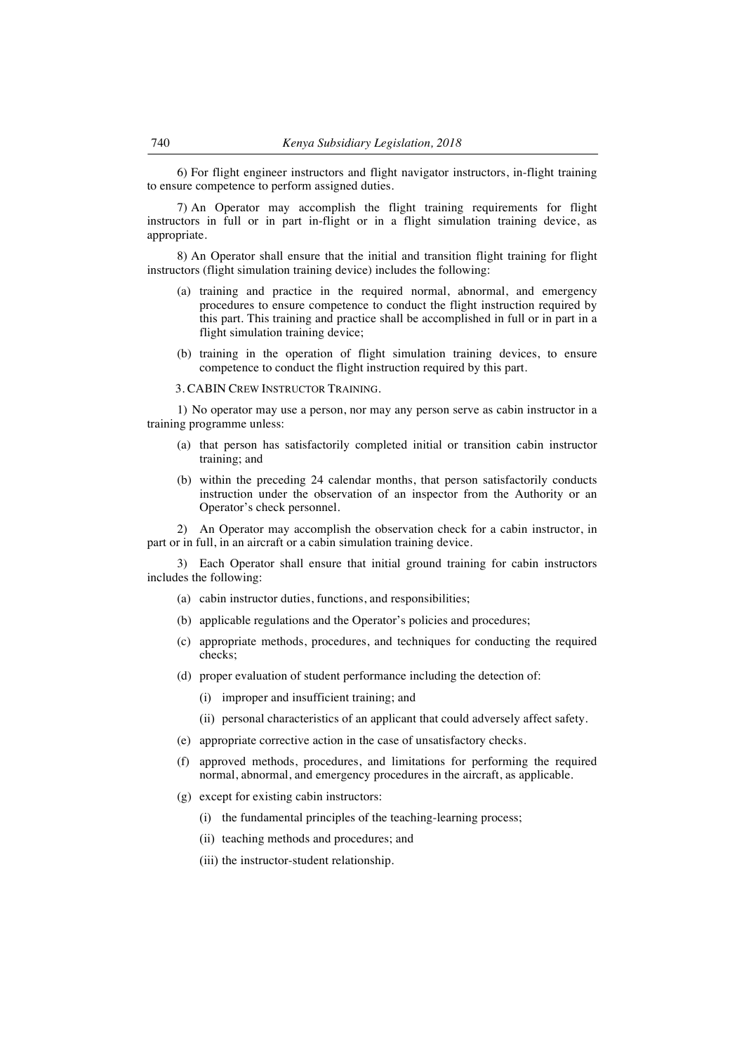6) For flight engineer instructors and flight navigator instructors, in-flight training to ensure competence to perform assigned duties.

7) An Operator may accomplish the flight training requirements for flight instructors in full or in part in-flight or in a flight simulation training device, as appropriate.

8) An Operator shall ensure that the initial and transition flight training for flight instructors (flight simulation training device) includes the following:

(a) training and practice in the required normal, abnormal, and emergency procedures to ensure competence to conduct the flight instruction required by this part. This training and practice shall be accomplished in full or in part in a flight simulation training device;

(b) training in the operation of flight simulation training devices, to ensure competence to conduct the flight instruction required by this part.

3. CABIN CREW INSTRUCTOR TRAINING.

1) No operator may use a person, nor may any person serve as cabin instructor in a training programme unless:

(a) that person has satisfactorily completed initial or transition cabin instructor training; and

(b) within the preceding 24 calendar months, that person satisfactorily conducts instruction under the observation of an inspector from the Authority or an Operator's check personnel.

2) An Operator may accomplish the observation check for a cabin instructor, in part or in full, in an aircraft or a cabin simulation training device.

3) Each Operator shall ensure that initial ground training for cabin instructors includes the following:

(a) cabin instructor duties, functions, and responsibilities;

(b) applicable regulations and the Operator's policies and procedures;

(c) appropriate methods, procedures, and techniques for conducting the required checks;

(d) proper evaluation of student performance including the detection of:

(i) improper and insufficient training; and

(ii) personal characteristics of an applicant that could adversely affect safety.

(e) appropriate corrective action in the case of unsatisfactory checks.

(f) approved methods, procedures, and limitations for performing the required normal, abnormal, and emergency procedures in the aircraft, as applicable.

(g) except for existing cabin instructors:

(i) the fundamental principles of the teaching-learning process;

(ii) teaching methods and procedures; and

(iii) the instructor-student relationship.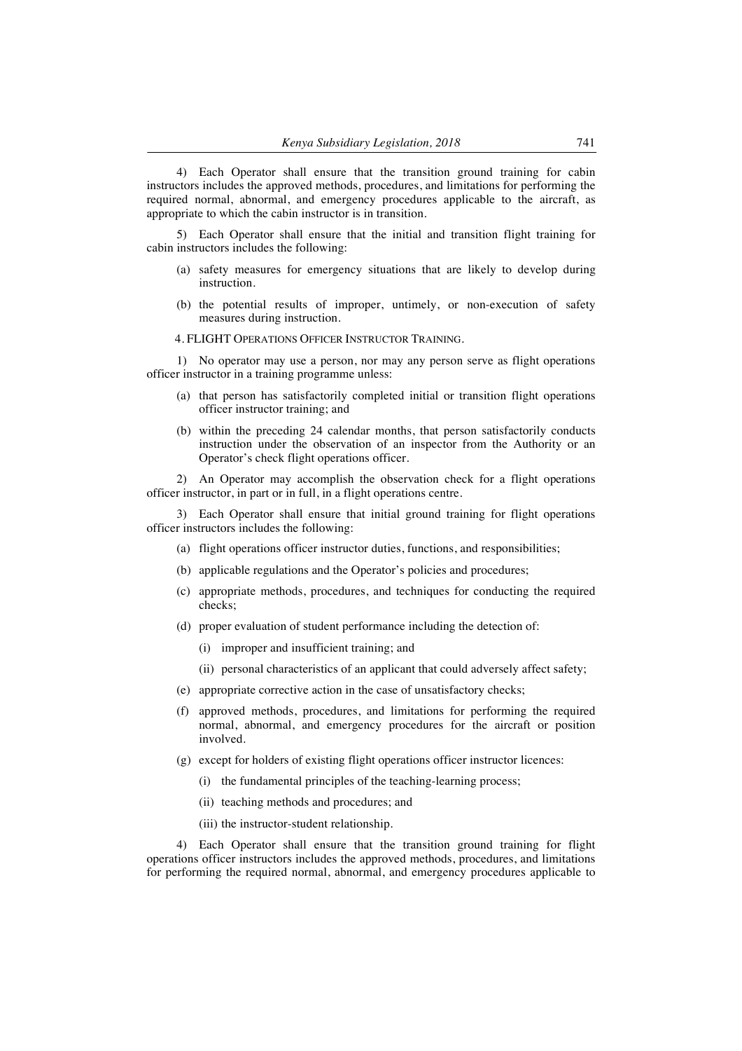4) Each Operator shall ensure that the transition ground training for cabin instructors includes the approved methods, procedures, and limitations for performing the required normal, abnormal, and emergency procedures applicable to the aircraft, as appropriate to which the cabin instructor is in transition.

5) Each Operator shall ensure that the initial and transition flight training for cabin instructors includes the following:

(a) safety measures for emergency situations that are likely to develop during instruction.

(b) the potential results of improper, untimely, or non-execution of safety measures during instruction.

4. FLIGHT OPERATIONS OFFICER INSTRUCTOR TRAINING.

1) No operator may use a person, nor may any person serve as flight operations officer instructor in a training programme unless:

(a) that person has satisfactorily completed initial or transition flight operations officer instructor training; and

(b) within the preceding 24 calendar months, that person satisfactorily conducts instruction under the observation of an inspector from the Authority or an Operator's check flight operations officer.

2) An Operator may accomplish the observation check for a flight operations officer instructor, in part or in full, in a flight operations centre.

3) Each Operator shall ensure that initial ground training for flight operations officer instructors includes the following:

(a) flight operations officer instructor duties, functions, and responsibilities;

(b) applicable regulations and the Operator's policies and procedures;

(c) appropriate methods, procedures, and techniques for conducting the required checks;

(d) proper evaluation of student performance including the detection of:

(i) improper and insufficient training; and

(ii) personal characteristics of an applicant that could adversely affect safety;

(e) appropriate corrective action in the case of unsatisfactory checks;

(f) approved methods, procedures, and limitations for performing the required normal, abnormal, and emergency procedures for the aircraft or position involved.

(g) except for holders of existing flight operations officer instructor licences:

(i) the fundamental principles of the teaching-learning process;

(ii) teaching methods and procedures; and

(iii) the instructor-student relationship.

4) Each Operator shall ensure that the transition ground training for flight operations officer instructors includes the approved methods, procedures, and limitations for performing the required normal, abnormal, and emergency procedures applicable to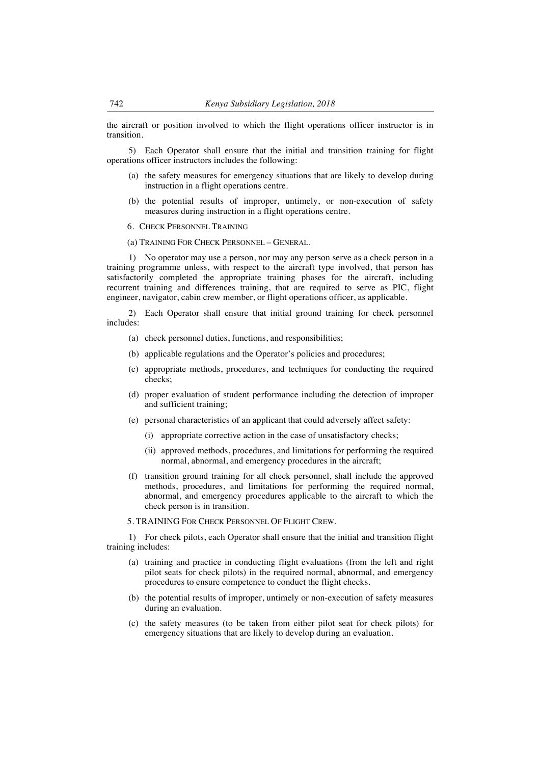the aircraft or position involved to which the flight operations officer instructor is in transition.

5) Each Operator shall ensure that the initial and transition training for flight operations officer instructors includes the following:

(a) the safety measures for emergency situations that are likely to develop during instruction in a flight operations centre.

(b) the potential results of improper, untimely, or non-execution of safety measures during instruction in a flight operations centre.

6. CHECK PERSONNEL TRAINING

(a) TRAINING FOR CHECK PERSONNEL – GENERAL.

1) No operator may use a person, nor may any person serve as a check person in a training programme unless, with respect to the aircraft type involved, that person has satisfactorily completed the appropriate training phases for the aircraft, including recurrent training and differences training, that are required to serve as PIC, flight engineer, navigator, cabin crew member, or flight operations officer, as applicable.

2) Each Operator shall ensure that initial ground training for check personnel includes:

(a) check personnel duties, functions, and responsibilities;

(b) applicable regulations and the Operator's policies and procedures;

(c) appropriate methods, procedures, and techniques for conducting the required checks;

(d) proper evaluation of student performance including the detection of improper and sufficient training;

(e) personal characteristics of an applicant that could adversely affect safety:

   (i) appropriate corrective action in the case of unsatisfactory checks;

   (ii) approved methods, procedures, and limitations for performing the required normal, abnormal, and emergency procedures in the aircraft;

(f) transition ground training for all check personnel, shall include the approved methods, procedures, and limitations for performing the required normal, abnormal, and emergency procedures applicable to the aircraft to which the check person is in transition.

5. TRAINING FOR CHECK PERSONNEL OF FLIGHT CREW.

1) For check pilots, each Operator shall ensure that the initial and transition flight training includes:

(a) training and practice in conducting flight evaluations (from the left and right pilot seats for check pilots) in the required normal, abnormal, and emergency procedures to ensure competence to conduct the flight checks.

(b) the potential results of improper, untimely or non-execution of safety measures during an evaluation.

(c) the safety measures (to be taken from either pilot seat for check pilots) for emergency situations that are likely to develop during an evaluation.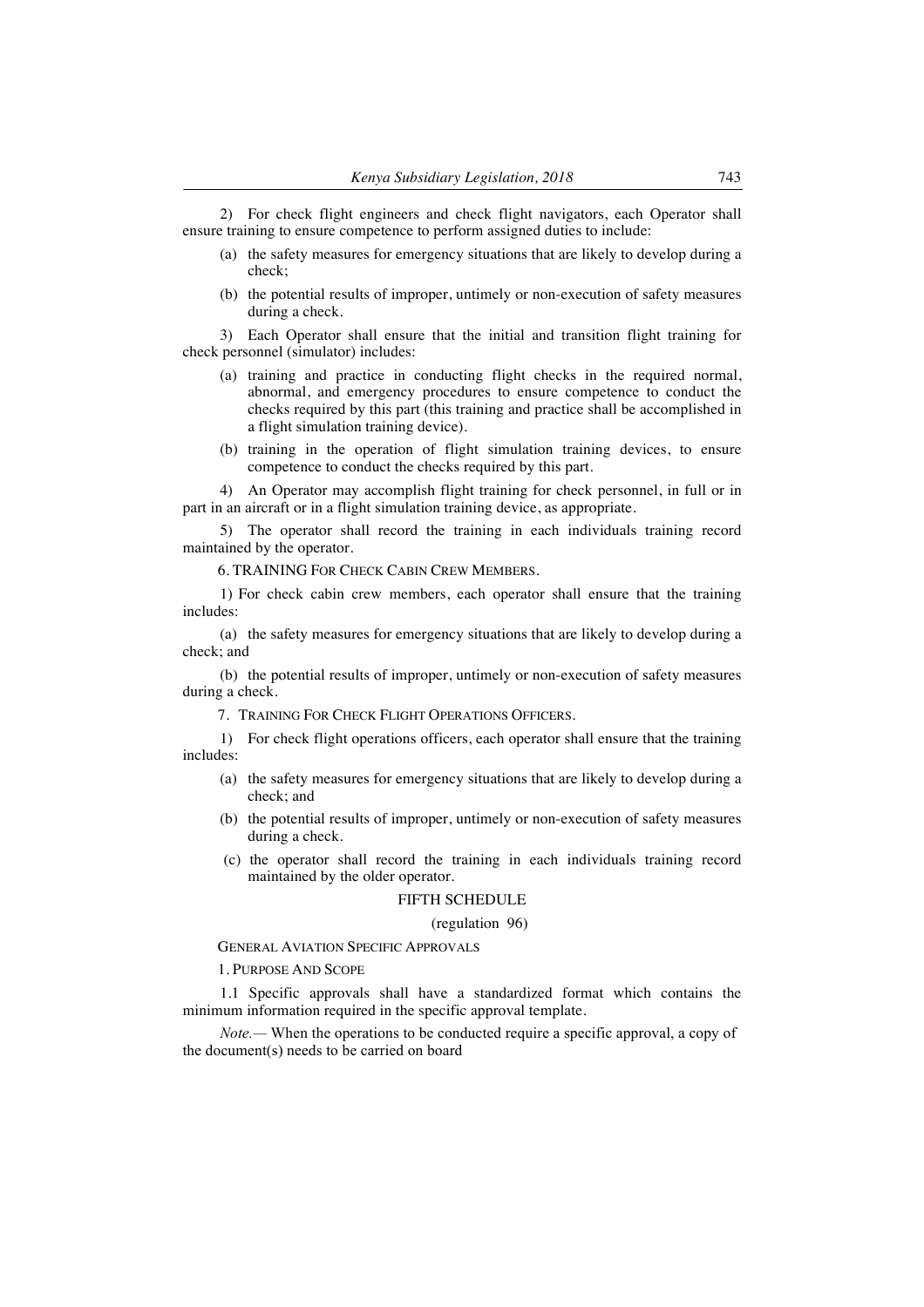2) For check flight engineers and check flight navigators, each Operator shall ensure training to ensure competence to perform assigned duties to include:

(a) the safety measures for emergency situations that are likely to develop during a check;

(b) the potential results of improper, untimely or non-execution of safety measures during a check.

3) Each Operator shall ensure that the initial and transition flight training for check personnel (simulator) includes:

(a) training and practice in conducting flight checks in the required normal, abnormal, and emergency procedures to ensure competence to conduct the checks required by this part (this training and practice shall be accomplished in a flight simulation training device).

(b) training in the operation of flight simulation training devices, to ensure competence to conduct the checks required by this part.

4) An Operator may accomplish flight training for check personnel, in full or in part in an aircraft or in a flight simulation training device, as appropriate.

5) The operator shall record the training in each individuals training record maintained by the operator.

6. TRAINING FOR CHECK CABIN CREW MEMBERS.

1) For check cabin crew members, each operator shall ensure that the training includes:

(a) the safety measures for emergency situations that are likely to develop during a check; and

(b) the potential results of improper, untimely or non-execution of safety measures during a check.

7. TRAINING FOR CHECK FLIGHT OPERATIONS OFFICERS.

1) For check flight operations officers, each operator shall ensure that the training includes:

(a) the safety measures for emergency situations that are likely to develop during a check; and

(b) the potential results of improper, untimely or non-execution of safety measures during a check.

(c) the operator shall record the training in each individuals training record maintained by the older operator.

## FIFTH SCHEDULE

(regulation 96)

GENERAL AVIATION SPECIFIC APPROVALS

1. PURPOSE AND SCOPE

1.1 Specific approvals shall have a standardized format which contains the minimum information required in the specific approval template.

*Note.—* When the operations to be conducted require a specific approval, a copy of the document(s) needs to be carried on board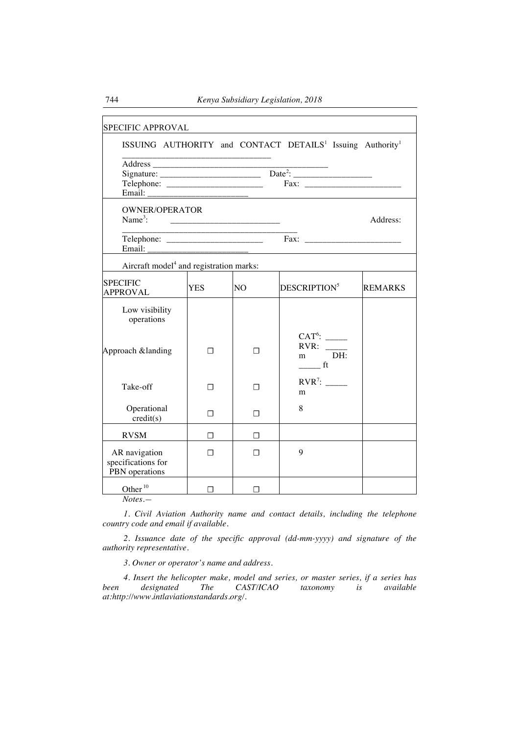| SPECIFIC APPROVAL | | | | |
|---|---|---|---|---|
| ISSUING AUTHORITY and CONTACT DETAILS[1] Issuing Authority[1] ________________________________ Address ________________________________________ Signature: ______________________ Date[2]: _________________ Telephone: _____________________ Fax: _____________________ Email: ______________________ | | | | |
| OWNER/OPERATOR Name[3]: ________________________ Address: _______________________________________ Telephone: _____________________ Fax: _____________________ Email: ______________________ | | | | |
| Aircraft model[4] and registration marks: | | | | |
| SPECIFIC APPROVAL | YES | NO | DESCRIPTION[5] | REMARKS |
| Low visibility operations | | | | |
| Approach &landing | ☐ | ☐ | CAT[6]: _____ RVR: _____ m DH: _____ ft | |
| Take-off | ☐ | ☐ | RVR[7]: _____ m | |
| Operational credit(s) | ☐ | ☐ | 8 | |
| RVSM | ☐ | ☐ | | |
| AR navigation specifications for PBN operations | ☐ | ☐ | 9 | |
| Other [10] | ☐ | ☐ | | |

*Notes.—*

*1. Civil Aviation Authority name and contact details, including the telephone country code and email if available.*

*2. Issuance date of the specific approval (dd-mm-yyyy) and signature of the authority representative.*

*3. Owner or operator's name and address.*

*4. Insert the helicopter make, model and series, or master series, if a series has been designated The CAST/ICAO taxonomy is available at:http://www.intlaviationstandards.org/.*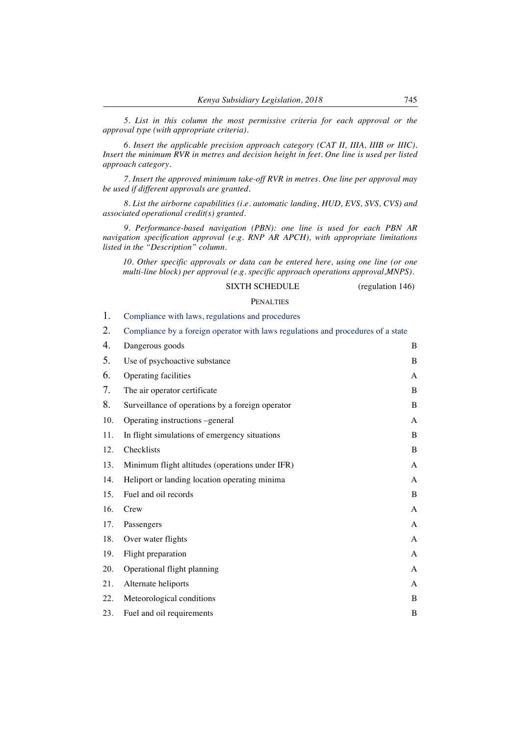*5. List in this column the most permissive criteria for each approval or the approval type (with appropriate criteria).*

*6. Insert the applicable precision approach category (CAT II, IIIA, IIIB or IIIC). Insert the minimum RVR in metres and decision height in feet. One line is used per listed approach category.*

*7. Insert the approved minimum take-off RVR in metres. One line per approval may be used if different approvals are granted.*

*8. List the airborne capabilities (i.e. automatic landing, HUD, EVS, SVS, CVS) and associated operational credit(s) granted.*

*9. Performance-based navigation (PBN): one line is used for each PBN AR navigation specification approval (e.g. RNP AR APCH), with appropriate limitations listed in the "Description" column.*

*10. Other specific approvals or data can be entered here, using one line (or one multi-line block) per approval (e.g. specific approach operations approval,MNPS).*

## SIXTH SCHEDULE (regulation 146)

### PENALTIES

| | | |
|---|---|---|
| 1. | Compliance with laws, regulations and procedures | |
| 2. | Compliance by a foreign operator with laws regulations and procedures of a state | |
| 4. | Dangerous goods | B |
| 5. | Use of psychoactive substance | B |
| 6. | Operating facilities | A |
| 7. | The air operator certificate | B |
| 8. | Surveillance of operations by a foreign operator | B |
| 10. | Operating instructions –general | A |
| 11. | In flight simulations of emergency situations | B |
| 12. | Checklists | B |
| 13. | Minimum flight altitudes (operations under IFR) | A |
| 14. | Heliport or landing location operating minima | A |
| 15. | Fuel and oil records | B |
| 16. | Crew | A |
| 17. | Passengers | A |
| 18. | Over water flights | A |
| 19. | Flight preparation | A |
| 20. | Operational flight planning | A |
| 21. | Alternate heliports | A |
| 22. | Meteorological conditions | B |
| 23. | Fuel and oil requirements | B |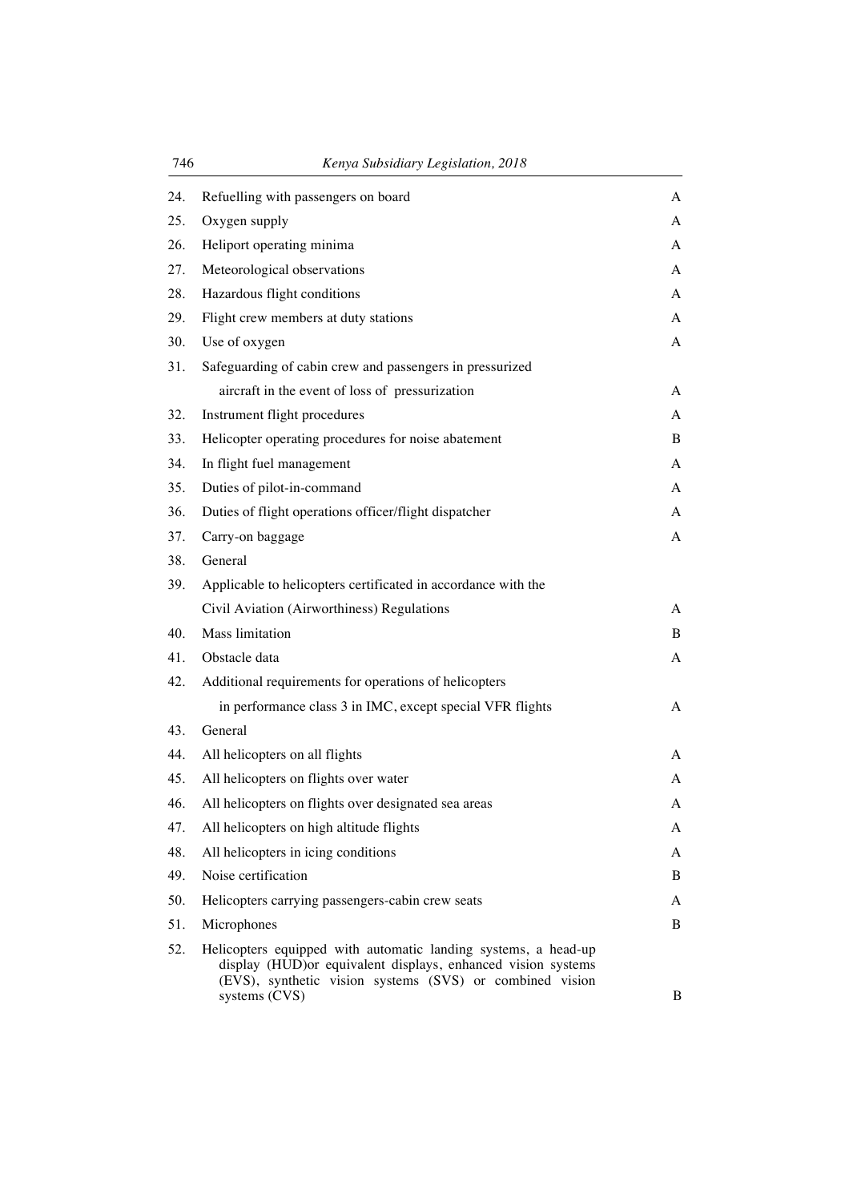| | | |
|---|---|---|
| 24. | Refuelling with passengers on board | A |
| 25. | Oxygen supply | A |
| 26. | Heliport operating minima | A |
| 27. | Meteorological observations | A |
| 28. | Hazardous flight conditions | A |
| 29. | Flight crew members at duty stations | A |
| 30. | Use of oxygen | A |
| 31. | Safeguarding of cabin crew and passengers in pressurized aircraft in the event of loss of pressurization | A |
| 32. | Instrument flight procedures | A |
| 33. | Helicopter operating procedures for noise abatement | B |
| 34. | In flight fuel management | A |
| 35. | Duties of pilot-in-command | A |
| 36. | Duties of flight operations officer/flight dispatcher | A |
| 37. | Carry-on baggage | A |
| 38. | General | |
| 39. | Applicable to helicopters certificated in accordance with the Civil Aviation (Airworthiness) Regulations | A |
| 40. | Mass limitation | B |
| 41. | Obstacle data | A |
| 42. | Additional requirements for operations of helicopters in performance class 3 in IMC, except special VFR flights | A |
| 43. | General | |
| 44. | All helicopters on all flights | A |
| 45. | All helicopters on flights over water | A |
| 46. | All helicopters on flights over designated sea areas | A |
| 47. | All helicopters on high altitude flights | A |
| 48. | All helicopters in icing conditions | A |
| 49. | Noise certification | B |
| 50. | Helicopters carrying passengers-cabin crew seats | A |
| 51. | Microphones | B |
| 52. | Helicopters equipped with automatic landing systems, a head-up display (HUD)or equivalent displays, enhanced vision systems (EVS), synthetic vision systems (SVS) or combined vision systems (CVS) | B |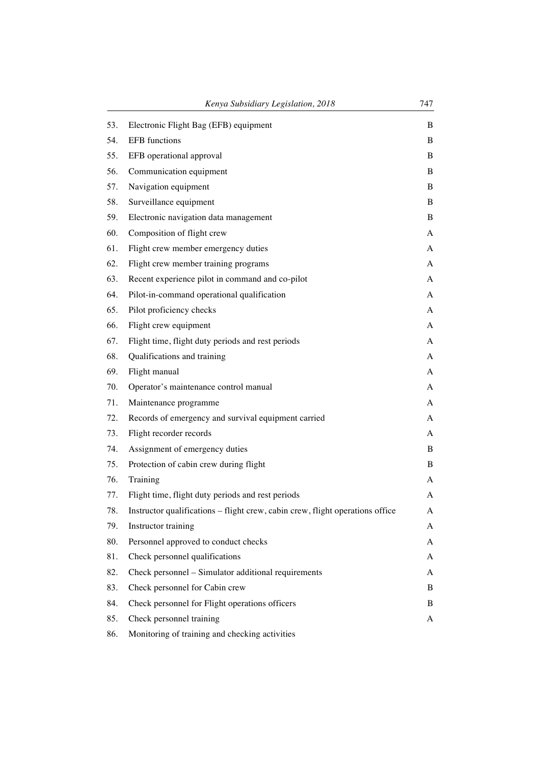| | | |
|---|---|---|
| 53. | Electronic Flight Bag (EFB) equipment | B |
| 54. | EFB functions | B |
| 55. | EFB operational approval | B |
| 56. | Communication equipment | B |
| 57. | Navigation equipment | B |
| 58. | Surveillance equipment | B |
| 59. | Electronic navigation data management | B |
| 60. | Composition of flight crew | A |
| 61. | Flight crew member emergency duties | A |
| 62. | Flight crew member training programs | A |
| 63. | Recent experience pilot in command and co-pilot | A |
| 64. | Pilot-in-command operational qualification | A |
| 65. | Pilot proficiency checks | A |
| 66. | Flight crew equipment | A |
| 67. | Flight time, flight duty periods and rest periods | A |
| 68. | Qualifications and training | A |
| 69. | Flight manual | A |
| 70. | Operator's maintenance control manual | A |
| 71. | Maintenance programme | A |
| 72. | Records of emergency and survival equipment carried | A |
| 73. | Flight recorder records | A |
| 74. | Assignment of emergency duties | B |
| 75. | Protection of cabin crew during flight | B |
| 76. | Training | A |
| 77. | Flight time, flight duty periods and rest periods | A |
| 78. | Instructor qualifications – flight crew, cabin crew, flight operations office | A |
| 79. | Instructor training | A |
| 80. | Personnel approved to conduct checks | A |
| 81. | Check personnel qualifications | A |
| 82. | Check personnel – Simulator additional requirements | A |
| 83. | Check personnel for Cabin crew | B |
| 84. | Check personnel for Flight operations officers | B |
| 85. | Check personnel training | A |
| 86. | Monitoring of training and checking activities | |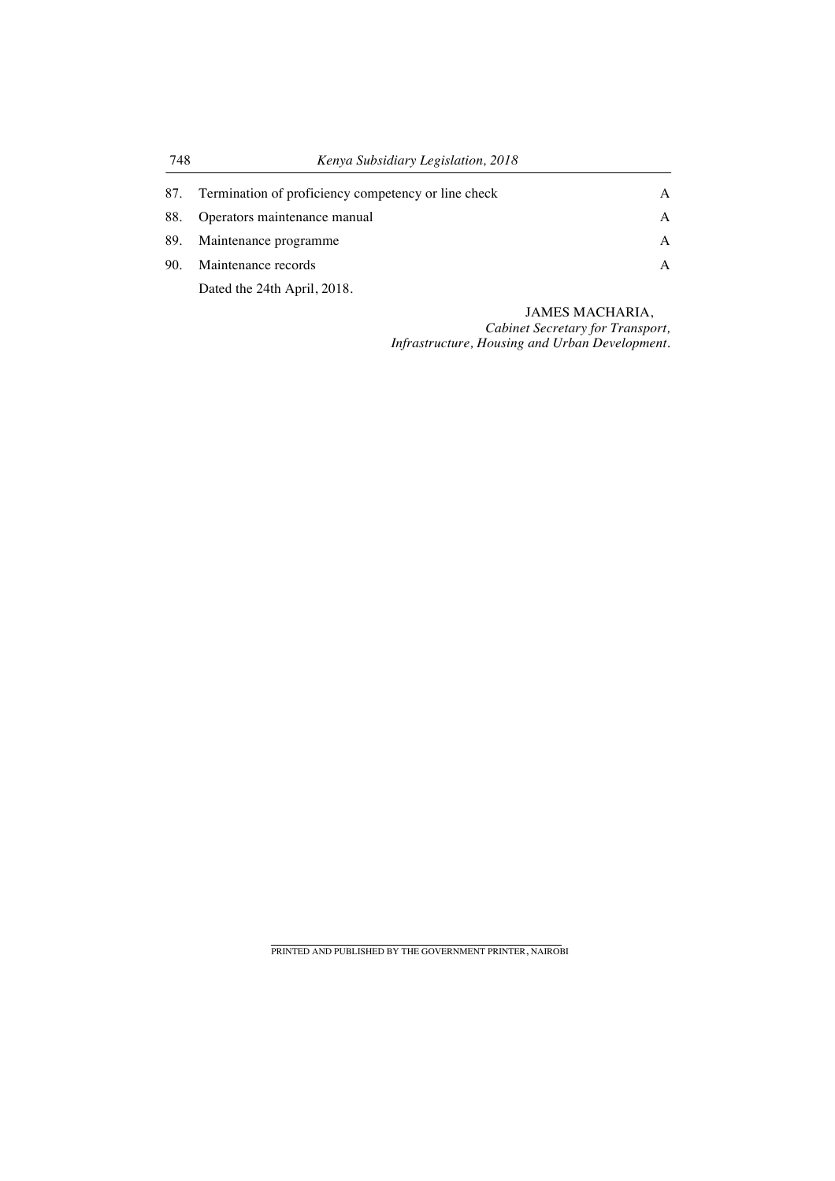| | | |
|---|---|---|
| 87. | Termination of proficiency competency or line check | A |
| 88. | Operators maintenance manual | A |
| 89. | Maintenance programme | A |
| 90. | Maintenance records | A |

Dated the 24th April, 2018.

JAMES MACHARIA,
*Cabinet Secretary for Transport,*
*Infrastructure, Housing and Urban Development.*

PRINTED AND PUBLISHED BY THE GOVERNMENT PRINTER, NAIROBI